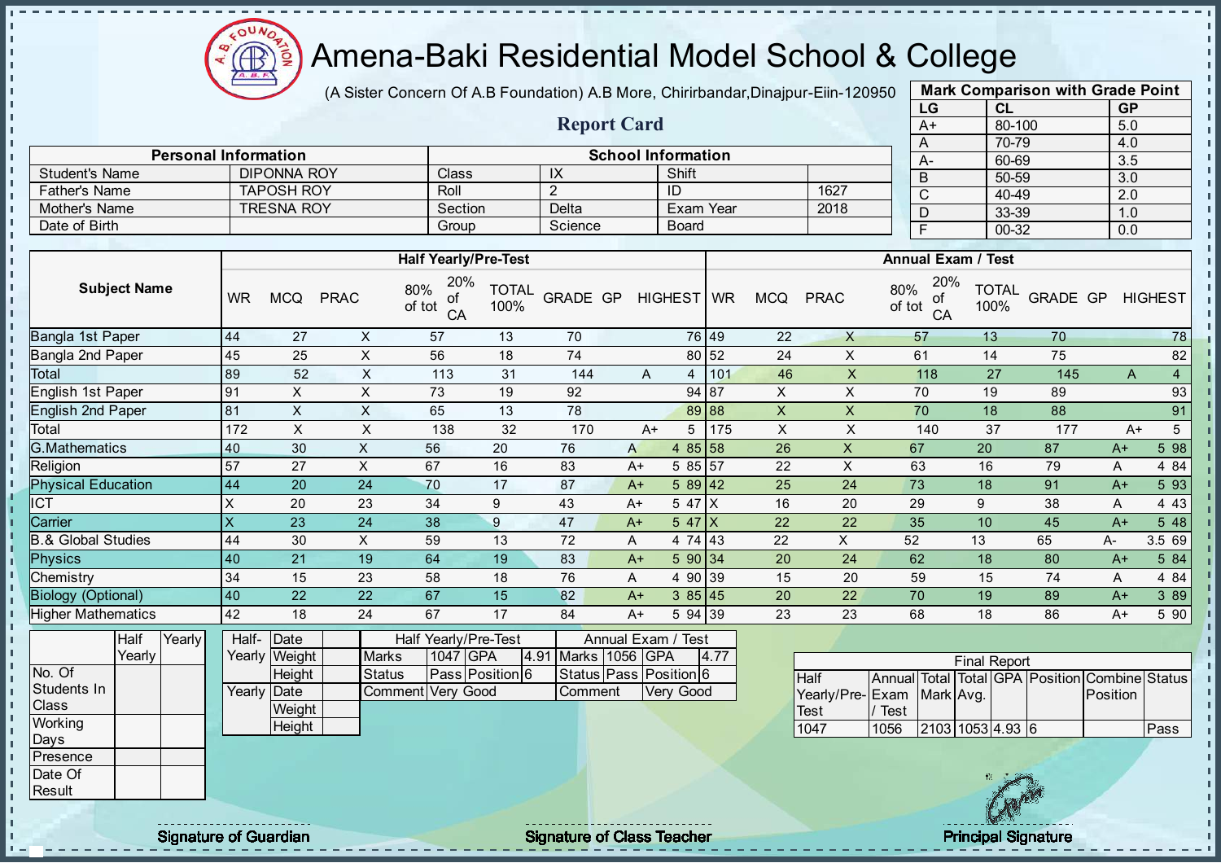# Amena-Baki Residential Model School & College

(A Sister Concern Of A.B Foundation) A.B More, Chirirbandar,Dinajpur-Eiin-120950

## Report Card

| Mark Comparison with Grade Point | | |
|---|---|---|
| LG | CL | GP |
| A+ | 80-100 | 5.0 |
| A | 70-79 | 4.0 |
| A- | 60-69 | 3.5 |
| B | 50-59 | 3.0 |
| C | 40-49 | 2.0 |
| D | 33-39 | 1.0 |
| F | 00-32 | 0.0 |

| Personal Information | | School Information | | | |
|---|---|---|---|---|---|
| Student's Name | DIPONNA ROY | Class | IX | Shift | |
| Father's Name | TAPOSH ROY | Roll | 2 | ID | 1627 |
| Mother's Name | TRESNA ROY | Section | Delta | Exam Year | 2018 |
| Date of Birth | | Group | Science | Board | |

| Subject Name | Half Yearly/Pre-Test | | | | | | | | | Annual Exam / Test | | | | | | | | |
|---|---|---|---|---|---|---|---|---|---|---|---|---|---|---|---|---|---|---|
| | WR | MCQ | PRAC | 80% of tot | 20% of CA | TOTAL 100% | GRADE | GP | HIGHEST | WR | MCQ | PRAC | 80% of tot | 20% of CA | TOTAL 100% | GRADE | GP | HIGHEST |
| Bangla 1st Paper | 44 | 27 | X | 57 | 13 | 70 | | | 76 | 49 | 22 | X | 57 | 13 | 70 | | | 78 |
| Bangla 2nd Paper | 45 | 25 | X | 56 | 18 | 74 | | | 80 | 52 | 24 | X | 61 | 14 | 75 | | | 82 |
| Total | 89 | 52 | X | 113 | 31 | 144 | A | 4 | | 101 | 46 | X | 118 | 27 | 145 | A | 4 | |
| English 1st Paper | 91 | X | X | 73 | 19 | 92 | | | 94 | 87 | X | X | 70 | 19 | 89 | | | 93 |
| English 2nd Paper | 81 | X | X | 65 | 13 | 78 | | | 89 | 88 | X | X | 70 | 18 | 88 | | | 91 |
| Total | 172 | X | X | 138 | 32 | 170 | A+ | 5 | | 175 | X | X | 140 | 37 | 177 | A+ | 5 | |
| G.Mathematics | 40 | 30 | X | 56 | 20 | 76 | A | 4 | 85 | 58 | 26 | X | 67 | 20 | 87 | A+ | 5 | 98 |
| Religion | 57 | 27 | X | 67 | 16 | 83 | A+ | 5 | 85 | 57 | 22 | X | 63 | 16 | 79 | A | 4 | 84 |
| Physical Education | 44 | 20 | 24 | 70 | 17 | 87 | A+ | 5 | 89 | 42 | 25 | 24 | 73 | 18 | 91 | A+ | 5 | 93 |
| ICT | X | 20 | 23 | 34 | 9 | 43 | A+ | 5 | 47 | X | 16 | 20 | 29 | 9 | 38 | A | 4 | 43 |
| Carrier | X | 23 | 24 | 38 | 9 | 47 | A+ | 5 | 47 | X | 22 | 22 | 35 | 10 | 45 | A+ | 5 | 48 |
| B.& Global Studies | 44 | 30 | X | 59 | 13 | 72 | A | 4 | 74 | 43 | 22 | X | 52 | 13 | 65 | A- | 3.5 | 69 |
| Physics | 40 | 21 | 19 | 64 | 19 | 83 | A+ | 5 | 90 | 34 | 20 | 24 | 62 | 18 | 80 | A+ | 5 | 84 |
| Chemistry | 34 | 15 | 23 | 58 | 18 | 76 | A | 4 | 90 | 39 | 15 | 20 | 59 | 15 | 74 | A | 4 | 84 |
| Biology (Optional) | 40 | 22 | 22 | 67 | 15 | 82 | A+ | 3 | 85 | 45 | 20 | 22 | 70 | 19 | 89 | A+ | 3 | 89 |
| Higher Mathematics | 42 | 18 | 24 | 67 | 17 | 84 | A+ | 5 | 94 | 39 | 23 | 23 | 68 | 18 | 86 | A+ | 5 | 90 |

| | Half Yearly | Yearly |
|---|---|---|
| No. Of Students In Class | | |
| Working Days | | |
| Presence | | |
| Date Of Result | | |

| | | |
|---|---|---|
| Half-Yearly | Date | |
| | Weight | |
| | Height | |
| Yearly | Date | |
| | Weight | |
| | Height | |

| Half Yearly/Pre-Test | | | | Annual Exam / Test | | | |
|---|---|---|---|---|---|---|---|
| Marks | 1047 | GPA | 4.91 | Marks | 1056 | GPA | 4.77 |
| Status | Pass | Position | 6 | Status | Pass | Position | 6 |
| Comment | Very Good | | | Comment | Very Good | | |

| Final Report | | | | | | | |
|---|---|---|---|---|---|---|---|
| Half Yearly/Pre-Test | Annual Exam / Test | Total Mark | Total Avg. | GPA | Position | Combine Position | Status |
| 1047 | 1056 | 2103 | 1053 | 4.93 | 6 | | Pass |

Signature of Guardian | Signature of Class Teacher | Principal Signature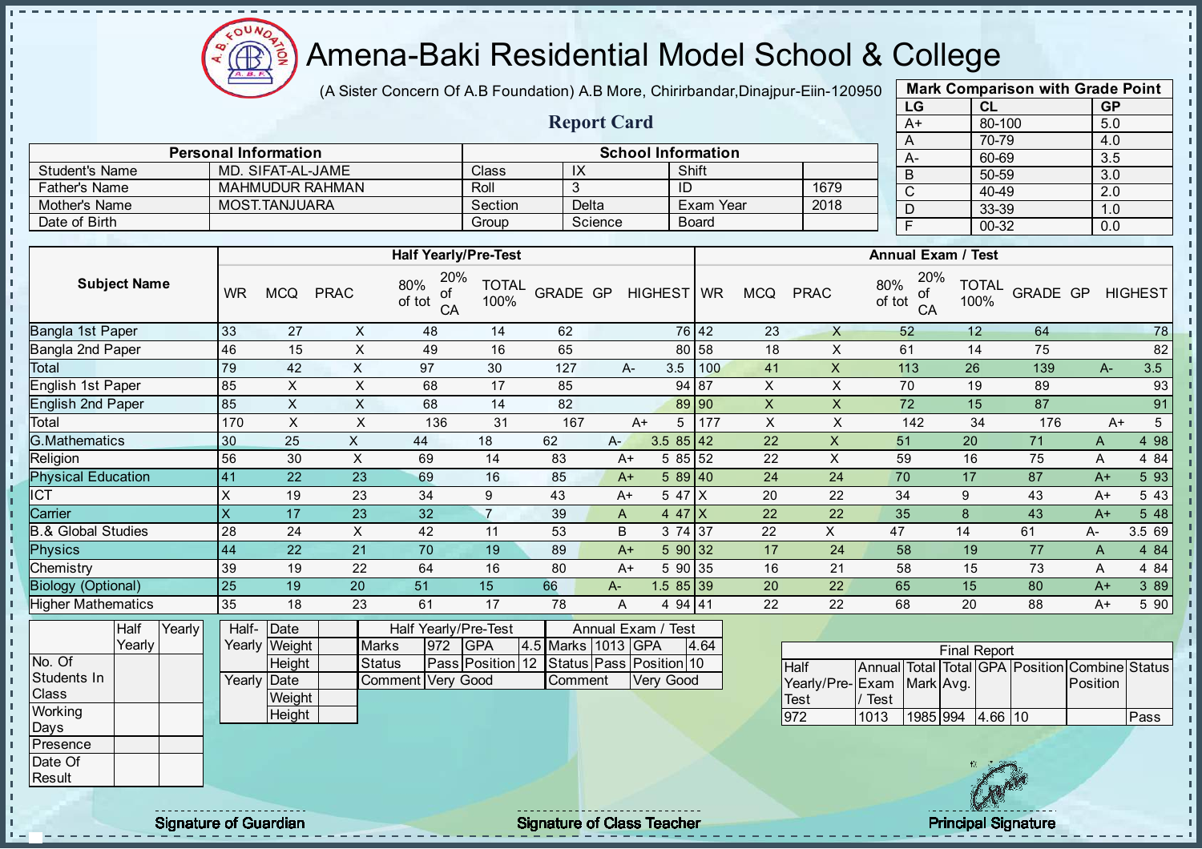# Amena-Baki Residential Model School & College

(A Sister Concern Of A.B Foundation) A.B More, Chirirbandar,Dinajpur-Eiin-120950

## Report Card

| Mark Comparison with Grade Point | | |
|---|---|---|
| LG | CL | GP |
| A+ | 80-100 | 5.0 |
| A | 70-79 | 4.0 |
| A- | 60-69 | 3.5 |
| B | 50-59 | 3.0 |
| C | 40-49 | 2.0 |
| D | 33-39 | 1.0 |
| F | 00-32 | 0.0 |

| Personal Information | | School Information | | | |
|---|---|---|---|---|---|
| Student's Name | MD. SIFAT-AL-JAME | Class | IX | Shift | |
| Father's Name | MAHMUDUR RAHMAN | Roll | 3 | ID | 1679 |
| Mother's Name | MOST.TANJUARA | Section | Delta | Exam Year | 2018 |
| Date of Birth | | Group | Science | Board | |

| Subject Name | Half Yearly/Pre-Test | | | | | | | | | Annual Exam / Test | | | | | | | | |
|---|---|---|---|---|---|---|---|---|---|---|---|---|---|---|---|---|---|---|
| | WR | MCQ | PRAC | 80% of tot | 20% of CA | TOTAL 100% | GRADE | GP | HIGHEST | WR | MCQ | PRAC | 80% of tot | 20% of CA | TOTAL 100% | GRADE | GP | HIGHEST |
| Bangla 1st Paper | 33 | 27 | X | 48 | 14 | 62 | | | 76 | 42 | 23 | X | 52 | 12 | 64 | | | 78 |
| Bangla 2nd Paper | 46 | 15 | X | 49 | 16 | 65 | | | 80 | 58 | 18 | X | 61 | 14 | 75 | | | 82 |
| Total | 79 | 42 | X | 97 | 30 | 127 | A- | 3.5 | | 100 | 41 | X | 113 | 26 | 139 | A- | 3.5 | |
| English 1st Paper | 85 | X | X | 68 | 17 | 85 | | | 94 | 87 | X | X | 70 | 19 | 89 | | | 93 |
| English 2nd Paper | 85 | X | X | 68 | 14 | 82 | | | 89 | 90 | X | X | 72 | 15 | 87 | | | 91 |
| Total | 170 | X | X | 136 | 31 | 167 | A+ | 5 | | 177 | X | X | 142 | 34 | 176 | A+ | 5 | |
| G.Mathematics | 30 | 25 | X | 44 | 18 | 62 | A- | 3.5 | 85 | 42 | 22 | X | 51 | 20 | 71 | A | 4 | 98 |
| Religion | 56 | 30 | X | 69 | 14 | 83 | A+ | 5 | 85 | 52 | 22 | X | 59 | 16 | 75 | A | 4 | 84 |
| Physical Education | 41 | 22 | 23 | 69 | 16 | 85 | A+ | 5 | 89 | 40 | 24 | 24 | 70 | 17 | 87 | A+ | 5 | 93 |
| ICT | X | 19 | 23 | 34 | 9 | 43 | A+ | 5 | 47 | X | 20 | 22 | 34 | 9 | 43 | A+ | 5 | 43 |
| Carrier | X | 17 | 23 | 32 | 7 | 39 | A | 4 | 47 | X | 22 | 22 | 35 | 8 | 43 | A+ | 5 | 48 |
| B.& Global Studies | 28 | 24 | X | 42 | 11 | 53 | B | 3 | 74 | 37 | 22 | X | 47 | 14 | 61 | A- | 3.5 | 69 |
| Physics | 44 | 22 | 21 | 70 | 19 | 89 | A+ | 5 | 90 | 32 | 17 | 24 | 58 | 19 | 77 | A | 4 | 84 |
| Chemistry | 39 | 19 | 22 | 64 | 16 | 80 | A+ | 5 | 90 | 35 | 16 | 21 | 58 | 15 | 73 | A | 4 | 84 |
| Biology (Optional) | 25 | 19 | 20 | 51 | 15 | 66 | A- | 1.5 | 85 | 39 | 20 | 22 | 65 | 15 | 80 | A+ | 3 | 89 |
| Higher Mathematics | 35 | 18 | 23 | 61 | 17 | 78 | A | 4 | 94 | 41 | 22 | 22 | 68 | 20 | 88 | A+ | 5 | 90 |

| | Half Yearly | Yearly |
|---|---|---|
| No. Of Students In Class | | |
| Working Days | | |
| Presence | | |
| Date Of Result | | |

| | | |
|---|---|---|
| Half-Yearly | Date | |
| | Weight | |
| | Height | |
| Yearly | Date | |
| | Weight | |
| | Height | |

| Half Yearly/Pre-Test | | | | Annual Exam / Test | | | |
|---|---|---|---|---|---|---|---|
| Marks | 972 | GPA | 4.5 | Marks | 1013 | GPA | 4.64 |
| Status | Pass | Position | 12 | Status | Pass | Position | 10 |
| Comment | Very Good | | | Comment | Very Good | | |

| Final Report | | | | | | | |
|---|---|---|---|---|---|---|---|
| Half Yearly/Pre-Test | Annual Exam / Test | Total Mark | Total Avg. | GPA | Position | Combine Position | Status |
| 972 | 1013 | 1985 | 994 | 4.66 | 10 | | Pass |

Signature of Guardian

Signature of Class Teacher

Principal Signature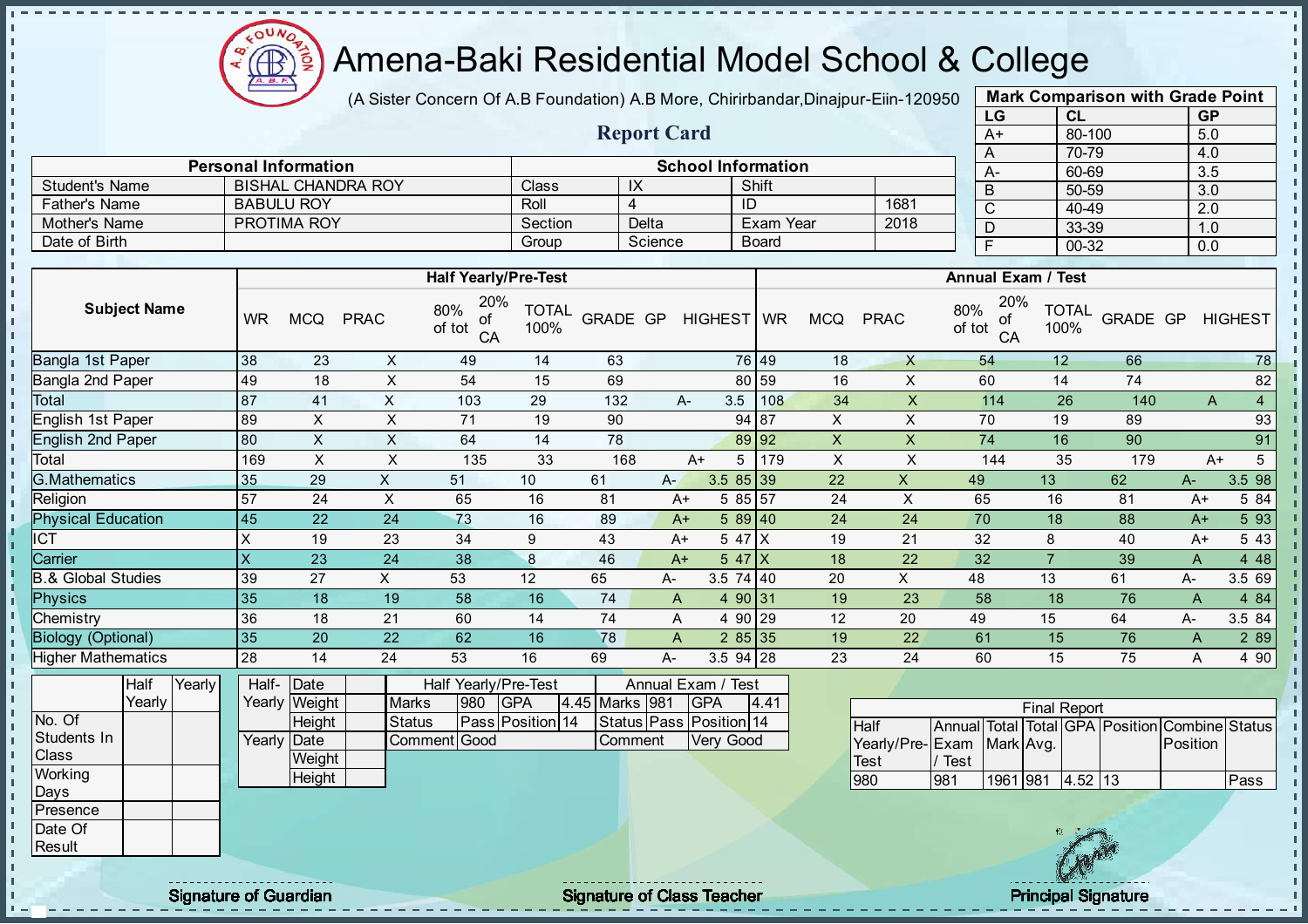# Amena-Baki Residential Model School & College

(A Sister Concern Of A.B Foundation) A.B More, Chirirbandar,Dinajpur-Eiin-120950

## Report Card

| Mark Comparison with Grade Point | | |
|---|---|---|
| LG | CL | GP |
| A+ | 80-100 | 5.0 |
| A | 70-79 | 4.0 |
| A- | 60-69 | 3.5 |
| B | 50-59 | 3.0 |
| C | 40-49 | 2.0 |
| D | 33-39 | 1.0 |
| F | 00-32 | 0.0 |

| Personal Information | | School Information | | | |
|---|---|---|---|---|---|
| Student's Name | BISHAL CHANDRA ROY | Class | IX | Shift | |
| Father's Name | BABULU ROY | Roll | 4 | ID | 1681 |
| Mother's Name | PROTIMA ROY | Section | Delta | Exam Year | 2018 |
| Date of Birth | | Group | Science | Board | |

| Subject Name | Half Yearly/Pre-Test | | | | | | | | | Annual Exam / Test | | | | | | | | |
|---|---|---|---|---|---|---|---|---|---|---|---|---|---|---|---|---|---|---|
| | WR | MCQ | PRAC | 80% of tot | 20% of CA | TOTAL 100% | GRADE | GP | HIGHEST | WR | MCQ | PRAC | 80% of tot | 20% of CA | TOTAL 100% | GRADE | GP | HIGHEST |
| Bangla 1st Paper | 38 | 23 | X | 49 | 14 | 63 | | | 76 | 49 | 18 | X | 54 | 12 | 66 | | | 78 |
| Bangla 2nd Paper | 49 | 18 | X | 54 | 15 | 69 | | | 80 | 59 | 16 | X | 60 | 14 | 74 | | | 82 |
| Total | 87 | 41 | X | 103 | 29 | 132 | A- | 3.5 | | 108 | 34 | X | 114 | 26 | 140 | A | 4 | |
| English 1st Paper | 89 | X | X | 71 | 19 | 90 | | | 94 | 87 | X | X | 70 | 19 | 89 | | | 93 |
| English 2nd Paper | 80 | X | X | 64 | 14 | 78 | | | 89 | 92 | X | X | 74 | 16 | 90 | | | 91 |
| Total | 169 | X | X | 135 | 33 | 168 | A+ | 5 | | 179 | X | X | 144 | 35 | 179 | A+ | 5 | |
| G.Mathematics | 35 | 29 | X | 51 | 10 | 61 | A- | 3.5 | 85 | 39 | 22 | X | 49 | 13 | 62 | A- | 3.5 | 98 |
| Religion | 57 | 24 | X | 65 | 16 | 81 | A+ | 5 | 85 | 57 | 24 | X | 65 | 16 | 81 | A+ | 5 | 84 |
| Physical Education | 45 | 22 | 24 | 73 | 16 | 89 | A+ | 5 | 89 | 40 | 24 | 24 | 70 | 18 | 88 | A+ | 5 | 93 |
| ICT | X | 19 | 23 | 34 | 9 | 43 | A+ | 5 | 47 | X | 19 | 21 | 32 | 8 | 40 | A+ | 5 | 43 |
| Carrier | X | 23 | 24 | 38 | 8 | 46 | A+ | 5 | 47 | X | 18 | 22 | 32 | 7 | 39 | A | 4 | 48 |
| B.& Global Studies | 39 | 27 | X | 53 | 12 | 65 | A- | 3.5 | 74 | 40 | 20 | X | 48 | 13 | 61 | A- | 3.5 | 69 |
| Physics | 35 | 18 | 19 | 58 | 16 | 74 | A | 4 | 90 | 31 | 19 | 23 | 58 | 18 | 76 | A | 4 | 84 |
| Chemistry | 36 | 18 | 21 | 60 | 14 | 74 | A | 4 | 90 | 29 | 12 | 20 | 49 | 15 | 64 | A- | 3.5 | 84 |
| Biology (Optional) | 35 | 20 | 22 | 62 | 16 | 78 | A | 2 | 85 | 35 | 19 | 22 | 61 | 15 | 76 | A | 2 | 89 |
| Higher Mathematics | 28 | 14 | 24 | 53 | 16 | 69 | A- | 3.5 | 94 | 28 | 23 | 24 | 60 | 15 | 75 | A | 4 | 90 |

| | Half Yearly | Yearly |
|---|---|---|
| No. Of Students In Class | | |
| Working Days | | |
| Presence | | |
| Date Of Result | | |

| | | |
|---|---|---|
| Half-Yearly | Date | |
| | Weight | |
| | Height | |
| Yearly | Date | |
| | Weight | |
| | Height | |

| Half Yearly/Pre-Test | | | | Annual Exam / Test | | | |
|---|---|---|---|---|---|---|---|
| Marks | 980 | GPA | 4.45 | Marks | 981 | GPA | 4.41 |
| Status | Pass | Position | 14 | Status | Pass | Position | 14 |
| Comment | Good | | | Comment | Very Good | | |

| Final Report | | | | | | | |
|---|---|---|---|---|---|---|---|
| Half Yearly/Pre-Test | Annual Exam / Test | Total Mark | Total Avg. | GPA | Position | Combine Position | Status |
| 980 | 981 | 1961 | 981 | 4.52 | 13 | | Pass |

Signature of Guardian — Signature of Class Teacher — Principal Signature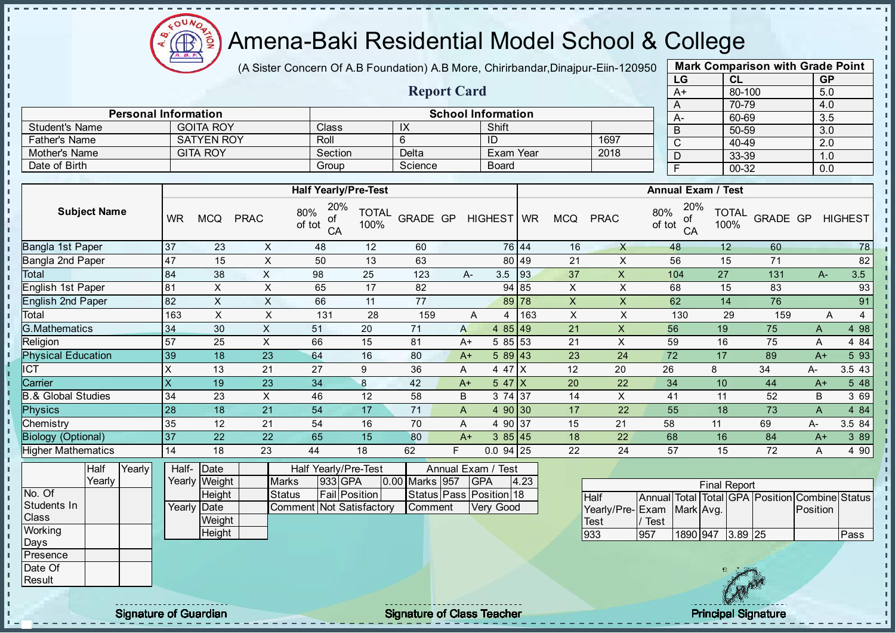# Amena-Baki Residential Model School & College

(A Sister Concern Of A.B Foundation) A.B More, Chirirbandar,Dinajpur-Eiin-120950

## Report Card

| Mark Comparison with Grade Point | | |
|---|---|---|
| LG | CL | GP |
| A+ | 80-100 | 5.0 |
| A | 70-79 | 4.0 |
| A- | 60-69 | 3.5 |
| B | 50-59 | 3.0 |
| C | 40-49 | 2.0 |
| D | 33-39 | 1.0 |
| F | 00-32 | 0.0 |

| Personal Information | | School Information | | | |
|---|---|---|---|---|---|
| Student's Name | GOITA ROY | Class | IX | Shift | |
| Father's Name | SATYEN ROY | Roll | 6 | ID | 1697 |
| Mother's Name | GITA ROY | Section | Delta | Exam Year | 2018 |
| Date of Birth | | Group | Science | Board | |

| Subject Name | Half Yearly/Pre-Test | | | | | | | | | Annual Exam / Test | | | | | | | | |
|---|---|---|---|---|---|---|---|---|---|---|---|---|---|---|---|---|---|---|
| | WR | MCQ | PRAC | 80% of tot | 20% of CA | TOTAL 100% | GRADE | GP | HIGHEST | WR | MCQ | PRAC | 80% of tot | 20% of CA | TOTAL 100% | GRADE | GP | HIGHEST |
| Bangla 1st Paper | 37 | 23 | X | 48 | 12 | 60 | | | 76 | 44 | 16 | X | 48 | 12 | 60 | | | 78 |
| Bangla 2nd Paper | 47 | 15 | X | 50 | 13 | 63 | | | 80 | 49 | 21 | X | 56 | 15 | 71 | | | 82 |
| Total | 84 | 38 | X | 98 | 25 | 123 | A- | 3.5 | | 93 | 37 | X | 104 | 27 | 131 | A- | 3.5 | |
| English 1st Paper | 81 | X | X | 65 | 17 | 82 | | | 94 | 85 | X | X | 68 | 15 | 83 | | | 93 |
| English 2nd Paper | 82 | X | X | 66 | 11 | 77 | | | 89 | 78 | X | X | 62 | 14 | 76 | | | 91 |
| Total | 163 | X | X | 131 | 28 | 159 | A | 4 | | 163 | X | X | 130 | 29 | 159 | A | 4 | |
| G.Mathematics | 34 | 30 | X | 51 | 20 | 71 | A | 4 | 85 | 49 | 21 | X | 56 | 19 | 75 | A | 4 | 98 |
| Religion | 57 | 25 | X | 66 | 15 | 81 | A+ | 5 | 85 | 53 | 21 | X | 59 | 16 | 75 | A | 4 | 84 |
| Physical Education | 39 | 18 | 23 | 64 | 16 | 80 | A+ | 5 | 89 | 43 | 23 | 24 | 72 | 17 | 89 | A+ | 5 | 93 |
| ICT | X | 13 | 21 | 27 | 9 | 36 | A | 4 | 47 | X | 12 | 20 | 26 | 8 | 34 | A- | 3.5 | 43 |
| Carrier | X | 19 | 23 | 34 | 8 | 42 | A+ | 5 | 47 | X | 20 | 22 | 34 | 10 | 44 | A+ | 5 | 48 |
| B.& Global Studies | 34 | 23 | X | 46 | 12 | 58 | B | 3 | 74 | 37 | 14 | X | 41 | 11 | 52 | B | 3 | 69 |
| Physics | 28 | 18 | 21 | 54 | 17 | 71 | A | 4 | 90 | 30 | 17 | 22 | 55 | 18 | 73 | A | 4 | 84 |
| Chemistry | 35 | 12 | 21 | 54 | 16 | 70 | A | 4 | 90 | 37 | 15 | 21 | 58 | 11 | 69 | A- | 3.5 | 84 |
| Biology (Optional) | 37 | 22 | 22 | 65 | 15 | 80 | A+ | 3 | 85 | 45 | 18 | 22 | 68 | 16 | 84 | A+ | 3 | 89 |
| Higher Mathematics | 14 | 18 | 23 | 44 | 18 | 62 | F | 0.0 | 94 | 25 | 22 | 24 | 57 | 15 | 72 | A | 4 | 90 |

| | Half Yearly | Yearly |
|---|---|---|
| No. Of Students In Class | | |
| Working Days | | |
| Presence | | |
| Date Of Result | | |

| | | |
|---|---|---|
| Half-Yearly | Date | |
| | Weight | |
| | Height | |
| Yearly | Date | |
| | Weight | |
| | Height | |

| Half Yearly/Pre-Test | | | | Annual Exam / Test | | | |
|---|---|---|---|---|---|---|---|
| Marks | 933 | GPA | 0.00 | Marks | 957 | GPA | 4.23 |
| Status | Fail | Position | | Status | Pass | Position | 18 |
| Comment | Not Satisfactory | | | Comment | Very Good | | |

| Final Report | | | | | | | |
|---|---|---|---|---|---|---|---|
| Half Yearly/Pre-Test | Annual Exam / Test | Total Mark | Total Avg. | GPA | Position | Combine Position | Status |
| 933 | 957 | 1890 | 947 | 3.89 | 25 | | Pass |

Signature of Guardian

Signature of Class Teacher

Principal Signature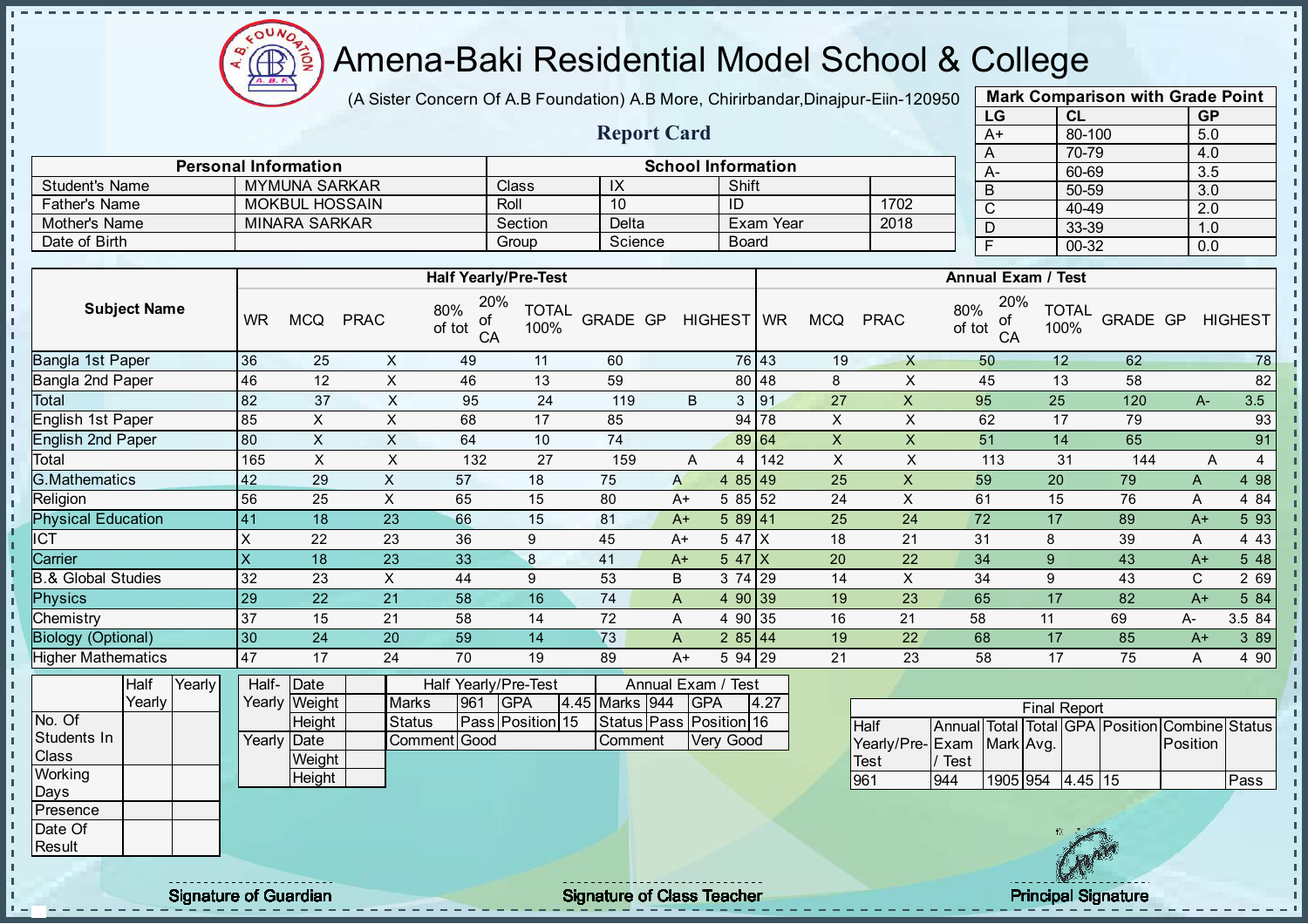# Amena-Baki Residential Model School & College

(A Sister Concern Of A.B Foundation) A.B More, Chirirbandar,Dinajpur-Eiin-120950

## Report Card

| Mark Comparison with Grade Point | | |
|---|---|---|
| LG | CL | GP |
| A+ | 80-100 | 5.0 |
| A | 70-79 | 4.0 |
| A- | 60-69 | 3.5 |
| B | 50-59 | 3.0 |
| C | 40-49 | 2.0 |
| D | 33-39 | 1.0 |
| F | 00-32 | 0.0 |

| Personal Information | | School Information | | | |
|---|---|---|---|---|---|
| Student's Name | MYMUNA SARKAR | Class | IX | Shift | |
| Father's Name | MOKBUL HOSSAIN | Roll | 10 | ID | 1702 |
| Mother's Name | MINARA SARKAR | Section | Delta | Exam Year | 2018 |
| Date of Birth | | Group | Science | Board | |

| Subject Name | Half Yearly/Pre-Test | | | | | | | | | Annual Exam / Test | | | | | | | | |
|---|---|---|---|---|---|---|---|---|---|---|---|---|---|---|---|---|---|---|
| | WR | MCQ | PRAC | 80% of tot | 20% of CA | TOTAL 100% | GRADE | GP | HIGHEST | WR | MCQ | PRAC | 80% of tot | 20% of CA | TOTAL 100% | GRADE | GP | HIGHEST |
| Bangla 1st Paper | 36 | 25 | X | 49 | 11 | 60 | | | 76 | 43 | 19 | X | 50 | 12 | 62 | | | 78 |
| Bangla 2nd Paper | 46 | 12 | X | 46 | 13 | 59 | | | 80 | 48 | 8 | X | 45 | 13 | 58 | | | 82 |
| Total | 82 | 37 | X | 95 | 24 | 119 | B | 3 | | 91 | 27 | X | 95 | 25 | 120 | A- | 3.5 | |
| English 1st Paper | 85 | X | X | 68 | 17 | 85 | | | 94 | 78 | X | X | 62 | 17 | 79 | | | 93 |
| English 2nd Paper | 80 | X | X | 64 | 10 | 74 | | | 89 | 64 | X | X | 51 | 14 | 65 | | | 91 |
| Total | 165 | X | X | 132 | 27 | 159 | A | 4 | | 142 | X | X | 113 | 31 | 144 | A | 4 | |
| G.Mathematics | 42 | 29 | X | 57 | 18 | 75 | A | 4 | 85 | 49 | 25 | X | 59 | 20 | 79 | A | 4 | 98 |
| Religion | 56 | 25 | X | 65 | 15 | 80 | A+ | 5 | 85 | 52 | 24 | X | 61 | 15 | 76 | A | 4 | 84 |
| Physical Education | 41 | 18 | 23 | 66 | 15 | 81 | A+ | 5 | 89 | 41 | 25 | 24 | 72 | 17 | 89 | A+ | 5 | 93 |
| ICT | X | 22 | 23 | 36 | 9 | 45 | A+ | 5 | 47 | X | 18 | 21 | 31 | 8 | 39 | A | 4 | 43 |
| Carrier | X | 18 | 23 | 33 | 8 | 41 | A+ | 5 | 47 | X | 20 | 22 | 34 | 9 | 43 | A+ | 5 | 48 |
| B.& Global Studies | 32 | 23 | X | 44 | 9 | 53 | B | 3 | 74 | 29 | 14 | X | 34 | 9 | 43 | C | 2 | 69 |
| Physics | 29 | 22 | 21 | 58 | 16 | 74 | A | 4 | 90 | 39 | 19 | 23 | 65 | 17 | 82 | A+ | 5 | 84 |
| Chemistry | 37 | 15 | 21 | 58 | 14 | 72 | A | 4 | 90 | 35 | 16 | 21 | 58 | 11 | 69 | A- | 3.5 | 84 |
| Biology (Optional) | 30 | 24 | 20 | 59 | 14 | 73 | A | 2 | 85 | 44 | 19 | 22 | 68 | 17 | 85 | A+ | 3 | 89 |
| Higher Mathematics | 47 | 17 | 24 | 70 | 19 | 89 | A+ | 5 | 94 | 29 | 21 | 23 | 58 | 17 | 75 | A | 4 | 90 |

| | Half Yearly | Yearly |
|---|---|---|
| No. Of Students In Class | | |
| Working Days | | |
| Presence | | |
| Date Of Result | | |

| | | |
|---|---|---|
| Half-Yearly | Date | |
| | Weight | |
| | Height | |
| Yearly | Date | |
| | Weight | |
| | Height | |

| Half Yearly/Pre-Test | | | | Annual Exam / Test | | | |
|---|---|---|---|---|---|---|---|
| Marks | 961 | GPA | 4.45 | Marks | 944 | GPA | 4.27 |
| Status | Pass | Position | 15 | Status | Pass | Position | 16 |
| Comment | Good | | | Comment | Very Good | | |

| Final Report | | | | | | | |
|---|---|---|---|---|---|---|---|
| Half Yearly/Pre-Test | Annual Exam / Test | Total Mark | Total Avg. | GPA | Position | Combine Position | Status |
| 961 | 944 | 1905 | 954 | 4.45 | 15 | | Pass |

Signature of Guardian

Signature of Class Teacher

Principal Signature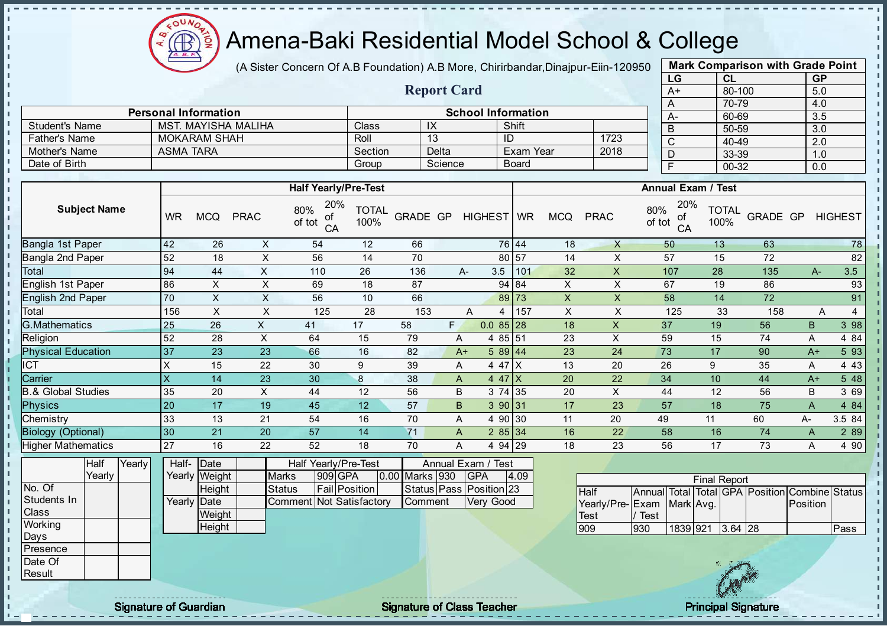# Amena-Baki Residential Model School & College

(A Sister Concern Of A.B Foundation) A.B More, Chirirbandar,Dinajpur-Eiin-120950

## Report Card

| Mark Comparison with Grade Point | | |
|---|---|---|
| LG | CL | GP |
| A+ | 80-100 | 5.0 |
| A | 70-79 | 4.0 |
| A- | 60-69 | 3.5 |
| B | 50-59 | 3.0 |
| C | 40-49 | 2.0 |
| D | 33-39 | 1.0 |
| F | 00-32 | 0.0 |

| Personal Information | | School Information | | | |
|---|---|---|---|---|---|
| Student's Name | MST. MAYISHA MALIHA | Class | IX | Shift | |
| Father's Name | MOKARAM SHAH | Roll | 13 | ID | 1723 |
| Mother's Name | ASMA TARA | Section | Delta | Exam Year | 2018 |
| Date of Birth | | Group | Science | Board | |

| Subject Name | Half Yearly/Pre-Test | | | | | | | | | Annual Exam / Test | | | | | | | | |
|---|---|---|---|---|---|---|---|---|---|---|---|---|---|---|---|---|---|---|
| | WR | MCQ | PRAC | 80% of tot | 20% of CA | TOTAL 100% | GRADE | GP | HIGHEST | WR | MCQ | PRAC | 80% of tot | 20% of CA | TOTAL 100% | GRADE | GP | HIGHEST |
| Bangla 1st Paper | 42 | 26 | X | 54 | 12 | 66 | | | 76 | 44 | 18 | X | 50 | 13 | 63 | | | 78 |
| Bangla 2nd Paper | 52 | 18 | X | 56 | 14 | 70 | | | 80 | 57 | 14 | X | 57 | 15 | 72 | | | 82 |
| Total | 94 | 44 | X | 110 | 26 | 136 | A- | 3.5 | | 101 | 32 | X | 107 | 28 | 135 | A- | 3.5 | |
| English 1st Paper | 86 | X | X | 69 | 18 | 87 | | | 94 | 84 | X | X | 67 | 19 | 86 | | | 93 |
| English 2nd Paper | 70 | X | X | 56 | 10 | 66 | | | 89 | 73 | X | X | 58 | 14 | 72 | | | 91 |
| Total | 156 | X | X | 125 | 28 | 153 | A | 4 | | 157 | X | X | 125 | 33 | 158 | A | 4 | |
| G.Mathematics | 25 | 26 | X | 41 | 17 | 58 | F | 0.0 | 85 | 28 | 18 | X | 37 | 19 | 56 | B | 3 | 98 |
| Religion | 52 | 28 | X | 64 | 15 | 79 | A | 4 | 85 | 51 | 23 | X | 59 | 15 | 74 | A | 4 | 84 |
| Physical Education | 37 | 23 | 23 | 66 | 16 | 82 | A+ | 5 | 89 | 44 | 23 | 24 | 73 | 17 | 90 | A+ | 5 | 93 |
| ICT | X | 15 | 22 | 30 | 9 | 39 | A | 4 | 47 | X | 13 | 20 | 26 | 9 | 35 | A | 4 | 43 |
| Carrier | X | 14 | 23 | 30 | 8 | 38 | A | 4 | 47 | X | 20 | 22 | 34 | 10 | 44 | A+ | 5 | 48 |
| B.& Global Studies | 35 | 20 | X | 44 | 12 | 56 | B | 3 | 74 | 35 | 20 | X | 44 | 12 | 56 | B | 3 | 69 |
| Physics | 20 | 17 | 19 | 45 | 12 | 57 | B | 3 | 90 | 31 | 17 | 23 | 57 | 18 | 75 | A | 4 | 84 |
| Chemistry | 33 | 13 | 21 | 54 | 16 | 70 | A | 4 | 90 | 30 | 11 | 20 | 49 | 11 | 60 | A- | 3.5 | 84 |
| Biology (Optional) | 30 | 21 | 20 | 57 | 14 | 71 | A | 2 | 85 | 34 | 16 | 22 | 58 | 16 | 74 | A | 2 | 89 |
| Higher Mathematics | 27 | 16 | 22 | 52 | 18 | 70 | A | 4 | 94 | 29 | 18 | 23 | 56 | 17 | 73 | A | 4 | 90 |

| | Half Yearly | Yearly |
|---|---|---|
| No. Of Students In Class | | |
| Working Days | | |
| Presence | | |
| Date Of Result | | |

| | | |
|---|---|---|
| Half-Yearly | Date | |
| | Weight | |
| | Height | |
| Yearly | Date | |
| | Weight | |
| | Height | |

| Half Yearly/Pre-Test | | | | Annual Exam / Test | | | |
|---|---|---|---|---|---|---|---|
| Marks | 909 | GPA | 0.00 | Marks | 930 | GPA | 4.09 |
| Status | Fail | Position | | Status | Pass | Position | 23 |
| Comment | Not Satisfactory | | | Comment | Very Good | | |

| Final Report | | | | | | | |
|---|---|---|---|---|---|---|---|
| Half Yearly/Pre-Test | Annual Exam / Test | Total Mark | Total Avg. | GPA | Position | Combine Position | Status |
| 909 | 930 | 1839 | 921 | 3.64 | 28 | | Pass |

Signature of Guardian

Signature of Class Teacher

Principal Signature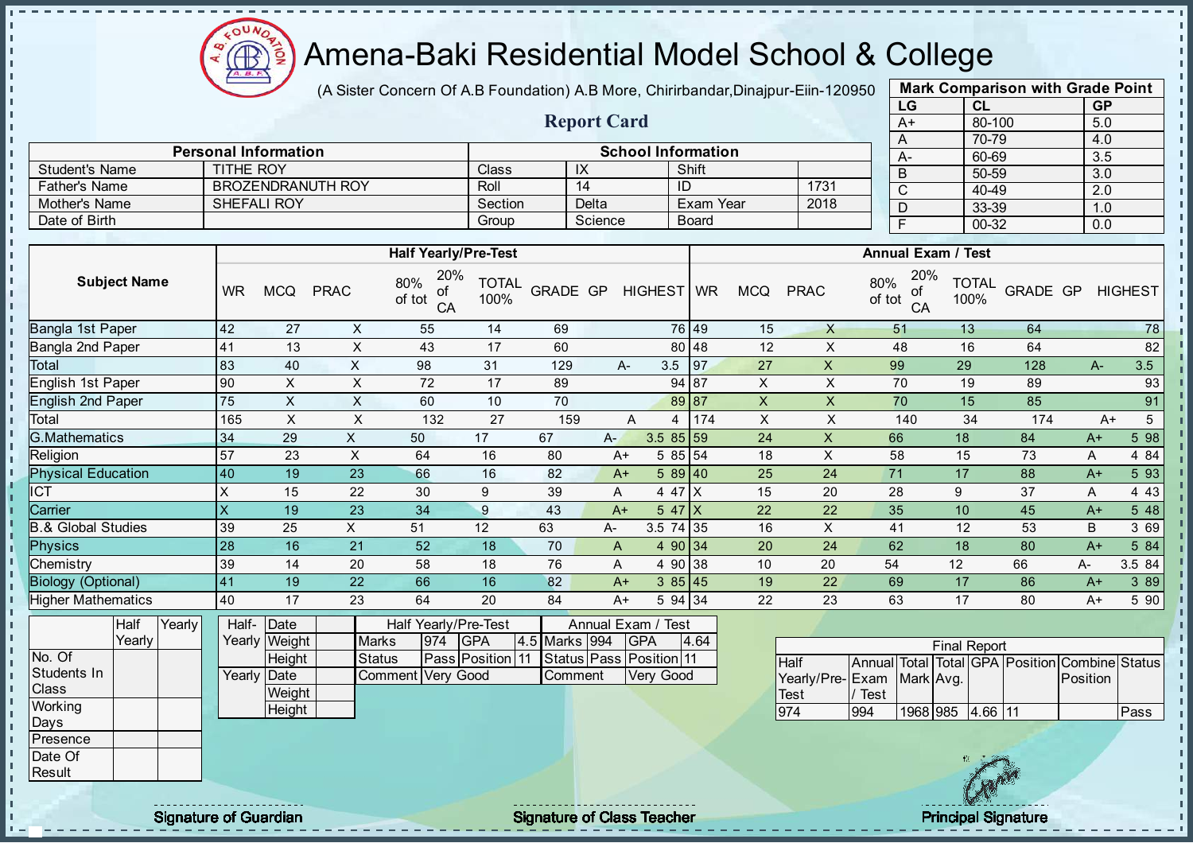# Amena-Baki Residential Model School & College

(A Sister Concern Of A.B Foundation) A.B More, Chirirbandar,Dinajpur-Eiin-120950

## Report Card

| Mark Comparison with Grade Point | | |
|---|---|---|
| LG | CL | GP |
| A+ | 80-100 | 5.0 |
| A | 70-79 | 4.0 |
| A- | 60-69 | 3.5 |
| B | 50-59 | 3.0 |
| C | 40-49 | 2.0 |
| D | 33-39 | 1.0 |
| F | 00-32 | 0.0 |

| Personal Information | | School Information | | | |
|---|---|---|---|---|---|
| Student's Name | TITHE ROY | Class | IX | Shift | |
| Father's Name | BROZENDRANUTH ROY | Roll | 14 | ID | 1731 |
| Mother's Name | SHEFALI ROY | Section | Delta | Exam Year | 2018 |
| Date of Birth | | Group | Science | Board | |

| Subject Name | Half Yearly/Pre-Test | | | | | | | | | Annual Exam / Test | | | | | | | | |
|---|---|---|---|---|---|---|---|---|---|---|---|---|---|---|---|---|---|---|
| | WR | MCQ | PRAC | 80% of tot | 20% of CA | TOTAL 100% | GRADE | GP | HIGHEST | WR | MCQ | PRAC | 80% of tot | 20% of CA | TOTAL 100% | GRADE | GP | HIGHEST |
| Bangla 1st Paper | 42 | 27 | X | 55 | 14 | 69 | | | 76 | 49 | 15 | X | 51 | 13 | 64 | | | 78 |
| Bangla 2nd Paper | 41 | 13 | X | 43 | 17 | 60 | | | 80 | 48 | 12 | X | 48 | 16 | 64 | | | 82 |
| Total | 83 | 40 | X | 98 | 31 | 129 | A- | 3.5 | | 97 | 27 | X | 99 | 29 | 128 | A- | 3.5 | |
| English 1st Paper | 90 | X | X | 72 | 17 | 89 | | | 94 | 87 | X | X | 70 | 19 | 89 | | | 93 |
| English 2nd Paper | 75 | X | X | 60 | 10 | 70 | | | 89 | 87 | X | X | 70 | 15 | 85 | | | 91 |
| Total | 165 | X | X | 132 | 27 | 159 | A | 4 | | 174 | X | X | 140 | 34 | 174 | A+ | 5 | |
| G.Mathematics | 34 | 29 | X | 50 | 17 | 67 | A- | 3.5 | 85 | 59 | 24 | X | 66 | 18 | 84 | A+ | 5 | 98 |
| Religion | 57 | 23 | X | 64 | 16 | 80 | A+ | 5 | 85 | 54 | 18 | X | 58 | 15 | 73 | A | 4 | 84 |
| Physical Education | 40 | 19 | 23 | 66 | 16 | 82 | A+ | 5 | 89 | 40 | 25 | 24 | 71 | 17 | 88 | A+ | 5 | 93 |
| ICT | X | 15 | 22 | 30 | 9 | 39 | A | 4 | 47 | X | 15 | 20 | 28 | 9 | 37 | A | 4 | 43 |
| Carrier | X | 19 | 23 | 34 | 9 | 43 | A+ | 5 | 47 | X | 22 | 22 | 35 | 10 | 45 | A+ | 5 | 48 |
| B.& Global Studies | 39 | 25 | X | 51 | 12 | 63 | A- | 3.5 | 74 | 35 | 16 | X | 41 | 12 | 53 | B | 3 | 69 |
| Physics | 28 | 16 | 21 | 52 | 18 | 70 | A | 4 | 90 | 34 | 20 | 24 | 62 | 18 | 80 | A+ | 5 | 84 |
| Chemistry | 39 | 14 | 20 | 58 | 18 | 76 | A | 4 | 90 | 38 | 10 | 20 | 54 | 12 | 66 | A- | 3.5 | 84 |
| Biology (Optional) | 41 | 19 | 22 | 66 | 16 | 82 | A+ | 3 | 85 | 45 | 19 | 22 | 69 | 17 | 86 | A+ | 3 | 89 |
| Higher Mathematics | 40 | 17 | 23 | 64 | 20 | 84 | A+ | 5 | 94 | 34 | 22 | 23 | 63 | 17 | 80 | A+ | 5 | 90 |

| | Half Yearly | Yearly |
|---|---|---|
| No. Of Students In Class | | |
| Working Days | | |
| Presence | | |
| Date Of Result | | |

| | | |
|---|---|---|
| Half-Yearly | Date | |
| | Weight | |
| | Height | |
| Yearly | Date | |
| | Weight | |
| | Height | |

| Half Yearly/Pre-Test | | | | Annual Exam / Test | | | |
|---|---|---|---|---|---|---|---|
| Marks | 974 | GPA | 4.5 | Marks | 994 | GPA | 4.64 |
| Status | Pass | Position | 11 | Status | Pass | Position | 11 |
| Comment | Very Good | | | Comment | Very Good | | |

| Final Report | | | | | | | |
|---|---|---|---|---|---|---|---|
| Half Yearly/Pre-Test | Annual Exam / Test | Total Mark | Total Avg. | GPA | Position | Combine Position | Status |
| 974 | 994 | 1968 | 985 | 4.66 | 11 | | Pass |

Signature of Guardian

Signature of Class Teacher

Principal Signature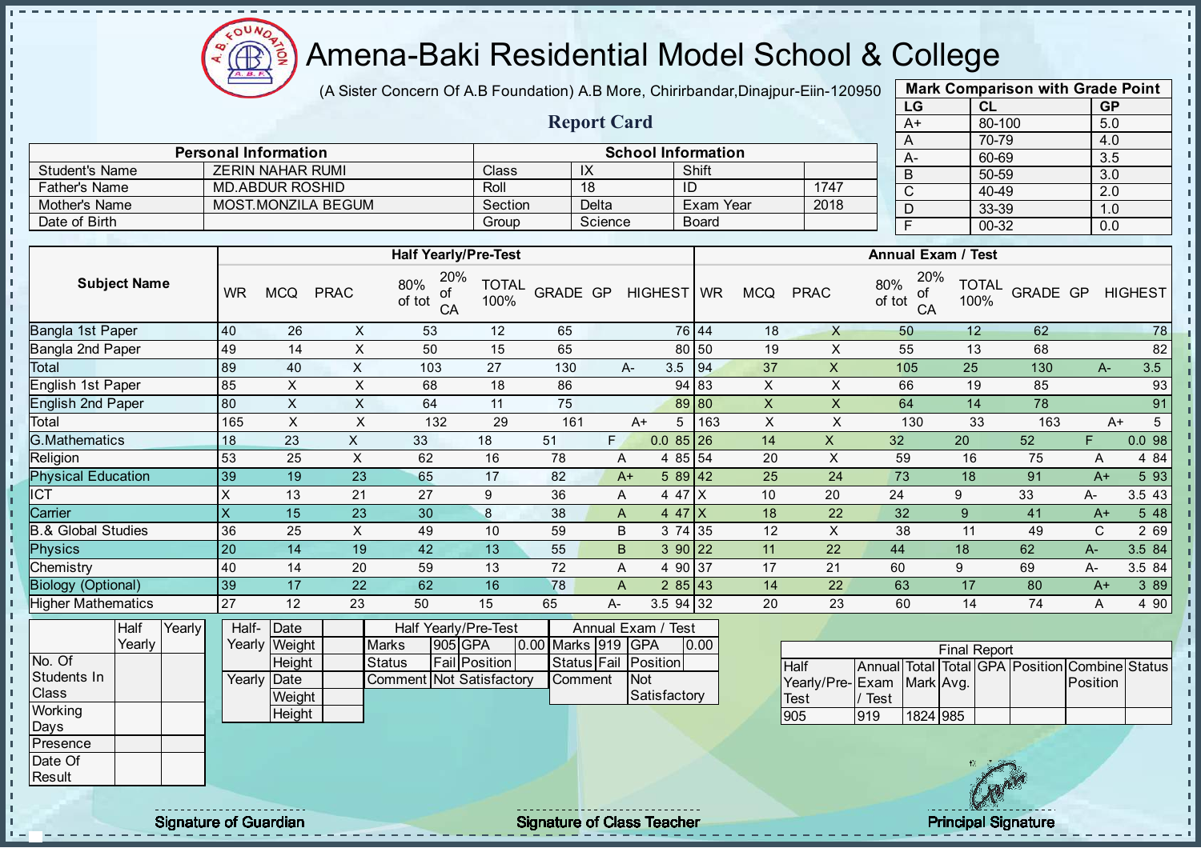# Amena-Baki Residential Model School & College

(A Sister Concern Of A.B Foundation) A.B More, Chirirbandar,Dinajpur-Eiin-120950

## Report Card

| Mark Comparison with Grade Point | | |
|---|---|---|
| LG | CL | GP |
| A+ | 80-100 | 5.0 |
| A | 70-79 | 4.0 |
| A- | 60-69 | 3.5 |
| B | 50-59 | 3.0 |
| C | 40-49 | 2.0 |
| D | 33-39 | 1.0 |
| F | 00-32 | 0.0 |

| Personal Information | | School Information | | | |
|---|---|---|---|---|---|
| Student's Name | ZERIN NAHAR RUMI | Class | IX | Shift | |
| Father's Name | MD.ABDUR ROSHID | Roll | 18 | ID | 1747 |
| Mother's Name | MOST.MONZILA BEGUM | Section | Delta | Exam Year | 2018 |
| Date of Birth | | Group | Science | Board | |

| Subject Name | Half Yearly/Pre-Test | | | | | | | | | Annual Exam / Test | | | | | | | | |
|---|---|---|---|---|---|---|---|---|---|---|---|---|---|---|---|---|---|---|
| | WR | MCQ | PRAC | 80% of tot | 20% of CA | TOTAL 100% | GRADE | GP | HIGHEST | WR | MCQ | PRAC | 80% of tot | 20% of CA | TOTAL 100% | GRADE | GP | HIGHEST |
| Bangla 1st Paper | 40 | 26 | X | 53 | 12 | 65 | | | 76 | 44 | 18 | X | 50 | 12 | 62 | | | 78 |
| Bangla 2nd Paper | 49 | 14 | X | 50 | 15 | 65 | | | 80 | 50 | 19 | X | 55 | 13 | 68 | | | 82 |
| Total | 89 | 40 | X | 103 | 27 | 130 | A- | 3.5 | | 94 | 37 | X | 105 | 25 | 130 | A- | 3.5 | |
| English 1st Paper | 85 | X | X | 68 | 18 | 86 | | | 94 | 83 | X | X | 66 | 19 | 85 | | | 93 |
| English 2nd Paper | 80 | X | X | 64 | 11 | 75 | | | 89 | 80 | X | X | 64 | 14 | 78 | | | 91 |
| Total | 165 | X | X | 132 | 29 | 161 | A+ | 5 | | 163 | X | X | 130 | 33 | 163 | A+ | 5 | |
| G.Mathematics | 18 | 23 | X | 33 | 18 | 51 | F | 0.0 | 85 | 26 | 14 | X | 32 | 20 | 52 | F | 0.0 | 98 |
| Religion | 53 | 25 | X | 62 | 16 | 78 | A | 4 | 85 | 54 | 20 | X | 59 | 16 | 75 | A | 4 | 84 |
| Physical Education | 39 | 19 | 23 | 65 | 17 | 82 | A+ | 5 | 89 | 42 | 25 | 24 | 73 | 18 | 91 | A+ | 5 | 93 |
| ICT | X | 13 | 21 | 27 | 9 | 36 | A | 4 | 47 | X | 10 | 20 | 24 | 9 | 33 | A- | 3.5 | 43 |
| Carrier | X | 15 | 23 | 30 | 8 | 38 | A | 4 | 47 | X | 18 | 22 | 32 | 9 | 41 | A+ | 5 | 48 |
| B.& Global Studies | 36 | 25 | X | 49 | 10 | 59 | B | 3 | 74 | 35 | 12 | X | 38 | 11 | 49 | C | 2 | 69 |
| Physics | 20 | 14 | 19 | 42 | 13 | 55 | B | 3 | 90 | 22 | 11 | 22 | 44 | 18 | 62 | A- | 3.5 | 84 |
| Chemistry | 40 | 14 | 20 | 59 | 13 | 72 | A | 4 | 90 | 37 | 17 | 21 | 60 | 9 | 69 | A- | 3.5 | 84 |
| Biology (Optional) | 39 | 17 | 22 | 62 | 16 | 78 | A | 2 | 85 | 43 | 14 | 22 | 63 | 17 | 80 | A+ | 3 | 89 |
| Higher Mathematics | 27 | 12 | 23 | 50 | 15 | 65 | A- | 3.5 | 94 | 32 | 20 | 23 | 60 | 14 | 74 | A | 4 | 90 |

| | Half Yearly | Yearly |
|---|---|---|
| No. Of Students In Class | | |
| Working Days | | |
| Presence | | |
| Date Of Result | | |

| | | |
|---|---|---|
| Half-Yearly | Date | |
| | Weight | |
| | Height | |
| Yearly | Date | |
| | Weight | |
| | Height | |

| Half Yearly/Pre-Test | | | | Annual Exam / Test | | | |
|---|---|---|---|---|---|---|---|
| Marks | 905 | GPA | 0.00 | Marks | 919 | GPA | 0.00 |
| Status | Fail | Position | | Status | Fail | Position | |
| Comment | Not Satisfactory | | | Comment | Not Satisfactory | | |

| Final Report | | | | | | | |
|---|---|---|---|---|---|---|---|
| Half Yearly/Pre-Test | Annual Exam / Test | Total Mark | Total Avg. | GPA | Position | Combine Position | Status |
| 905 | 919 | 1824 | 985 | | | | |

Signature of Guardian

Signature of Class Teacher

Principal Signature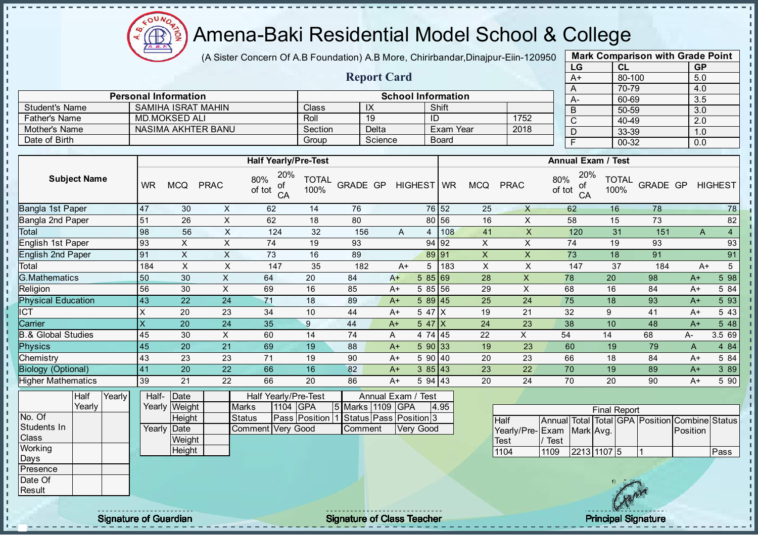# Amena-Baki Residential Model School & College

(A Sister Concern Of A.B Foundation) A.B More, Chirirbandar,Dinajpur-Eiin-120950

## Report Card

| Mark Comparison with Grade Point | | |
|---|---|---|
| LG | CL | GP |
| A+ | 80-100 | 5.0 |
| A | 70-79 | 4.0 |
| A- | 60-69 | 3.5 |
| B | 50-59 | 3.0 |
| C | 40-49 | 2.0 |
| D | 33-39 | 1.0 |
| F | 00-32 | 0.0 |

| Personal Information | | School Information | | | |
|---|---|---|---|---|---|
| Student's Name | SAMIHA ISRAT MAHIN | Class | IX | Shift | |
| Father's Name | MD.MOKSED ALI | Roll | 19 | ID | 1752 |
| Mother's Name | NASIMA AKHTER BANU | Section | Delta | Exam Year | 2018 |
| Date of Birth | | Group | Science | Board | |

| Subject Name | Half Yearly/Pre-Test | | | | | | | | | Annual Exam / Test | | | | | | | | |
|---|---|---|---|---|---|---|---|---|---|---|---|---|---|---|---|---|---|---|
| | WR | MCQ | PRAC | 80% of tot | 20% of CA | TOTAL 100% | GRADE | GP | HIGHEST | WR | MCQ | PRAC | 80% of tot | 20% of CA | TOTAL 100% | GRADE | GP | HIGHEST |
| Bangla 1st Paper | 47 | 30 | X | 62 | 14 | 76 | | | 76 | 52 | 25 | X | 62 | 16 | 78 | | | 78 |
| Bangla 2nd Paper | 51 | 26 | X | 62 | 18 | 80 | | | 80 | 56 | 16 | X | 58 | 15 | 73 | | | 82 |
| Total | 98 | 56 | X | 124 | 32 | 156 | A | 4 | | 108 | 41 | X | 120 | 31 | 151 | A | 4 | |
| English 1st Paper | 93 | X | X | 74 | 19 | 93 | | | 94 | 92 | X | X | 74 | 19 | 93 | | | 93 |
| English 2nd Paper | 91 | X | X | 73 | 16 | 89 | | | 89 | 91 | X | X | 73 | 18 | 91 | | | 91 |
| Total | 184 | X | X | 147 | 35 | 182 | A+ | 5 | | 183 | X | X | 147 | 37 | 184 | A+ | 5 | |
| G.Mathematics | 50 | 30 | X | 64 | 20 | 84 | A+ | 5 | 85 | 69 | 28 | X | 78 | 20 | 98 | A+ | 5 | 98 |
| Religion | 56 | 30 | X | 69 | 16 | 85 | A+ | 5 | 85 | 56 | 29 | X | 68 | 16 | 84 | A+ | 5 | 84 |
| Physical Education | 43 | 22 | 24 | 71 | 18 | 89 | A+ | 5 | 89 | 45 | 25 | 24 | 75 | 18 | 93 | A+ | 5 | 93 |
| ICT | X | 20 | 23 | 34 | 10 | 44 | A+ | 5 | 47 | X | 19 | 21 | 32 | 9 | 41 | A+ | 5 | 43 |
| Carrier | X | 20 | 24 | 35 | 9 | 44 | A+ | 5 | 47 | X | 24 | 23 | 38 | 10 | 48 | A+ | 5 | 48 |
| B.& Global Studies | 45 | 30 | X | 60 | 14 | 74 | A | 4 | 74 | 45 | 22 | X | 54 | 14 | 68 | A- | 3.5 | 69 |
| Physics | 45 | 20 | 21 | 69 | 19 | 88 | A+ | 5 | 90 | 33 | 19 | 23 | 60 | 19 | 79 | A | 4 | 84 |
| Chemistry | 43 | 23 | 23 | 71 | 19 | 90 | A+ | 5 | 90 | 40 | 20 | 23 | 66 | 18 | 84 | A+ | 5 | 84 |
| Biology (Optional) | 41 | 20 | 22 | 66 | 16 | 82 | A+ | 3 | 85 | 43 | 23 | 22 | 70 | 19 | 89 | A+ | 3 | 89 |
| Higher Mathematics | 39 | 21 | 22 | 66 | 20 | 86 | A+ | 5 | 94 | 43 | 20 | 24 | 70 | 20 | 90 | A+ | 5 | 90 |

| | Half Yearly | Yearly |
|---|---|---|
| No. Of Students In Class | | |
| Working Days | | |
| Presence | | |
| Date Of Result | | |

| | | |
|---|---|---|
| Half-Yearly | Date | |
| | Weight | |
| | Height | |
| Yearly | Date | |
| | Weight | |
| | Height | |

| Half Yearly/Pre-Test | | | | Annual Exam / Test | | | |
|---|---|---|---|---|---|---|---|
| Marks | 1104 | GPA | 5 | Marks | 1109 | GPA | 4.95 |
| Status | Pass | Position | 1 | Status | Pass | Position | 3 |
| Comment | Very Good | | | Comment | Very Good | | |

| Final Report | | | | | | | |
|---|---|---|---|---|---|---|---|
| Half Yearly/Pre-Test | Annual Exam / Test | Total Mark | Total Avg. | GPA | Position | Combine Position | Status |
| 1104 | 1109 | 2213 | 1107 | 5 | 1 | | Pass |

Signature of Guardian

Signature of Class Teacher

Principal Signature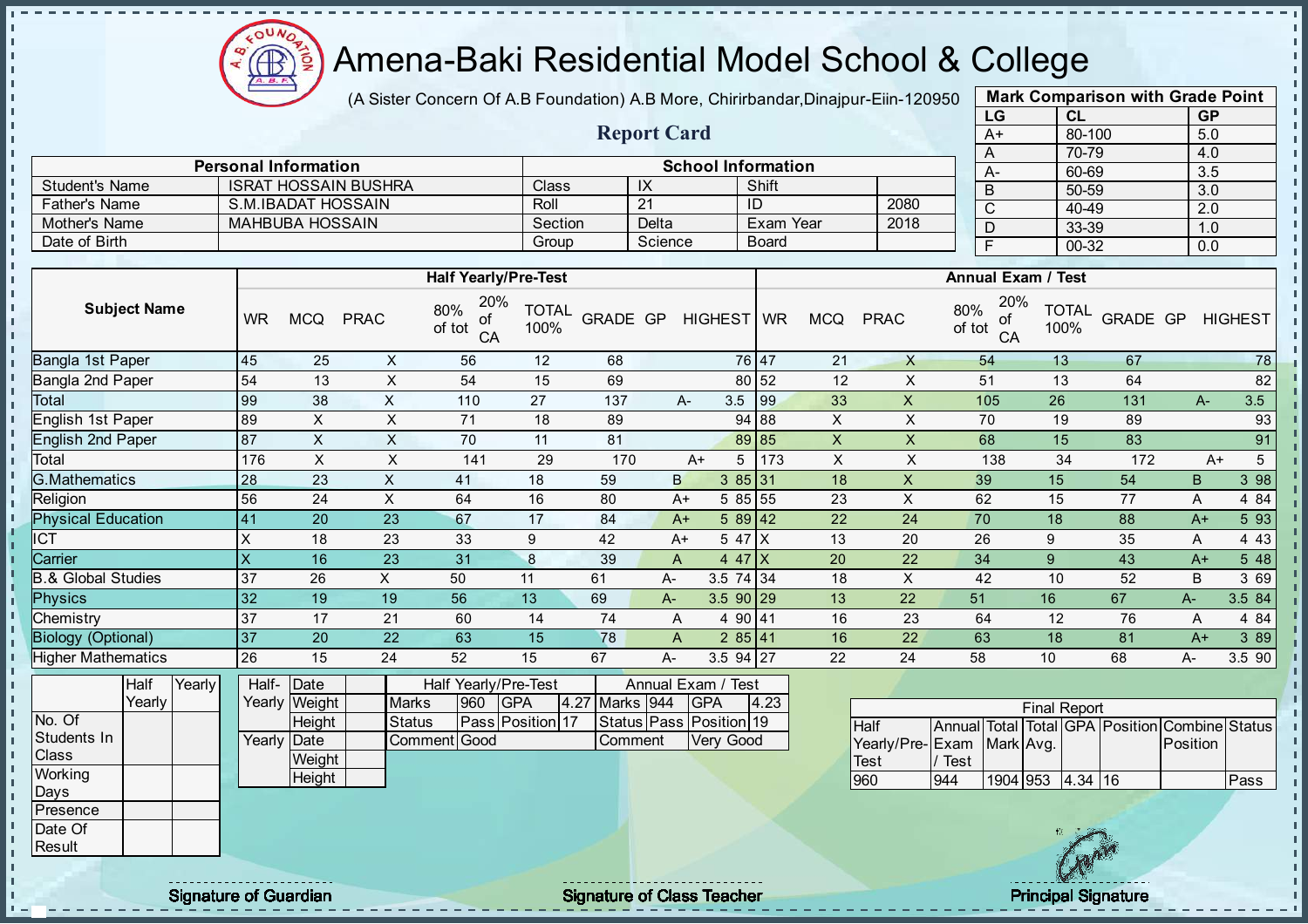# Amena-Baki Residential Model School & College

(A Sister Concern Of A.B Foundation) A.B More, Chirirbandar,Dinajpur-Eiin-120950

## Report Card

| Mark Comparison with Grade Point | | |
|---|---|---|
| LG | CL | GP |
| A+ | 80-100 | 5.0 |
| A | 70-79 | 4.0 |
| A- | 60-69 | 3.5 |
| B | 50-59 | 3.0 |
| C | 40-49 | 2.0 |
| D | 33-39 | 1.0 |
| F | 00-32 | 0.0 |

| Personal Information | | School Information | | | |
|---|---|---|---|---|---|
| Student's Name | ISRAT HOSSAIN BUSHRA | Class | IX | Shift | |
| Father's Name | S.M.IBADAT HOSSAIN | Roll | 21 | ID | 2080 |
| Mother's Name | MAHBUBA HOSSAIN | Section | Delta | Exam Year | 2018 |
| Date of Birth | | Group | Science | Board | |

| Subject Name | Half Yearly/Pre-Test | | | | | | | | | Annual Exam / Test | | | | | | | | |
|---|---|---|---|---|---|---|---|---|---|---|---|---|---|---|---|---|---|---|
| | WR | MCQ | PRAC | 80% of tot | 20% of CA | TOTAL 100% | GRADE | GP | HIGHEST | WR | MCQ | PRAC | 80% of tot | 20% of CA | TOTAL 100% | GRADE | GP | HIGHEST |
| Bangla 1st Paper | 45 | 25 | X | 56 | 12 | 68 | | | 76 | 47 | 21 | X | 54 | 13 | 67 | | | 78 |
| Bangla 2nd Paper | 54 | 13 | X | 54 | 15 | 69 | | | 80 | 52 | 12 | X | 51 | 13 | 64 | | | 82 |
| Total | 99 | 38 | X | 110 | 27 | 137 | A- | 3.5 | | 99 | 33 | X | 105 | 26 | 131 | A- | 3.5 | |
| English 1st Paper | 89 | X | X | 71 | 18 | 89 | | | 94 | 88 | X | X | 70 | 19 | 89 | | | 93 |
| English 2nd Paper | 87 | X | X | 70 | 11 | 81 | | | 89 | 85 | X | X | 68 | 15 | 83 | | | 91 |
| Total | 176 | X | X | 141 | 29 | 170 | A+ | 5 | | 173 | X | X | 138 | 34 | 172 | A+ | 5 | |
| G.Mathematics | 28 | 23 | X | 41 | 18 | 59 | B | 3 | 85 | 31 | 18 | X | 39 | 15 | 54 | B | 3 | 98 |
| Religion | 56 | 24 | X | 64 | 16 | 80 | A+ | 5 | 85 | 55 | 23 | X | 62 | 15 | 77 | A | 4 | 84 |
| Physical Education | 41 | 20 | 23 | 67 | 17 | 84 | A+ | 5 | 89 | 42 | 22 | 24 | 70 | 18 | 88 | A+ | 5 | 93 |
| ICT | X | 18 | 23 | 33 | 9 | 42 | A+ | 5 | 47 | X | 13 | 20 | 26 | 9 | 35 | A | 4 | 43 |
| Carrier | X | 16 | 23 | 31 | 8 | 39 | A | 4 | 47 | X | 20 | 22 | 34 | 9 | 43 | A+ | 5 | 48 |
| B.& Global Studies | 37 | 26 | X | 50 | 11 | 61 | A- | 3.5 | 74 | 34 | 18 | X | 42 | 10 | 52 | B | 3 | 69 |
| Physics | 32 | 19 | 19 | 56 | 13 | 69 | A- | 3.5 | 90 | 29 | 13 | 22 | 51 | 16 | 67 | A- | 3.5 | 84 |
| Chemistry | 37 | 17 | 21 | 60 | 14 | 74 | A | 4 | 90 | 41 | 16 | 23 | 64 | 12 | 76 | A | 4 | 84 |
| Biology (Optional) | 37 | 20 | 22 | 63 | 15 | 78 | A | 2 | 85 | 41 | 16 | 22 | 63 | 18 | 81 | A+ | 3 | 89 |
| Higher Mathematics | 26 | 15 | 24 | 52 | 15 | 67 | A- | 3.5 | 94 | 27 | 22 | 24 | 58 | 10 | 68 | A- | 3.5 | 90 |

| | Half Yearly | Yearly |
|---|---|---|
| No. Of Students In Class | | |
| Working Days | | |
| Presence | | |
| Date Of Result | | |

| | | |
|---|---|---|
| Half-Yearly | Date | |
| | Weight | |
| | Height | |
| Yearly | Date | |
| | Weight | |
| | Height | |

| Half Yearly/Pre-Test | | | | Annual Exam / Test | | | |
|---|---|---|---|---|---|---|---|
| Marks | 960 | GPA | 4.27 | Marks | 944 | GPA | 4.23 |
| Status | Pass | Position | 17 | Status | Pass | Position | 19 |
| Comment | Good | | | Comment | Very Good | | |

| Final Report | | | | | | | |
|---|---|---|---|---|---|---|---|
| Half Yearly/Pre-Test | Annual Exam / Test | Total Mark | Total Avg. | GPA | Position | Combine Position | Status |
| 960 | 944 | 1904 | 953 | 4.34 | 16 | | Pass |

Signature of Guardian | Signature of Class Teacher | Principal Signature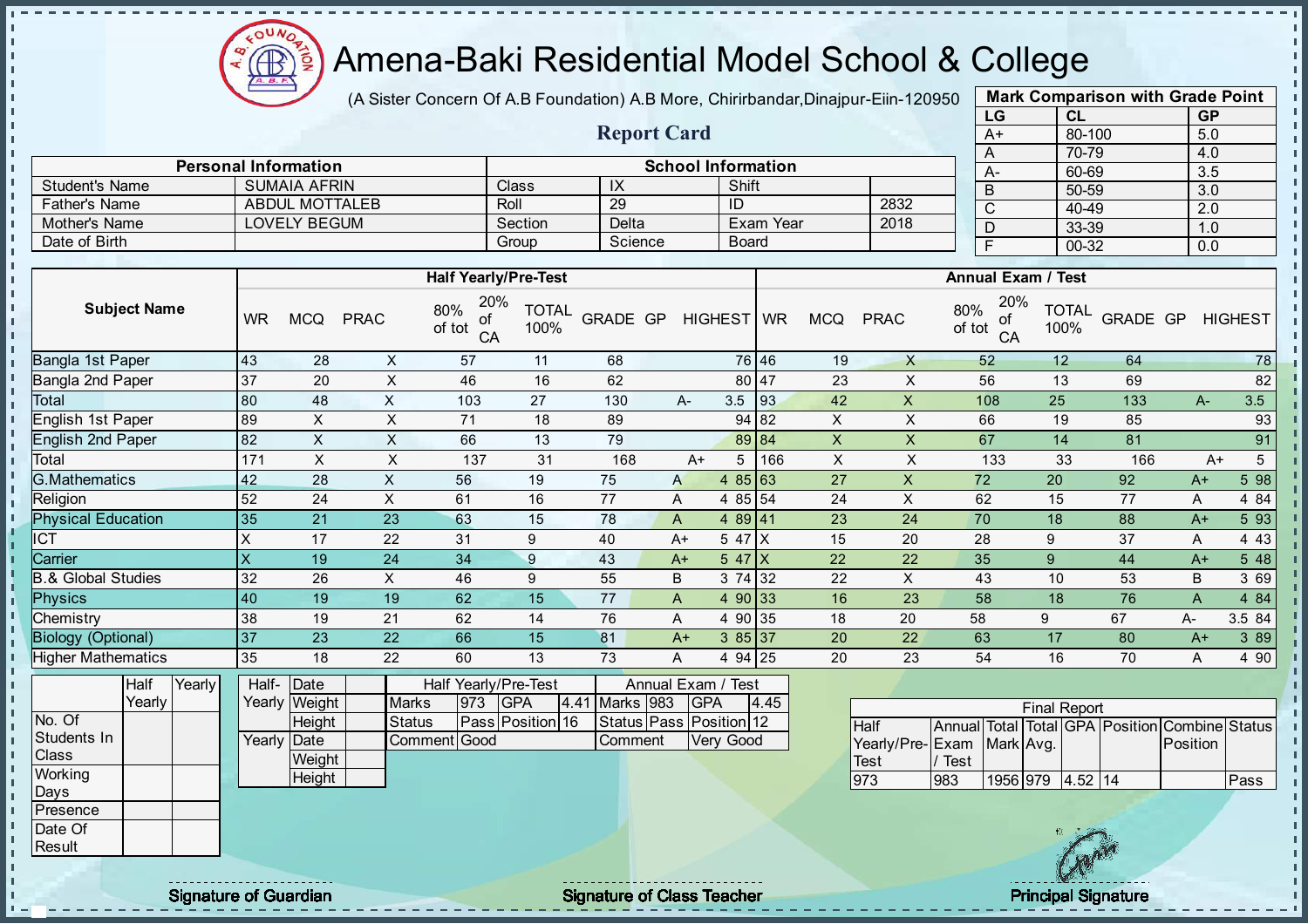# Amena-Baki Residential Model School & College

(A Sister Concern Of A.B Foundation) A.B More, Chirirbandar,Dinajpur-Eiin-120950

## Report Card

| Mark Comparison with Grade Point | | |
|---|---|---|
| LG | CL | GP |
| A+ | 80-100 | 5.0 |
| A | 70-79 | 4.0 |
| A- | 60-69 | 3.5 |
| B | 50-59 | 3.0 |
| C | 40-49 | 2.0 |
| D | 33-39 | 1.0 |
| F | 00-32 | 0.0 |

| Personal Information | | School Information | | | |
|---|---|---|---|---|---|
| Student's Name | SUMAIA AFRIN | Class | IX | Shift | |
| Father's Name | ABDUL MOTTALEB | Roll | 29 | ID | 2832 |
| Mother's Name | LOVELY BEGUM | Section | Delta | Exam Year | 2018 |
| Date of Birth | | Group | Science | Board | |

| Subject Name | Half Yearly/Pre-Test | | | | | | | | | Annual Exam / Test | | | | | | | | |
|---|---|---|---|---|---|---|---|---|---|---|---|---|---|---|---|---|---|---|
| | WR | MCQ | PRAC | 80% of tot | 20% of CA | TOTAL 100% | GRADE | GP | HIGHEST | WR | MCQ | PRAC | 80% of tot | 20% of CA | TOTAL 100% | GRADE | GP | HIGHEST |
| Bangla 1st Paper | 43 | 28 | X | 57 | 11 | 68 | | | 76 | 46 | 19 | X | 52 | 12 | 64 | | | 78 |
| Bangla 2nd Paper | 37 | 20 | X | 46 | 16 | 62 | | | 80 | 47 | 23 | X | 56 | 13 | 69 | | | 82 |
| Total | 80 | 48 | X | 103 | 27 | 130 | A- | 3.5 | | 93 | 42 | X | 108 | 25 | 133 | A- | 3.5 | |
| English 1st Paper | 89 | X | X | 71 | 18 | 89 | | | 94 | 82 | X | X | 66 | 19 | 85 | | | 93 |
| English 2nd Paper | 82 | X | X | 66 | 13 | 79 | | | 89 | 84 | X | X | 67 | 14 | 81 | | | 91 |
| Total | 171 | X | X | 137 | 31 | 168 | A+ | 5 | | 166 | X | X | 133 | 33 | 166 | A+ | 5 | |
| G.Mathematics | 42 | 28 | X | 56 | 19 | 75 | A | 4 | 85 | 63 | 27 | X | 72 | 20 | 92 | A+ | 5 | 98 |
| Religion | 52 | 24 | X | 61 | 16 | 77 | A | 4 | 85 | 54 | 24 | X | 62 | 15 | 77 | A | 4 | 84 |
| Physical Education | 35 | 21 | 23 | 63 | 15 | 78 | A | 4 | 89 | 41 | 23 | 24 | 70 | 18 | 88 | A+ | 5 | 93 |
| ICT | X | 17 | 22 | 31 | 9 | 40 | A+ | 5 | 47 | X | 15 | 20 | 28 | 9 | 37 | A | 4 | 43 |
| Carrier | X | 19 | 24 | 34 | 9 | 43 | A+ | 5 | 47 | X | 22 | 22 | 35 | 9 | 44 | A+ | 5 | 48 |
| B.& Global Studies | 32 | 26 | X | 46 | 9 | 55 | B | 3 | 74 | 32 | 22 | X | 43 | 10 | 53 | B | 3 | 69 |
| Physics | 40 | 19 | 19 | 62 | 15 | 77 | A | 4 | 90 | 33 | 16 | 23 | 58 | 18 | 76 | A | 4 | 84 |
| Chemistry | 38 | 19 | 21 | 62 | 14 | 76 | A | 4 | 90 | 35 | 18 | 20 | 58 | 9 | 67 | A- | 3.5 | 84 |
| Biology (Optional) | 37 | 23 | 22 | 66 | 15 | 81 | A+ | 3 | 85 | 37 | 20 | 22 | 63 | 17 | 80 | A+ | 3 | 89 |
| Higher Mathematics | 35 | 18 | 22 | 60 | 13 | 73 | A | 4 | 94 | 25 | 20 | 23 | 54 | 16 | 70 | A | 4 | 90 |

| | Half Yearly | Yearly |
|---|---|---|
| No. Of Students In Class | | |
| Working Days | | |
| Presence | | |
| Date Of Result | | |

| | | |
|---|---|---|
| Half-Yearly | Date | |
| | Weight | |
| | Height | |
| Yearly | Date | |
| | Weight | |
| | Height | |

| Half Yearly/Pre-Test | | | | Annual Exam / Test | | | |
|---|---|---|---|---|---|---|---|
| Marks | 973 | GPA | 4.41 | Marks | 983 | GPA | 4.45 |
| Status | Pass | Position | 16 | Status | Pass | Position | 12 |
| Comment | Good | | | Comment | Very Good | | |

| Final Report | | | | | | | |
|---|---|---|---|---|---|---|---|
| Half Yearly/Pre-Test | Annual Exam / Test | Total Mark | Total Avg. | GPA | Position | Combine Position | Status |
| 973 | 983 | 1956 | 979 | 4.52 | 14 | | Pass |

Signature of Guardian

Signature of Class Teacher

Principal Signature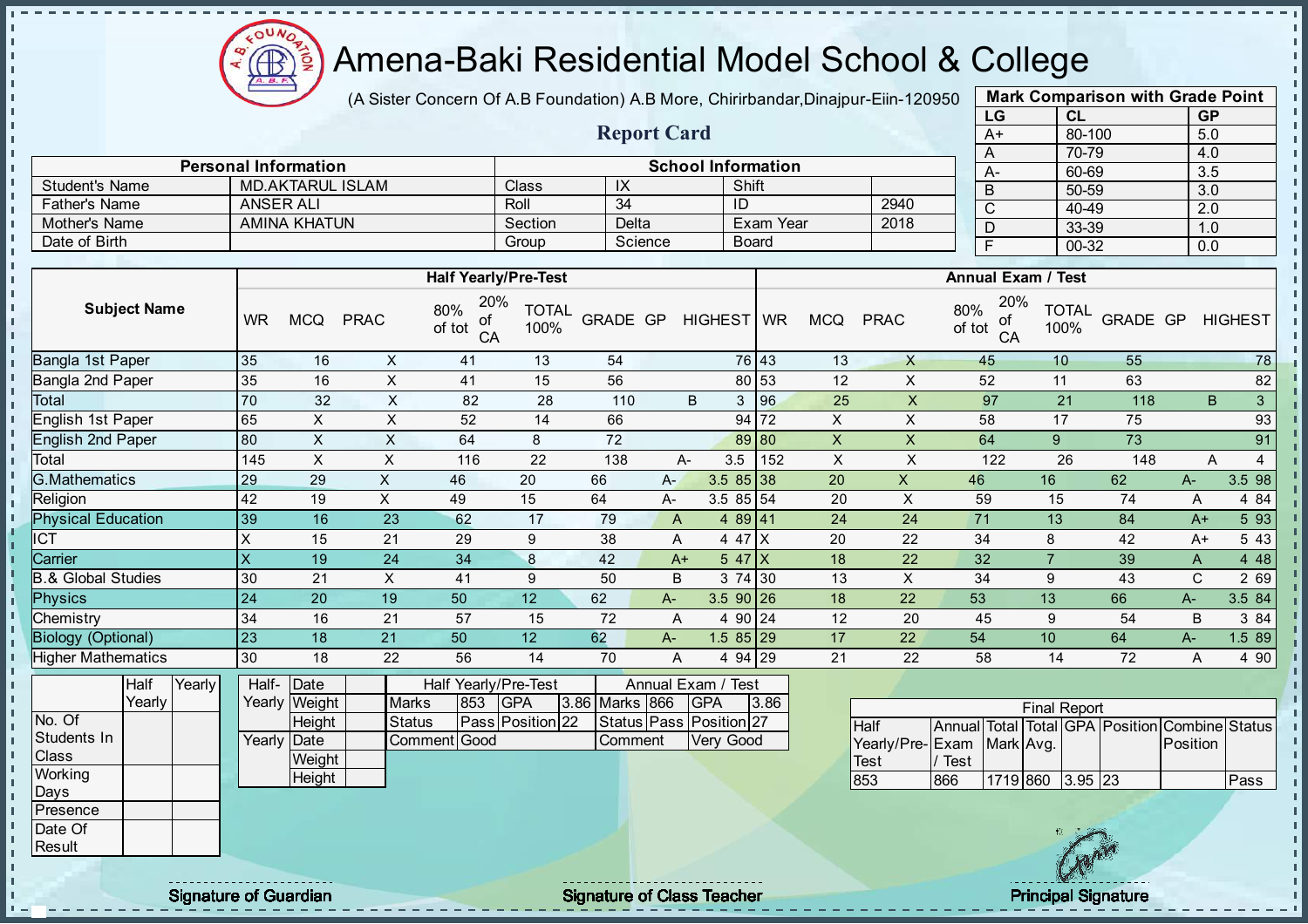# Amena-Baki Residential Model School & College

(A Sister Concern Of A.B Foundation) A.B More, Chirirbandar,Dinajpur-Eiin-120950

## Report Card

| Mark Comparison with Grade Point | | |
|---|---|---|
| LG | CL | GP |
| A+ | 80-100 | 5.0 |
| A | 70-79 | 4.0 |
| A- | 60-69 | 3.5 |
| B | 50-59 | 3.0 |
| C | 40-49 | 2.0 |
| D | 33-39 | 1.0 |
| F | 00-32 | 0.0 |

| Personal Information | | School Information | | | |
|---|---|---|---|---|---|
| Student's Name | MD.AKTARUL ISLAM | Class | IX | Shift | |
| Father's Name | ANSER ALI | Roll | 34 | ID | 2940 |
| Mother's Name | AMINA KHATUN | Section | Delta | Exam Year | 2018 |
| Date of Birth | | Group | Science | Board | |

| Subject Name | Half Yearly/Pre-Test | | | | | | | | | Annual Exam / Test | | | | | | | | |
|---|---|---|---|---|---|---|---|---|---|---|---|---|---|---|---|---|---|---|
| | WR | MCQ | PRAC | 80% of tot | 20% of CA | TOTAL 100% | GRADE | GP | HIGHEST | WR | MCQ | PRAC | 80% of tot | 20% of CA | TOTAL 100% | GRADE | GP | HIGHEST |
| Bangla 1st Paper | 35 | 16 | X | 41 | 13 | 54 | | | 76 | 43 | 13 | X | 45 | 10 | 55 | | | 78 |
| Bangla 2nd Paper | 35 | 16 | X | 41 | 15 | 56 | | | 80 | 53 | 12 | X | 52 | 11 | 63 | | | 82 |
| Total | 70 | 32 | X | 82 | 28 | 110 | B | 3 | | 96 | 25 | X | 97 | 21 | 118 | B | 3 | |
| English 1st Paper | 65 | X | X | 52 | 14 | 66 | | | 94 | 72 | X | X | 58 | 17 | 75 | | | 93 |
| English 2nd Paper | 80 | X | X | 64 | 8 | 72 | | | 89 | 80 | X | X | 64 | 9 | 73 | | | 91 |
| Total | 145 | X | X | 116 | 22 | 138 | A- | 3.5 | | 152 | X | X | 122 | 26 | 148 | A | 4 | |
| G.Mathematics | 29 | 29 | X | 46 | 20 | 66 | A- | 3.5 | 85 | 38 | 20 | X | 46 | 16 | 62 | A- | 3.5 | 98 |
| Religion | 42 | 19 | X | 49 | 15 | 64 | A- | 3.5 | 85 | 54 | 20 | X | 59 | 15 | 74 | A | 4 | 84 |
| Physical Education | 39 | 16 | 23 | 62 | 17 | 79 | A | 4 | 89 | 41 | 24 | 24 | 71 | 13 | 84 | A+ | 5 | 93 |
| ICT | X | 15 | 21 | 29 | 9 | 38 | A | 4 | 47 | X | 20 | 22 | 34 | 8 | 42 | A+ | 5 | 43 |
| Carrier | X | 19 | 24 | 34 | 8 | 42 | A+ | 5 | 47 | X | 18 | 22 | 32 | 7 | 39 | A | 4 | 48 |
| B.& Global Studies | 30 | 21 | X | 41 | 9 | 50 | B | 3 | 74 | 30 | 13 | X | 34 | 9 | 43 | C | 2 | 69 |
| Physics | 24 | 20 | 19 | 50 | 12 | 62 | A- | 3.5 | 90 | 26 | 18 | 22 | 53 | 13 | 66 | A- | 3.5 | 84 |
| Chemistry | 34 | 16 | 21 | 57 | 15 | 72 | A | 4 | 90 | 24 | 12 | 20 | 45 | 9 | 54 | B | 3 | 84 |
| Biology (Optional) | 23 | 18 | 21 | 50 | 12 | 62 | A- | 1.5 | 85 | 29 | 17 | 22 | 54 | 10 | 64 | A- | 1.5 | 89 |
| Higher Mathematics | 30 | 18 | 22 | 56 | 14 | 70 | A | 4 | 94 | 29 | 21 | 22 | 58 | 14 | 72 | A | 4 | 90 |

| | Half Yearly | Yearly |
|---|---|---|
| No. Of Students In Class | | |
| Working Days | | |
| Presence | | |
| Date Of Result | | |

| | | |
|---|---|---|
| Half-Yearly | Date | |
| | Weight | |
| | Height | |
| Yearly | Date | |
| | Weight | |
| | Height | |

| Half Yearly/Pre-Test | | | | Annual Exam / Test | | | |
|---|---|---|---|---|---|---|---|
| Marks | 853 | GPA | 3.86 | Marks | 866 | GPA | 3.86 |
| Status | Pass | Position | 22 | Status | Pass | Position | 27 |
| Comment | Good | | | Comment | Very Good | | |

| Final Report | | | | | | | |
|---|---|---|---|---|---|---|---|
| Half Yearly/Pre-Test | Annual Exam / Test | Total Mark | Total Avg. | GPA | Position | Combine Position | Status |
| 853 | 866 | 1719 | 860 | 3.95 | 23 | | Pass |

Signature of Guardian　　Signature of Class Teacher　　Principal Signature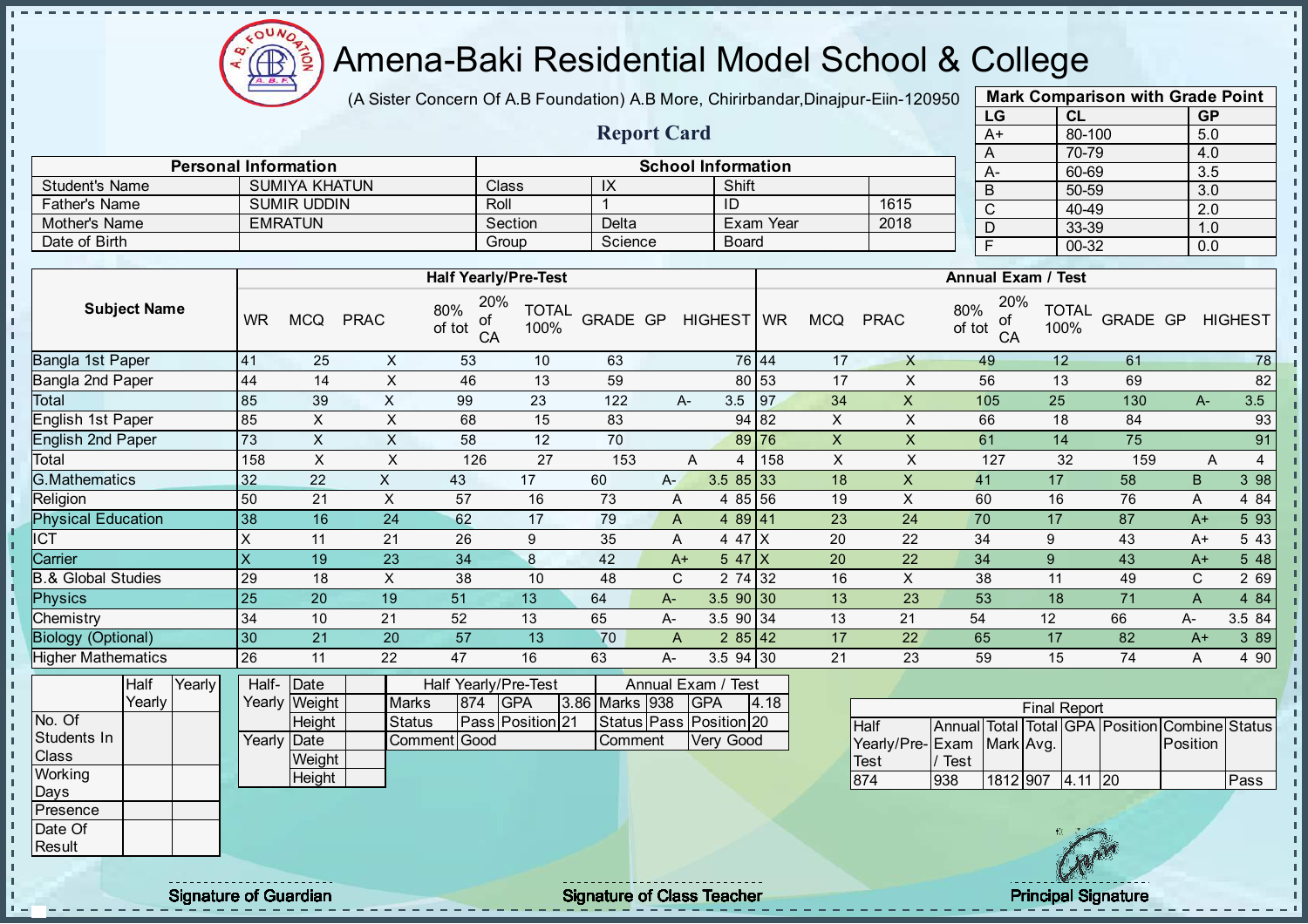# Amena-Baki Residential Model School & College

(A Sister Concern Of A.B Foundation) A.B More, Chirirbandar,Dinajpur-Eiin-120950

## Report Card

| Mark Comparison with Grade Point | | |
|---|---|---|
| LG | CL | GP |
| A+ | 80-100 | 5.0 |
| A | 70-79 | 4.0 |
| A- | 60-69 | 3.5 |
| B | 50-59 | 3.0 |
| C | 40-49 | 2.0 |
| D | 33-39 | 1.0 |
| F | 00-32 | 0.0 |

| Personal Information | | School Information | | | |
|---|---|---|---|---|---|
| Student's Name | SUMIYA KHATUN | Class | IX | Shift | |
| Father's Name | SUMIR UDDIN | Roll | 1 | ID | 1615 |
| Mother's Name | EMRATUN | Section | Delta | Exam Year | 2018 |
| Date of Birth | | Group | Science | Board | |

| Subject Name | Half Yearly/Pre-Test | | | | | | | | | Annual Exam / Test | | | | | | | | |
|---|---|---|---|---|---|---|---|---|---|---|---|---|---|---|---|---|---|---|
| | WR | MCQ | PRAC | 80% of tot | 20% of CA | TOTAL 100% | GRADE | GP | HIGHEST | WR | MCQ | PRAC | 80% of tot | 20% of CA | TOTAL 100% | GRADE | GP | HIGHEST |
| Bangla 1st Paper | 41 | 25 | X | 53 | 10 | 63 | | | 76 | 44 | 17 | X | 49 | 12 | 61 | | | 78 |
| Bangla 2nd Paper | 44 | 14 | X | 46 | 13 | 59 | | | 80 | 53 | 17 | X | 56 | 13 | 69 | | | 82 |
| Total | 85 | 39 | X | 99 | 23 | 122 | A- | 3.5 | | 97 | 34 | X | 105 | 25 | 130 | A- | 3.5 | |
| English 1st Paper | 85 | X | X | 68 | 15 | 83 | | | 94 | 82 | X | X | 66 | 18 | 84 | | | 93 |
| English 2nd Paper | 73 | X | X | 58 | 12 | 70 | | | 89 | 76 | X | X | 61 | 14 | 75 | | | 91 |
| Total | 158 | X | X | 126 | 27 | 153 | A | 4 | | 158 | X | X | 127 | 32 | 159 | A | 4 | |
| G.Mathematics | 32 | 22 | X | 43 | 17 | 60 | A- | 3.5 | 85 | 33 | 18 | X | 41 | 17 | 58 | B | 3 | 98 |
| Religion | 50 | 21 | X | 57 | 16 | 73 | A | 4 | 85 | 56 | 19 | X | 60 | 16 | 76 | A | 4 | 84 |
| Physical Education | 38 | 16 | 24 | 62 | 17 | 79 | A | 4 | 89 | 41 | 23 | 24 | 70 | 17 | 87 | A+ | 5 | 93 |
| ICT | X | 11 | 21 | 26 | 9 | 35 | A | 4 | 47 | X | 20 | 22 | 34 | 9 | 43 | A+ | 5 | 43 |
| Carrier | X | 19 | 23 | 34 | 8 | 42 | A+ | 5 | 47 | X | 20 | 22 | 34 | 9 | 43 | A+ | 5 | 48 |
| B.& Global Studies | 29 | 18 | X | 38 | 10 | 48 | C | 2 | 74 | 32 | 16 | X | 38 | 11 | 49 | C | 2 | 69 |
| Physics | 25 | 20 | 19 | 51 | 13 | 64 | A- | 3.5 | 90 | 30 | 13 | 23 | 53 | 18 | 71 | A | 4 | 84 |
| Chemistry | 34 | 10 | 21 | 52 | 13 | 65 | A- | 3.5 | 90 | 34 | 13 | 21 | 54 | 12 | 66 | A- | 3.5 | 84 |
| Biology (Optional) | 30 | 21 | 20 | 57 | 13 | 70 | A | 2 | 85 | 42 | 17 | 22 | 65 | 17 | 82 | A+ | 3 | 89 |
| Higher Mathematics | 26 | 11 | 22 | 47 | 16 | 63 | A- | 3.5 | 94 | 30 | 21 | 23 | 59 | 15 | 74 | A | 4 | 90 |

| | Half Yearly | Yearly |
|---|---|---|
| No. Of Students In Class | | |
| Working Days | | |
| Presence | | |
| Date Of Result | | |

| | | |
|---|---|---|
| Half-Yearly | Date | |
| | Weight | |
| | Height | |
| Yearly | Date | |
| | Weight | |
| | Height | |

| Half Yearly/Pre-Test | | | | Annual Exam / Test | | | |
|---|---|---|---|---|---|---|---|
| Marks | 874 | GPA | 3.86 | Marks | 938 | GPA | 4.18 |
| Status | Pass | Position | 21 | Status | Pass | Position | 20 |
| Comment | Good | | | Comment | Very Good | | |

| Final Report | | | | | | | |
|---|---|---|---|---|---|---|---|
| Half Yearly/Pre-Test | Annual Exam / Test | Total Mark | Total Avg. | GPA | Position | Combine Position | Status |
| 874 | 938 | 1812 | 907 | 4.11 | 20 | | Pass |

Signature of Guardian    Signature of Class Teacher    Principal Signature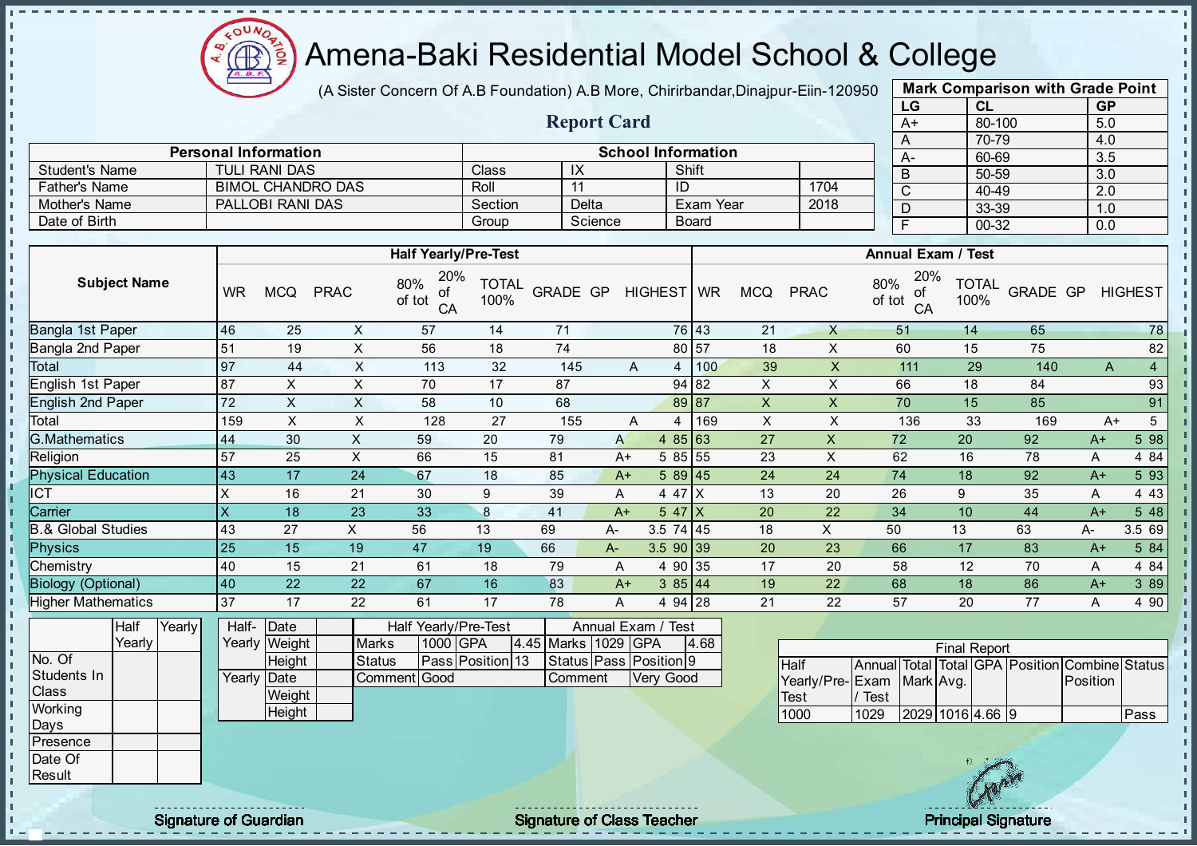# Amena-Baki Residential Model School & College

(A Sister Concern Of A.B Foundation) A.B More, Chirirbandar,Dinajpur-Eiin-120950

## Report Card

| Mark Comparison with Grade Point | | |
|---|---|---|
| LG | CL | GP |
| A+ | 80-100 | 5.0 |
| A | 70-79 | 4.0 |
| A- | 60-69 | 3.5 |
| B | 50-59 | 3.0 |
| C | 40-49 | 2.0 |
| D | 33-39 | 1.0 |
| F | 00-32 | 0.0 |

| Personal Information | | School Information | | | |
|---|---|---|---|---|---|
| Student's Name | TULI RANI DAS | Class | IX | Shift | |
| Father's Name | BIMOL CHANDRO DAS | Roll | 11 | ID | 1704 |
| Mother's Name | PALLOBI RANI DAS | Section | Delta | Exam Year | 2018 |
| Date of Birth | | Group | Science | Board | |

| Subject Name | Half Yearly/Pre-Test | | | | | | | | | Annual Exam / Test | | | | | | | | |
|---|---|---|---|---|---|---|---|---|---|---|---|---|---|---|---|---|---|---|
| | WR | MCQ | PRAC | 80% of tot | 20% of CA | TOTAL 100% | GRADE | GP | HIGHEST | WR | MCQ | PRAC | 80% of tot | 20% of CA | TOTAL 100% | GRADE | GP | HIGHEST |
| Bangla 1st Paper | 46 | 25 | X | 57 | 14 | 71 | | | 76 | 43 | 21 | X | 51 | 14 | 65 | | | 78 |
| Bangla 2nd Paper | 51 | 19 | X | 56 | 18 | 74 | | | 80 | 57 | 18 | X | 60 | 15 | 75 | | | 82 |
| Total | 97 | 44 | X | 113 | 32 | 145 | A | 4 | | 100 | 39 | X | 111 | 29 | 140 | A | 4 | |
| English 1st Paper | 87 | X | X | 70 | 17 | 87 | | | 94 | 82 | X | X | 66 | 18 | 84 | | | 93 |
| English 2nd Paper | 72 | X | X | 58 | 10 | 68 | | | 89 | 87 | X | X | 70 | 15 | 85 | | | 91 |
| Total | 159 | X | X | 128 | 27 | 155 | A | 4 | | 169 | X | X | 136 | 33 | 169 | A+ | 5 | |
| G.Mathematics | 44 | 30 | X | 59 | 20 | 79 | A | 4 | 85 | 63 | 27 | X | 72 | 20 | 92 | A+ | 5 | 98 |
| Religion | 57 | 25 | X | 66 | 15 | 81 | A+ | 5 | 85 | 55 | 23 | X | 62 | 16 | 78 | A | 4 | 84 |
| Physical Education | 43 | 17 | 24 | 67 | 18 | 85 | A+ | 5 | 89 | 45 | 24 | 24 | 74 | 18 | 92 | A+ | 5 | 93 |
| ICT | X | 16 | 21 | 30 | 9 | 39 | A | 4 | 47 | X | 13 | 20 | 26 | 9 | 35 | A | 4 | 43 |
| Carrier | X | 18 | 23 | 33 | 8 | 41 | A+ | 5 | 47 | X | 20 | 22 | 34 | 10 | 44 | A+ | 5 | 48 |
| B.& Global Studies | 43 | 27 | X | 56 | 13 | 69 | A- | 3.5 | 74 | 45 | 18 | X | 50 | 13 | 63 | A- | 3.5 | 69 |
| Physics | 25 | 15 | 19 | 47 | 19 | 66 | A- | 3.5 | 90 | 39 | 20 | 23 | 66 | 17 | 83 | A+ | 5 | 84 |
| Chemistry | 40 | 15 | 21 | 61 | 18 | 79 | A | 4 | 90 | 35 | 17 | 20 | 58 | 12 | 70 | A | 4 | 84 |
| Biology (Optional) | 40 | 22 | 22 | 67 | 16 | 83 | A+ | 3 | 85 | 44 | 19 | 22 | 68 | 18 | 86 | A+ | 3 | 89 |
| Higher Mathematics | 37 | 17 | 22 | 61 | 17 | 78 | A | 4 | 94 | 28 | 21 | 22 | 57 | 20 | 77 | A | 4 | 90 |

| | Half Yearly | Yearly |
|---|---|---|
| No. Of Students In Class | | |
| Working Days | | |
| Presence | | |
| Date Of Result | | |

| | | |
|---|---|---|
| Half-Yearly | Date | |
| | Weight | |
| | Height | |
| Yearly | Date | |
| | Weight | |
| | Height | |

| Half Yearly/Pre-Test | | | | Annual Exam / Test | | | |
|---|---|---|---|---|---|---|---|
| Marks | 1000 | GPA | 4.45 | Marks | 1029 | GPA | 4.68 |
| Status | Pass | Position | 13 | Status | Pass | Position | 9 |
| Comment | Good | | | Comment | Very Good | | |

| Final Report | | | | | | | |
|---|---|---|---|---|---|---|---|
| Half Yearly/Pre-Test | Annual Exam / Test | Total Mark | Total Avg. | GPA | Position | Combine Position | Status |
| 1000 | 1029 | 2029 | 1016 | 4.66 | 9 | | Pass |

Signature of Guardian — Signature of Class Teacher — Principal Signature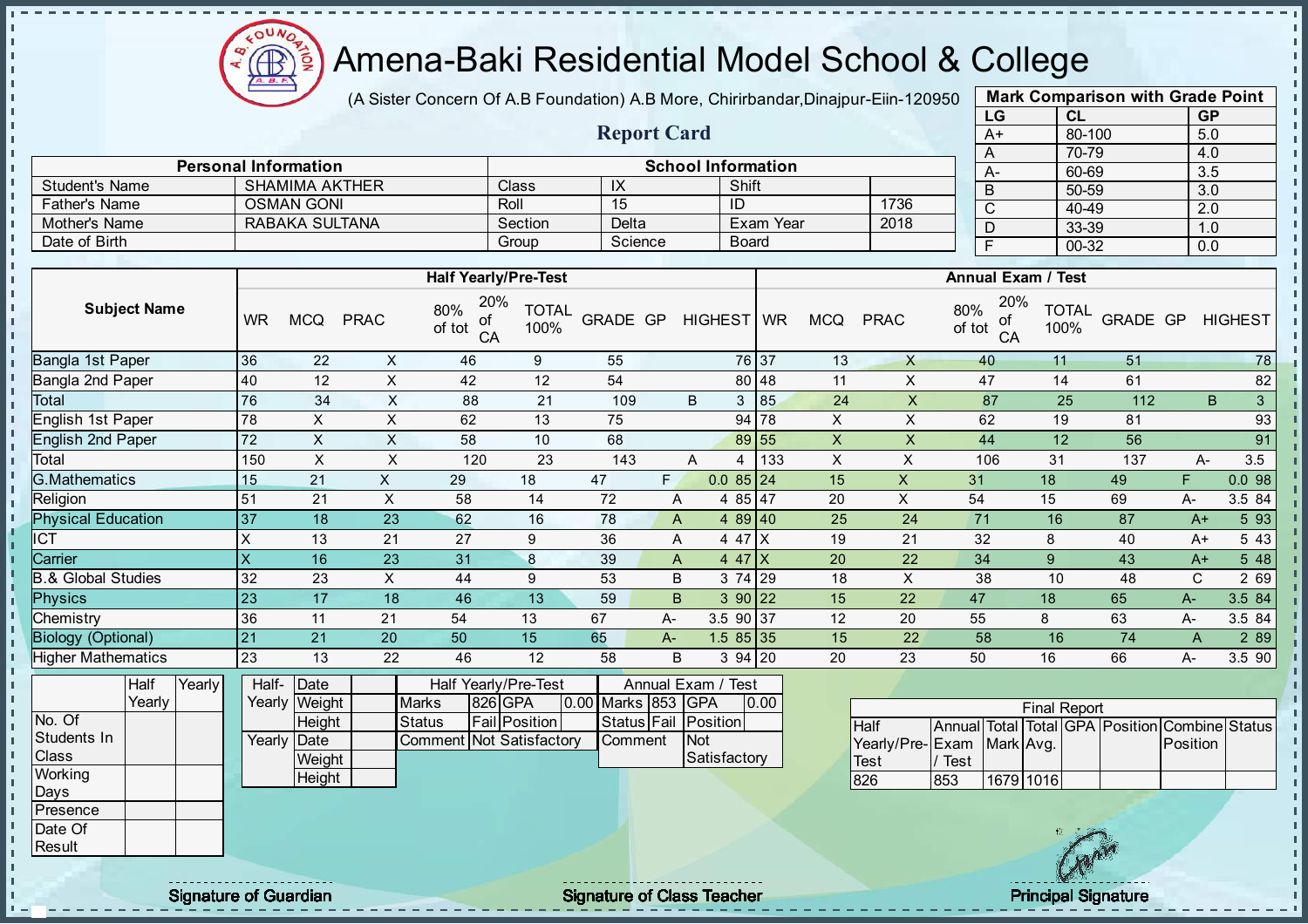# Amena-Baki Residential Model School & College

(A Sister Concern Of A.B Foundation) A.B More, Chirirbandar,Dinajpur-Eiin-120950

## Report Card

| Mark Comparison with Grade Point | | |
|---|---|---|
| LG | CL | GP |
| A+ | 80-100 | 5.0 |
| A | 70-79 | 4.0 |
| A- | 60-69 | 3.5 |
| B | 50-59 | 3.0 |
| C | 40-49 | 2.0 |
| D | 33-39 | 1.0 |
| F | 00-32 | 0.0 |

| Personal Information | | School Information | | | |
|---|---|---|---|---|---|
| Student's Name | SHAMIMA AKTHER | Class | IX | Shift | |
| Father's Name | OSMAN GONI | Roll | 15 | ID | 1736 |
| Mother's Name | RABAKA SULTANA | Section | Delta | Exam Year | 2018 |
| Date of Birth | | Group | Science | Board | |

| Subject Name | Half Yearly/Pre-Test | | | | | | | | | Annual Exam / Test | | | | | | | | |
|---|---|---|---|---|---|---|---|---|---|---|---|---|---|---|---|---|---|---|
| | WR | MCQ | PRAC | 80% of tot | 20% of CA | TOTAL 100% | GRADE | GP | HIGHEST | WR | MCQ | PRAC | 80% of tot | 20% of CA | TOTAL 100% | GRADE | GP | HIGHEST |
| Bangla 1st Paper | 36 | 22 | X | 46 | 9 | 55 | | | 76 | 37 | 13 | X | 40 | 11 | 51 | | | 78 |
| Bangla 2nd Paper | 40 | 12 | X | 42 | 12 | 54 | | | 80 | 48 | 11 | X | 47 | 14 | 61 | | | 82 |
| Total | 76 | 34 | X | 88 | 21 | 109 | B | 3 | | 85 | 24 | X | 87 | 25 | 112 | B | 3 | |
| English 1st Paper | 78 | X | X | 62 | 13 | 75 | | | 94 | 78 | X | X | 62 | 19 | 81 | | | 93 |
| English 2nd Paper | 72 | X | X | 58 | 10 | 68 | | | 89 | 55 | X | X | 44 | 12 | 56 | | | 91 |
| Total | 150 | X | X | 120 | 23 | 143 | A | 4 | | 133 | X | X | 106 | 31 | 137 | A- | 3.5 | |
| G.Mathematics | 15 | 21 | X | 29 | 18 | 47 | F | 0.0 | 85 | 24 | 15 | X | 31 | 18 | 49 | F | 0.0 | 98 |
| Religion | 51 | 21 | X | 58 | 14 | 72 | A | 4 | 85 | 47 | 20 | X | 54 | 15 | 69 | A- | 3.5 | 84 |
| Physical Education | 37 | 18 | 23 | 62 | 16 | 78 | A | 4 | 89 | 40 | 25 | 24 | 71 | 16 | 87 | A+ | 5 | 93 |
| ICT | X | 13 | 21 | 27 | 9 | 36 | A | 4 | 47 | X | 19 | 21 | 32 | 8 | 40 | A+ | 5 | 43 |
| Carrier | X | 16 | 23 | 31 | 8 | 39 | A | 4 | 47 | X | 20 | 22 | 34 | 9 | 43 | A+ | 5 | 48 |
| B.& Global Studies | 32 | 23 | X | 44 | 9 | 53 | B | 3 | 74 | 29 | 18 | X | 38 | 10 | 48 | C | 2 | 69 |
| Physics | 23 | 17 | 18 | 46 | 13 | 59 | B | 3 | 90 | 22 | 15 | 22 | 47 | 18 | 65 | A- | 3.5 | 84 |
| Chemistry | 36 | 11 | 21 | 54 | 13 | 67 | A- | 3.5 | 90 | 37 | 12 | 20 | 55 | 8 | 63 | A- | 3.5 | 84 |
| Biology (Optional) | 21 | 21 | 20 | 50 | 15 | 65 | A- | 1.5 | 85 | 35 | 15 | 22 | 58 | 16 | 74 | A | 2 | 89 |
| Higher Mathematics | 23 | 13 | 22 | 46 | 12 | 58 | B | 3 | 94 | 20 | 20 | 23 | 50 | 16 | 66 | A- | 3.5 | 90 |

| | Half Yearly | Yearly |
|---|---|---|
| No. Of Students In Class | | |
| Working Days | | |
| Presence | | |
| Date Of Result | | |

| | | |
|---|---|---|
| Half-Yearly | Date | |
| | Weight | |
| | Height | |
| Yearly | Date | |
| | Weight | |
| | Height | |

| Half Yearly/Pre-Test | | | |
|---|---|---|---|
| Marks | 826 | GPA | 0.00 |
| Status | Fail | Position | |
| Comment | Not Satisfactory | | |

| Annual Exam / Test | | | |
|---|---|---|---|
| Marks | 853 | GPA | 0.00 |
| Status | Fail | Position | |
| Comment | Not Satisfactory | | |

| Final Report | | | | | | | |
|---|---|---|---|---|---|---|---|
| Half Yearly/Pre-Test | Annual Exam / Test | Total Mark | Total Avg. | GPA | Position | Combine Position | Status |
| 826 | 853 | 1679 | 1016 | | | | |

Signature of Guardian — Signature of Class Teacher — Principal Signature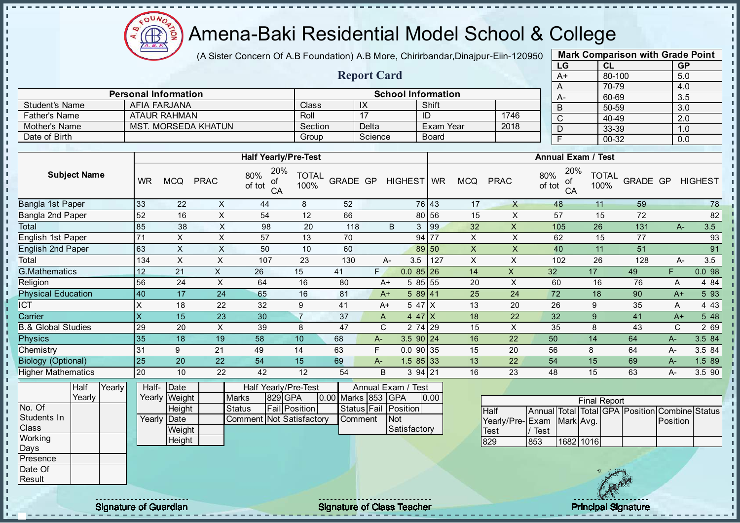# Amena-Baki Residential Model School & College

(A Sister Concern Of A.B Foundation) A.B More, Chirirbandar,Dinajpur-Eiin-120950

## Report Card

| Mark Comparison with Grade Point | | |
|---|---|---|
| LG | CL | GP |
| A+ | 80-100 | 5.0 |
| A | 70-79 | 4.0 |
| A- | 60-69 | 3.5 |
| B | 50-59 | 3.0 |
| C | 40-49 | 2.0 |
| D | 33-39 | 1.0 |
| F | 00-32 | 0.0 |

| Personal Information | | School Information | | | |
|---|---|---|---|---|---|
| Student's Name | AFIA FARJANA | Class | IX | Shift | |
| Father's Name | ATAUR RAHMAN | Roll | 17 | ID | 1746 |
| Mother's Name | MST. MORSEDA KHATUN | Section | Delta | Exam Year | 2018 |
| Date of Birth | | Group | Science | Board | |

| Subject Name | Half Yearly/Pre-Test | | | | | | | | | Annual Exam / Test | | | | | | | | |
|---|---|---|---|---|---|---|---|---|---|---|---|---|---|---|---|---|---|---|
| | WR | MCQ | PRAC | 80% of tot | 20% of CA | TOTAL 100% | GRADE | GP | HIGHEST | WR | MCQ | PRAC | 80% of tot | 20% of CA | TOTAL 100% | GRADE | GP | HIGHEST |
| Bangla 1st Paper | 33 | 22 | X | 44 | 8 | 52 | | | 76 | 43 | 17 | X | 48 | 11 | 59 | | | 78 |
| Bangla 2nd Paper | 52 | 16 | X | 54 | 12 | 66 | | | 80 | 56 | 15 | X | 57 | 15 | 72 | | | 82 |
| Total | 85 | 38 | X | 98 | 20 | 118 | B | 3 | | 99 | 32 | X | 105 | 26 | 131 | A- | 3.5 | |
| English 1st Paper | 71 | X | X | 57 | 13 | 70 | | | 94 | 77 | X | X | 62 | 15 | 77 | | | 93 |
| English 2nd Paper | 63 | X | X | 50 | 10 | 60 | | | 89 | 50 | X | X | 40 | 11 | 51 | | | 91 |
| Total | 134 | X | X | 107 | 23 | 130 | A- | 3.5 | | 127 | X | X | 102 | 26 | 128 | A- | 3.5 | |
| G.Mathematics | 12 | 21 | X | 26 | 15 | 41 | F | 0.0 | 85 | 26 | 14 | X | 32 | 17 | 49 | F | 0.0 | 98 |
| Religion | 56 | 24 | X | 64 | 16 | 80 | A+ | 5 | 85 | 55 | 20 | X | 60 | 16 | 76 | A | 4 | 84 |
| Physical Education | 40 | 17 | 24 | 65 | 16 | 81 | A+ | 5 | 89 | 41 | 25 | 24 | 72 | 18 | 90 | A+ | 5 | 93 |
| ICT | X | 18 | 22 | 32 | 9 | 41 | A+ | 5 | 47 | X | 13 | 20 | 26 | 9 | 35 | A | 4 | 43 |
| Carrier | X | 15 | 23 | 30 | 7 | 37 | A | 4 | 47 | X | 18 | 22 | 32 | 9 | 41 | A+ | 5 | 48 |
| B.& Global Studies | 29 | 20 | X | 39 | 8 | 47 | C | 2 | 74 | 29 | 15 | X | 35 | 8 | 43 | C | 2 | 69 |
| Physics | 35 | 18 | 19 | 58 | 10 | 68 | A- | 3.5 | 90 | 24 | 16 | 22 | 50 | 14 | 64 | A- | 3.5 | 84 |
| Chemistry | 31 | 9 | 21 | 49 | 14 | 63 | F | 0.0 | 90 | 35 | 15 | 20 | 56 | 8 | 64 | A- | 3.5 | 84 |
| Biology (Optional) | 25 | 20 | 22 | 54 | 15 | 69 | A- | 1.5 | 85 | 33 | 13 | 22 | 54 | 15 | 69 | A- | 1.5 | 89 |
| Higher Mathematics | 20 | 10 | 22 | 42 | 12 | 54 | B | 3 | 94 | 21 | 16 | 23 | 48 | 15 | 63 | A- | 3.5 | 90 |

| | Half Yearly | Yearly |
|---|---|---|
| No. Of Students In Class | | |
| Working Days | | |
| Presence | | |
| Date Of Result | | |

| | | |
|---|---|---|
| Half-Yearly | Date | |
| | Weight | |
| | Height | |
| Yearly | Date | |
| | Weight | |
| | Height | |

| Half Yearly/Pre-Test | | | |
|---|---|---|---|
| Marks | 829 | GPA | 0.00 |
| Status | Fail | Position | |
| Comment | Not Satisfactory | | |

| Annual Exam / Test | | | |
|---|---|---|---|
| Marks | 853 | GPA | 0.00 |
| Status | Fail | Position | |
| Comment | Not Satisfactory | | |

| Final Report | | | | | | | |
|---|---|---|---|---|---|---|---|
| Half Yearly/Pre-Test | Annual Exam / Test | Total Mark | Total Avg. | GPA | Position | Combine Position | Status |
| 829 | 853 | 1682 | 1016 | | | | |

Signature of Guardian — Signature of Class Teacher — Principal Signature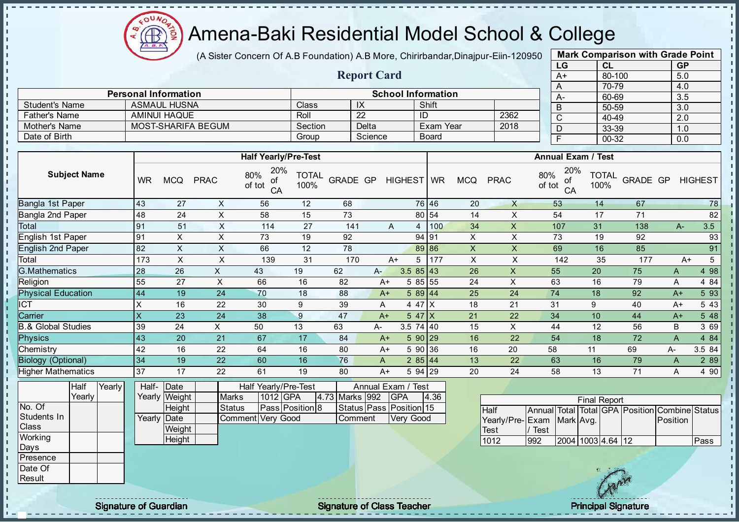# Amena-Baki Residential Model School & College

(A Sister Concern Of A.B Foundation) A.B More, Chirirbandar,Dinajpur-Eiin-120950

## Report Card

| Mark Comparison with Grade Point | | |
|---|---|---|
| LG | CL | GP |
| A+ | 80-100 | 5.0 |
| A | 70-79 | 4.0 |
| A- | 60-69 | 3.5 |
| B | 50-59 | 3.0 |
| C | 40-49 | 2.0 |
| D | 33-39 | 1.0 |
| F | 00-32 | 0.0 |

| Personal Information | | School Information | | | |
|---|---|---|---|---|---|
| Student's Name | ASMAUL HUSNA | Class | IX | Shift | |
| Father's Name | AMINUI HAQUE | Roll | 22 | ID | 2362 |
| Mother's Name | MOST-SHARIFA BEGUM | Section | Delta | Exam Year | 2018 |
| Date of Birth | | Group | Science | Board | |

| Subject Name | Half Yearly/Pre-Test | | | | | | | | | Annual Exam / Test | | | | | | | | |
|---|---|---|---|---|---|---|---|---|---|---|---|---|---|---|---|---|---|---|
| | WR | MCQ | PRAC | 80% of tot | 20% of CA | TOTAL 100% | GRADE | GP | HIGHEST | WR | MCQ | PRAC | 80% of tot | 20% of CA | TOTAL 100% | GRADE | GP | HIGHEST |
| Bangla 1st Paper | 43 | 27 | X | 56 | 12 | 68 | | | 76 | 46 | 20 | X | 53 | 14 | 67 | | | 78 |
| Bangla 2nd Paper | 48 | 24 | X | 58 | 15 | 73 | | | 80 | 54 | 14 | X | 54 | 17 | 71 | | | 82 |
| Total | 91 | 51 | X | 114 | 27 | 141 | A | 4 | | 100 | 34 | X | 107 | 31 | 138 | A- | 3.5 | |
| English 1st Paper | 91 | X | X | 73 | 19 | 92 | | | 94 | 91 | X | X | 73 | 19 | 92 | | | 93 |
| English 2nd Paper | 82 | X | X | 66 | 12 | 78 | | | 89 | 86 | X | X | 69 | 16 | 85 | | | 91 |
| Total | 173 | X | X | 139 | 31 | 170 | A+ | 5 | | 177 | X | X | 142 | 35 | 177 | A+ | 5 | |
| G.Mathematics | 28 | 26 | X | 43 | 19 | 62 | A- | 3.5 | 85 | 43 | 26 | X | 55 | 20 | 75 | A | 4 | 98 |
| Religion | 55 | 27 | X | 66 | 16 | 82 | A+ | 5 | 85 | 55 | 24 | X | 63 | 16 | 79 | A | 4 | 84 |
| Physical Education | 44 | 19 | 24 | 70 | 18 | 88 | A+ | 5 | 89 | 44 | 25 | 24 | 74 | 18 | 92 | A+ | 5 | 93 |
| ICT | X | 16 | 22 | 30 | 9 | 39 | A | 4 | 47 | X | 18 | 21 | 31 | 9 | 40 | A+ | 5 | 43 |
| Carrier | X | 23 | 24 | 38 | 9 | 47 | A+ | 5 | 47 | X | 21 | 22 | 34 | 10 | 44 | A+ | 5 | 48 |
| B.& Global Studies | 39 | 24 | X | 50 | 13 | 63 | A- | 3.5 | 74 | 40 | 15 | X | 44 | 12 | 56 | B | 3 | 69 |
| Physics | 43 | 20 | 21 | 67 | 17 | 84 | A+ | 5 | 90 | 29 | 16 | 22 | 54 | 18 | 72 | A | 4 | 84 |
| Chemistry | 42 | 16 | 22 | 64 | 16 | 80 | A+ | 5 | 90 | 36 | 16 | 20 | 58 | 11 | 69 | A- | 3.5 | 84 |
| Biology (Optional) | 34 | 19 | 22 | 60 | 16 | 76 | A | 2 | 85 | 44 | 13 | 22 | 63 | 16 | 79 | A | 2 | 89 |
| Higher Mathematics | 37 | 17 | 22 | 61 | 19 | 80 | A+ | 5 | 94 | 29 | 20 | 24 | 58 | 13 | 71 | A | 4 | 90 |

| | Half Yearly | Yearly |
|---|---|---|
| No. Of Students In Class | | |
| Working Days | | |
| Presence | | |
| Date Of Result | | |

| | | |
|---|---|---|
| Half-Yearly | Date | |
| | Weight | |
| | Height | |
| Yearly | Date | |
| | Weight | |
| | Height | |

| Half Yearly/Pre-Test | | | | Annual Exam / Test | | | |
|---|---|---|---|---|---|---|---|
| Marks | 1012 | GPA | 4.73 | Marks | 992 | GPA | 4.36 |
| Status | Pass | Position | 8 | Status | Pass | Position | 15 |
| Comment | Very Good | | | Comment | Very Good | | |

| Final Report | | | | | | | |
|---|---|---|---|---|---|---|---|
| Half Yearly/Pre-Test | Annual Exam / Test | Total Mark | Total Avg. | GPA | Position | Combine Position | Status |
| 1012 | 992 | 2004 | 1003 | 4.64 | 12 | | Pass |

Signature of Guardian

Signature of Class Teacher

Principal Signature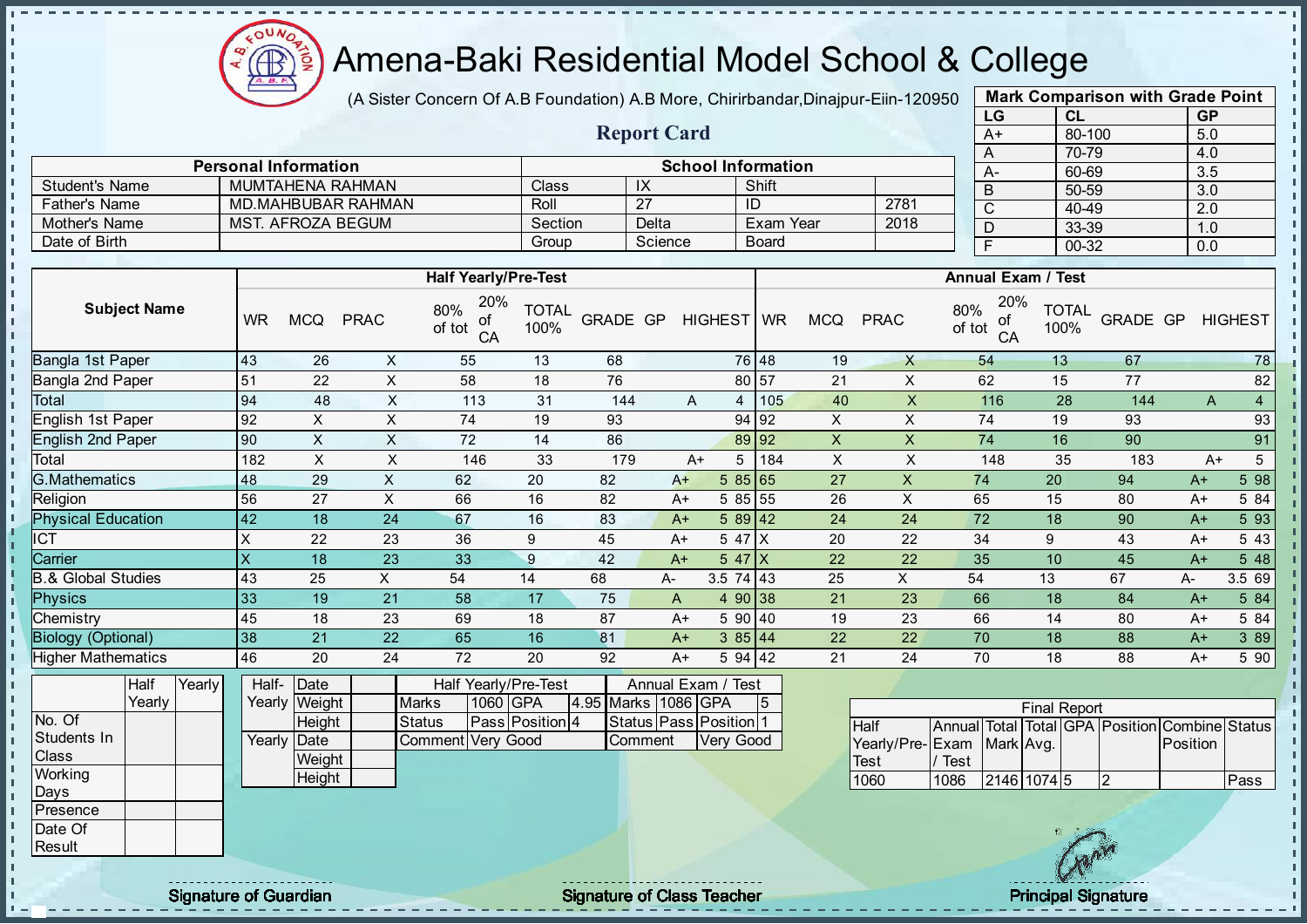# Amena-Baki Residential Model School & College

(A Sister Concern Of A.B Foundation) A.B More, Chirirbandar,Dinajpur-Eiin-120950

## Report Card

| Mark Comparison with Grade Point | | |
|---|---|---|
| LG | CL | GP |
| A+ | 80-100 | 5.0 |
| A | 70-79 | 4.0 |
| A- | 60-69 | 3.5 |
| B | 50-59 | 3.0 |
| C | 40-49 | 2.0 |
| D | 33-39 | 1.0 |
| F | 00-32 | 0.0 |

| Personal Information | | School Information | | | |
|---|---|---|---|---|---|
| Student's Name | MUMTAHENA RAHMAN | Class | IX | Shift | |
| Father's Name | MD.MAHBUBAR RAHMAN | Roll | 27 | ID | 2781 |
| Mother's Name | MST. AFROZA BEGUM | Section | Delta | Exam Year | 2018 |
| Date of Birth | | Group | Science | Board | |

| Subject Name | Half Yearly/Pre-Test | | | | | | | | | Annual Exam / Test | | | | | | | | |
|---|---|---|---|---|---|---|---|---|---|---|---|---|---|---|---|---|---|---|
| | WR | MCQ | PRAC | 80% of tot | 20% of CA | TOTAL 100% | GRADE | GP | HIGHEST | WR | MCQ | PRAC | 80% of tot | 20% of CA | TOTAL 100% | GRADE | GP | HIGHEST |
| Bangla 1st Paper | 43 | 26 | X | 55 | 13 | 68 | | | 76 | 48 | 19 | X | 54 | 13 | 67 | | | 78 |
| Bangla 2nd Paper | 51 | 22 | X | 58 | 18 | 76 | | | 80 | 57 | 21 | X | 62 | 15 | 77 | | | 82 |
| Total | 94 | 48 | X | 113 | 31 | 144 | A | 4 | | 105 | 40 | X | 116 | 28 | 144 | A | 4 | |
| English 1st Paper | 92 | X | X | 74 | 19 | 93 | | | 94 | 92 | X | X | 74 | 19 | 93 | | | 93 |
| English 2nd Paper | 90 | X | X | 72 | 14 | 86 | | | 89 | 92 | X | X | 74 | 16 | 90 | | | 91 |
| Total | 182 | X | X | 146 | 33 | 179 | A+ | 5 | | 184 | X | X | 148 | 35 | 183 | A+ | 5 | |
| G.Mathematics | 48 | 29 | X | 62 | 20 | 82 | A+ | 5 | 85 | 65 | 27 | X | 74 | 20 | 94 | A+ | 5 | 98 |
| Religion | 56 | 27 | X | 66 | 16 | 82 | A+ | 5 | 85 | 55 | 26 | X | 65 | 15 | 80 | A+ | 5 | 84 |
| Physical Education | 42 | 18 | 24 | 67 | 16 | 83 | A+ | 5 | 89 | 42 | 24 | 24 | 72 | 18 | 90 | A+ | 5 | 93 |
| ICT | X | 22 | 23 | 36 | 9 | 45 | A+ | 5 | 47 | X | 20 | 22 | 34 | 9 | 43 | A+ | 5 | 43 |
| Carrier | X | 18 | 23 | 33 | 9 | 42 | A+ | 5 | 47 | X | 22 | 22 | 35 | 10 | 45 | A+ | 5 | 48 |
| B.& Global Studies | 43 | 25 | X | 54 | 14 | 68 | A- | 3.5 | 74 | 43 | 25 | X | 54 | 13 | 67 | A- | 3.5 | 69 |
| Physics | 33 | 19 | 21 | 58 | 17 | 75 | A | 4 | 90 | 38 | 21 | 23 | 66 | 18 | 84 | A+ | 5 | 84 |
| Chemistry | 45 | 18 | 23 | 69 | 18 | 87 | A+ | 5 | 90 | 40 | 19 | 23 | 66 | 14 | 80 | A+ | 5 | 84 |
| Biology (Optional) | 38 | 21 | 22 | 65 | 16 | 81 | A+ | 3 | 85 | 44 | 22 | 22 | 70 | 18 | 88 | A+ | 3 | 89 |
| Higher Mathematics | 46 | 20 | 24 | 72 | 20 | 92 | A+ | 5 | 94 | 42 | 21 | 24 | 70 | 18 | 88 | A+ | 5 | 90 |

| | Half Yearly | Yearly |
|---|---|---|
| No. Of Students In Class | | |
| Working Days | | |
| Presence | | |
| Date Of Result | | |

| | | |
|---|---|---|
| Half-Yearly | Date | |
| | Weight | |
| | Height | |
| Yearly | Date | |
| | Weight | |
| | Height | |

| Half Yearly/Pre-Test | | | | Annual Exam / Test | | | |
|---|---|---|---|---|---|---|---|
| Marks | 1060 | GPA | 4.95 | Marks | 1086 | GPA | 5 |
| Status | Pass | Position | 4 | Status | Pass | Position | 1 |
| Comment | Very Good | | | Comment | Very Good | | |

| Final Report | | | | | | | |
|---|---|---|---|---|---|---|---|
| Half Yearly/Pre-Test | Annual Exam / Test | Total Mark | Total Avg. | GPA | Position | Combine Position | Status |
| 1060 | 1086 | 2146 | 1074 | 5 | 2 | | Pass |

Signature of Guardian

Signature of Class Teacher

Principal Signature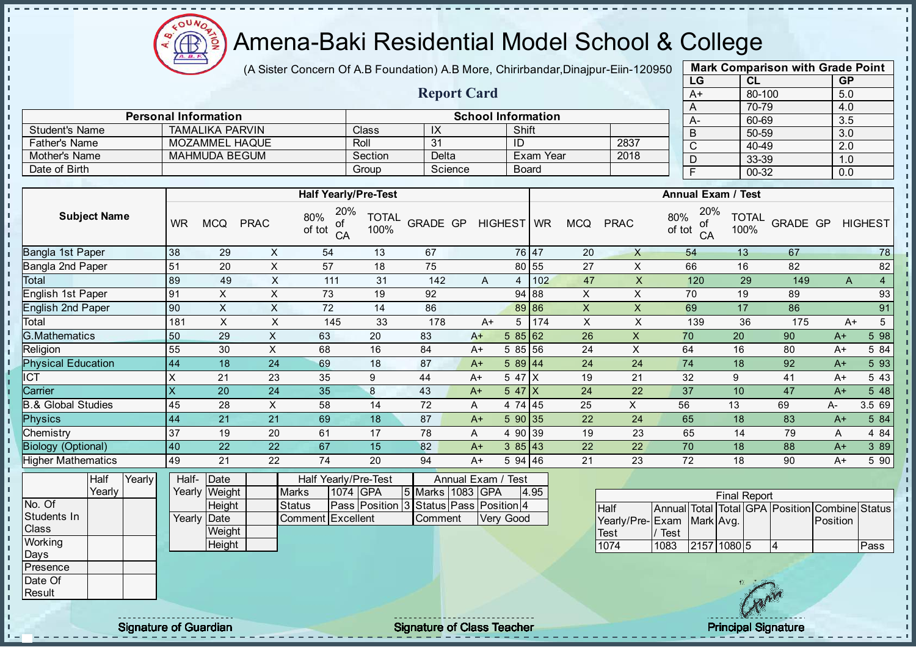# Amena-Baki Residential Model School & College

(A Sister Concern Of A.B Foundation) A.B More, Chirirbandar,Dinajpur-Eiin-120950

## Report Card

| Mark Comparison with Grade Point | | |
|---|---|---|
| **LG** | **CL** | **GP** |
| A+ | 80-100 | 5.0 |
| A | 70-79 | 4.0 |
| A- | 60-69 | 3.5 |
| B | 50-59 | 3.0 |
| C | 40-49 | 2.0 |
| D | 33-39 | 1.0 |
| F | 00-32 | 0.0 |

| Personal Information | | School Information | | | |
|---|---|---|---|---|---|
| Student's Name | TAMALIKA PARVIN | Class | IX | Shift | |
| Father's Name | MOZAMMEL HAQUE | Roll | 31 | ID | 2837 |
| Mother's Name | MAHMUDA BEGUM | Section | Delta | Exam Year | 2018 |
| Date of Birth | | Group | Science | Board | |

| Subject Name | Half Yearly/Pre-Test | | | | | | | | | Annual Exam / Test | | | | | | | | |
|---|---|---|---|---|---|---|---|---|---|---|---|---|---|---|---|---|---|---|
| | WR | MCQ | PRAC | 80% of tot | 20% of CA | TOTAL 100% | GRADE | GP | HIGHEST | WR | MCQ | PRAC | 80% of tot | 20% of CA | TOTAL 100% | GRADE | GP | HIGHEST |
| Bangla 1st Paper | 38 | 29 | X | 54 | 13 | 67 | | | 76 | 47 | 20 | X | 54 | 13 | 67 | | | 78 |
| Bangla 2nd Paper | 51 | 20 | X | 57 | 18 | 75 | | | 80 | 55 | 27 | X | 66 | 16 | 82 | | | 82 |
| Total | 89 | 49 | X | 111 | 31 | 142 | A | 4 | | 102 | 47 | X | 120 | 29 | 149 | A | 4 | |
| English 1st Paper | 91 | X | X | 73 | 19 | 92 | | | 94 | 88 | X | X | 70 | 19 | 89 | | | 93 |
| English 2nd Paper | 90 | X | X | 72 | 14 | 86 | | | 89 | 86 | X | X | 69 | 17 | 86 | | | 91 |
| Total | 181 | X | X | 145 | 33 | 178 | A+ | 5 | | 174 | X | X | 139 | 36 | 175 | A+ | 5 | |
| G.Mathematics | 50 | 29 | X | 63 | 20 | 83 | A+ | 5 | 85 | 62 | 26 | X | 70 | 20 | 90 | A+ | 5 | 98 |
| Religion | 55 | 30 | X | 68 | 16 | 84 | A+ | 5 | 85 | 56 | 24 | X | 64 | 16 | 80 | A+ | 5 | 84 |
| Physical Education | 44 | 18 | 24 | 69 | 18 | 87 | A+ | 5 | 89 | 44 | 24 | 24 | 74 | 18 | 92 | A+ | 5 | 93 |
| ICT | X | 21 | 23 | 35 | 9 | 44 | A+ | 5 | 47 | X | 19 | 21 | 32 | 9 | 41 | A+ | 5 | 43 |
| Carrier | X | 20 | 24 | 35 | 8 | 43 | A+ | 5 | 47 | X | 24 | 22 | 37 | 10 | 47 | A+ | 5 | 48 |
| B.& Global Studies | 45 | 28 | X | 58 | 14 | 72 | A | 4 | 74 | 45 | 25 | X | 56 | 13 | 69 | A- | 3.5 | 69 |
| Physics | 44 | 21 | 21 | 69 | 18 | 87 | A+ | 5 | 90 | 35 | 22 | 24 | 65 | 18 | 83 | A+ | 5 | 84 |
| Chemistry | 37 | 19 | 20 | 61 | 17 | 78 | A | 4 | 90 | 39 | 19 | 23 | 65 | 14 | 79 | A | 4 | 84 |
| Biology (Optional) | 40 | 22 | 22 | 67 | 15 | 82 | A+ | 3 | 85 | 43 | 22 | 22 | 70 | 18 | 88 | A+ | 3 | 89 |
| Higher Mathematics | 49 | 21 | 22 | 74 | 20 | 94 | A+ | 5 | 94 | 46 | 21 | 23 | 72 | 18 | 90 | A+ | 5 | 90 |

| | Half Yearly | Yearly |
|---|---|---|
| No. Of Students In Class | | |
| Working Days | | |
| Presence | | |
| Date Of Result | | |

| | | |
|---|---|---|
| Half-Yearly | Date | |
| | Weight | |
| | Height | |
| Yearly | Date | |
| | Weight | |
| | Height | |

| Half Yearly/Pre-Test | | | | Annual Exam / Test | | | |
|---|---|---|---|---|---|---|---|
| Marks | 1074 | GPA | 5 | Marks | 1083 | GPA | 4.95 |
| Status | Pass | Position | 3 | Status | Pass | Position | 4 |
| Comment | Excellent | | | Comment | Very Good | | |

| Final Report | | | | | | | |
|---|---|---|---|---|---|---|---|
| Half Yearly/Pre-Test | Annual Exam / Test | Total Mark | Total Avg. | GPA | Position | Combine Position | Status |
| 1074 | 1083 | 2157 | 1080 | 5 | 4 | | Pass |

Signature of Guardian &nbsp;&nbsp;&nbsp; Signature of Class Teacher &nbsp;&nbsp;&nbsp; Principal Signature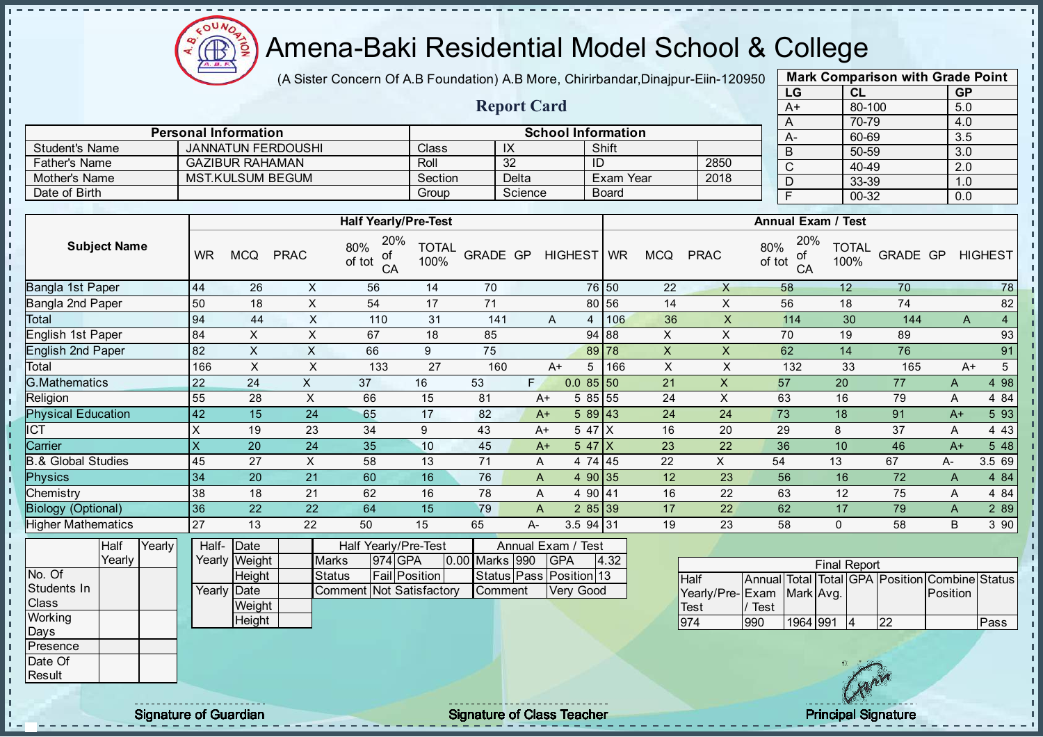# Amena-Baki Residential Model School & College

(A Sister Concern Of A.B Foundation) A.B More, Chirirbandar,Dinajpur-Eiin-120950

## Report Card

| Mark Comparison with Grade Point | | |
|---|---|---|
| LG | CL | GP |
| A+ | 80-100 | 5.0 |
| A | 70-79 | 4.0 |
| A- | 60-69 | 3.5 |
| B | 50-59 | 3.0 |
| C | 40-49 | 2.0 |
| D | 33-39 | 1.0 |
| F | 00-32 | 0.0 |

| Personal Information | | School Information | | | |
|---|---|---|---|---|---|
| Student's Name | JANNATUN FERDOUSHI | Class | IX | Shift | |
| Father's Name | GAZIBUR RAHAMAN | Roll | 32 | ID | 2850 |
| Mother's Name | MST.KULSUM BEGUM | Section | Delta | Exam Year | 2018 |
| Date of Birth | | Group | Science | Board | |

| Subject Name | Half Yearly/Pre-Test | | | | | | | | | Annual Exam / Test | | | | | | | | |
|---|---|---|---|---|---|---|---|---|---|---|---|---|---|---|---|---|---|---|
| | WR | MCQ | PRAC | 80% of tot | 20% of CA | TOTAL 100% | GRADE | GP | HIGHEST | WR | MCQ | PRAC | 80% of tot | 20% of CA | TOTAL 100% | GRADE | GP | HIGHEST |
| Bangla 1st Paper | 44 | 26 | X | 56 | 14 | 70 | | | 76 | 50 | 22 | X | 58 | 12 | 70 | | | 78 |
| Bangla 2nd Paper | 50 | 18 | X | 54 | 17 | 71 | | | 80 | 56 | 14 | X | 56 | 18 | 74 | | | 82 |
| Total | 94 | 44 | X | 110 | 31 | 141 | A | 4 | | 106 | 36 | X | 114 | 30 | 144 | A | 4 | |
| English 1st Paper | 84 | X | X | 67 | 18 | 85 | | | 94 | 88 | X | X | 70 | 19 | 89 | | | 93 |
| English 2nd Paper | 82 | X | X | 66 | 9 | 75 | | | 89 | 78 | X | X | 62 | 14 | 76 | | | 91 |
| Total | 166 | X | X | 133 | 27 | 160 | A+ | 5 | | 166 | X | X | 132 | 33 | 165 | A+ | 5 | |
| G.Mathematics | 22 | 24 | X | 37 | 16 | 53 | F | 0.0 | 85 | 50 | 21 | X | 57 | 20 | 77 | A | 4 | 98 |
| Religion | 55 | 28 | X | 66 | 15 | 81 | A+ | 5 | 85 | 55 | 24 | X | 63 | 16 | 79 | A | 4 | 84 |
| Physical Education | 42 | 15 | 24 | 65 | 17 | 82 | A+ | 5 | 89 | 43 | 24 | 24 | 73 | 18 | 91 | A+ | 5 | 93 |
| ICT | X | 19 | 23 | 34 | 9 | 43 | A+ | 5 | 47 | X | 16 | 20 | 29 | 8 | 37 | A | 4 | 43 |
| Carrier | X | 20 | 24 | 35 | 10 | 45 | A+ | 5 | 47 | X | 23 | 22 | 36 | 10 | 46 | A+ | 5 | 48 |
| B.& Global Studies | 45 | 27 | X | 58 | 13 | 71 | A | 4 | 74 | 45 | 22 | X | 54 | 13 | 67 | A- | 3.5 | 69 |
| Physics | 34 | 20 | 21 | 60 | 16 | 76 | A | 4 | 90 | 35 | 12 | 23 | 56 | 16 | 72 | A | 4 | 84 |
| Chemistry | 38 | 18 | 21 | 62 | 16 | 78 | A | 4 | 90 | 41 | 16 | 22 | 63 | 12 | 75 | A | 4 | 84 |
| Biology (Optional) | 36 | 22 | 22 | 64 | 15 | 79 | A | 2 | 85 | 39 | 17 | 22 | 62 | 17 | 79 | A | 2 | 89 |
| Higher Mathematics | 27 | 13 | 22 | 50 | 15 | 65 | A- | 3.5 | 94 | 31 | 19 | 23 | 58 | 0 | 58 | B | 3 | 90 |

| | Half Yearly | Yearly |
|---|---|---|
| No. Of Students In Class | | |
| Working Days | | |
| Presence | | |
| Date Of Result | | |

| | | |
|---|---|---|
| Half-Yearly | Date | |
| | Weight | |
| | Height | |
| Yearly | Date | |
| | Weight | |
| | Height | |

| Half Yearly/Pre-Test | | | | Annual Exam / Test | | | |
|---|---|---|---|---|---|---|---|
| Marks | 974 | GPA | 0.00 | Marks | 990 | GPA | 4.32 |
| Status | Fail | Position | | Status | Pass | Position | 13 |
| Comment | Not Satisfactory | | | Comment | Very Good | | |

| Final Report | | | | | | | |
|---|---|---|---|---|---|---|---|
| Half Yearly/Pre-Test | Annual Exam / Test | Total Mark | Total Avg. | GPA | Position | Combine Position | Status |
| 974 | 990 | 1964 | 991 | 4 | 22 | | Pass |

Signature of Guardian

Signature of Class Teacher

Principal Signature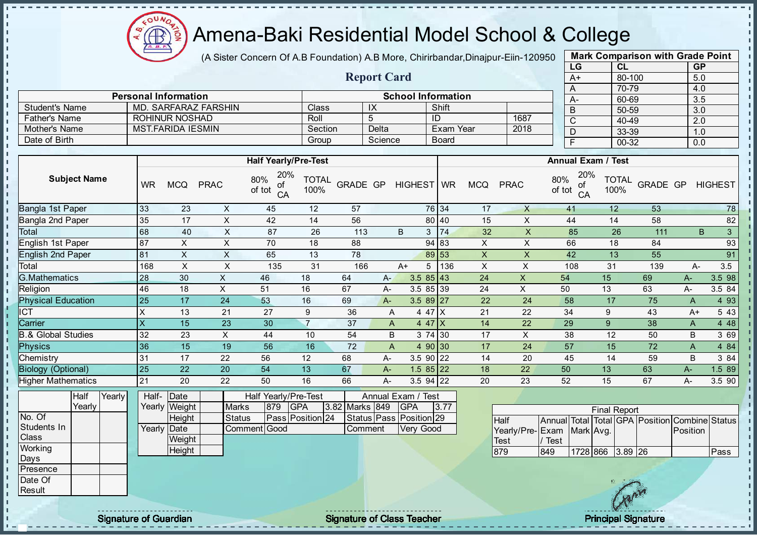# Amena-Baki Residential Model School & College

(A Sister Concern Of A.B Foundation) A.B More, Chirirbandar,Dinajpur-Eiin-120950

## Report Card

| Mark Comparison with Grade Point | | |
|---|---|---|
| LG | CL | GP |
| A+ | 80-100 | 5.0 |
| A | 70-79 | 4.0 |
| A- | 60-69 | 3.5 |
| B | 50-59 | 3.0 |
| C | 40-49 | 2.0 |
| D | 33-39 | 1.0 |
| F | 00-32 | 0.0 |

| Personal Information | | School Information | | | |
|---|---|---|---|---|---|
| Student's Name | MD. SARFARAZ FARSHIN | Class | IX | Shift | |
| Father's Name | ROHINUR NOSHAD | Roll | 5 | ID | 1687 |
| Mother's Name | MST.FARIDA IESMIN | Section | Delta | Exam Year | 2018 |
| Date of Birth | | Group | Science | Board | |

| Subject Name | Half Yearly/Pre-Test | | | | | | | | | Annual Exam / Test | | | | | | | | |
|---|---|---|---|---|---|---|---|---|---|---|---|---|---|---|---|---|---|---|
| | WR | MCQ | PRAC | 80% of tot | 20% of CA | TOTAL 100% | GRADE | GP | HIGHEST | WR | MCQ | PRAC | 80% of tot | 20% of CA | TOTAL 100% | GRADE | GP | HIGHEST |
| Bangla 1st Paper | 33 | 23 | X | 45 | 12 | 57 | | | 76 | 34 | 17 | X | 41 | 12 | 53 | | | 78 |
| Bangla 2nd Paper | 35 | 17 | X | 42 | 14 | 56 | | | 80 | 40 | 15 | X | 44 | 14 | 58 | | | 82 |
| Total | 68 | 40 | X | 87 | 26 | 113 | B | 3 | | 74 | 32 | X | 85 | 26 | 111 | B | 3 | |
| English 1st Paper | 87 | X | X | 70 | 18 | 88 | | | 94 | 83 | X | X | 66 | 18 | 84 | | | 93 |
| English 2nd Paper | 81 | X | X | 65 | 13 | 78 | | | 89 | 53 | X | X | 42 | 13 | 55 | | | 91 |
| Total | 168 | X | X | 135 | 31 | 166 | A+ | 5 | | 136 | X | X | 108 | 31 | 139 | A- | 3.5 | |
| G.Mathematics | 28 | 30 | X | 46 | 18 | 64 | A- | 3.5 | 85 | 43 | 24 | X | 54 | 15 | 69 | A- | 3.5 | 98 |
| Religion | 46 | 18 | X | 51 | 16 | 67 | A- | 3.5 | 85 | 39 | 24 | X | 50 | 13 | 63 | A- | 3.5 | 84 |
| Physical Education | 25 | 17 | 24 | 53 | 16 | 69 | A- | 3.5 | 89 | 27 | 22 | 24 | 58 | 17 | 75 | A | 4 | 93 |
| ICT | X | 13 | 21 | 27 | 9 | 36 | A | 4 | 47 | X | 21 | 22 | 34 | 9 | 43 | A+ | 5 | 43 |
| Carrier | X | 15 | 23 | 30 | 7 | 37 | A | 4 | 47 | X | 14 | 22 | 29 | 9 | 38 | A | 4 | 48 |
| B.& Global Studies | 32 | 23 | X | 44 | 10 | 54 | B | 3 | 74 | 30 | 17 | X | 38 | 12 | 50 | B | 3 | 69 |
| Physics | 36 | 15 | 19 | 56 | 16 | 72 | A | 4 | 90 | 30 | 17 | 24 | 57 | 15 | 72 | A | 4 | 84 |
| Chemistry | 31 | 17 | 22 | 56 | 12 | 68 | A- | 3.5 | 90 | 22 | 14 | 20 | 45 | 14 | 59 | B | 3 | 84 |
| Biology (Optional) | 25 | 22 | 20 | 54 | 13 | 67 | A- | 1.5 | 85 | 22 | 18 | 22 | 50 | 13 | 63 | A- | 1.5 | 89 |
| Higher Mathematics | 21 | 20 | 22 | 50 | 16 | 66 | A- | 3.5 | 94 | 22 | 20 | 23 | 52 | 15 | 67 | A- | 3.5 | 90 |

| | Half Yearly | Yearly |
|---|---|---|
| No. Of Students In Class | | |
| Working Days | | |
| Presence | | |
| Date Of Result | | |

| | | |
|---|---|---|
| Half-Yearly | Date | |
| | Weight | |
| | Height | |
| Yearly | Date | |
| | Weight | |
| | Height | |

| Half Yearly/Pre-Test | | | | Annual Exam / Test | | | |
|---|---|---|---|---|---|---|---|
| Marks | 879 | GPA | 3.82 | Marks | 849 | GPA | 3.77 |
| Status | Pass | Position | 24 | Status | Pass | Position | 29 |
| Comment | Good | | | Comment | Very Good | | |

| Final Report | | | | | | | |
|---|---|---|---|---|---|---|---|
| Half Yearly/Pre-Test | Annual Exam / Test | Total Mark | Total Avg. | GPA | Position | Combine Position | Status |
| 879 | 849 | 1728 | 866 | 3.89 | 26 | | Pass |

Signature of Guardian

Signature of Class Teacher

Principal Signature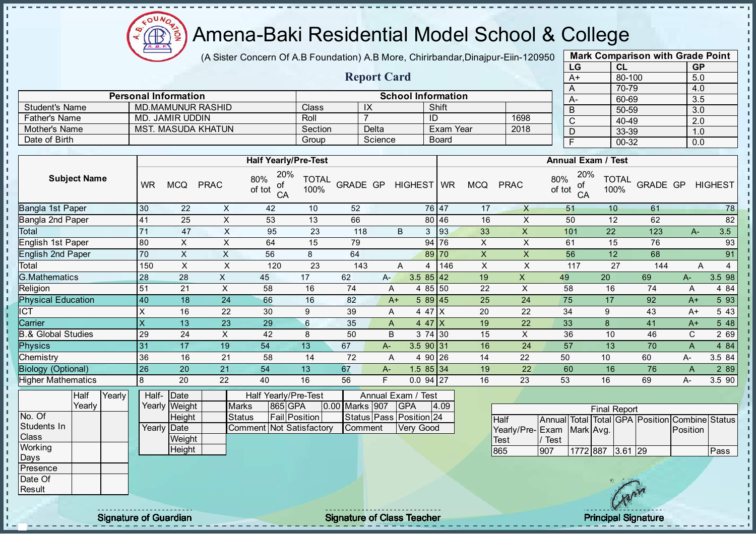# Amena-Baki Residential Model School & College

(A Sister Concern Of A.B Foundation) A.B More, Chirirbandar,Dinajpur-Eiin-120950

## Report Card

| Mark Comparison with Grade Point | | |
|---|---|---|
| LG | CL | GP |
| A+ | 80-100 | 5.0 |
| A | 70-79 | 4.0 |
| A- | 60-69 | 3.5 |
| B | 50-59 | 3.0 |
| C | 40-49 | 2.0 |
| D | 33-39 | 1.0 |
| F | 00-32 | 0.0 |

| Personal Information | | School Information | | | |
|---|---|---|---|---|---|
| Student's Name | MD.MAMUNUR RASHID | Class | IX | Shift | |
| Father's Name | MD. JAMIR UDDIN | Roll | 7 | ID | 1698 |
| Mother's Name | MST. MASUDA KHATUN | Section | Delta | Exam Year | 2018 |
| Date of Birth | | Group | Science | Board | |

| Subject Name | Half Yearly/Pre-Test | | | | | | | | | Annual Exam / Test | | | | | | | | |
|---|---|---|---|---|---|---|---|---|---|---|---|---|---|---|---|---|---|---|
| | WR | MCQ | PRAC | 80% of tot | 20% of CA | TOTAL 100% | GRADE | GP | HIGHEST | WR | MCQ | PRAC | 80% of tot | 20% of CA | TOTAL 100% | GRADE | GP | HIGHEST |
| Bangla 1st Paper | 30 | 22 | X | 42 | 10 | 52 | | | 76 | 47 | 17 | X | 51 | 10 | 61 | | | 78 |
| Bangla 2nd Paper | 41 | 25 | X | 53 | 13 | 66 | | | 80 | 46 | 16 | X | 50 | 12 | 62 | | | 82 |
| Total | 71 | 47 | X | 95 | 23 | 118 | B | 3 | | 93 | 33 | X | 101 | 22 | 123 | A- | 3.5 | |
| English 1st Paper | 80 | X | X | 64 | 15 | 79 | | | 94 | 76 | X | X | 61 | 15 | 76 | | | 93 |
| English 2nd Paper | 70 | X | X | 56 | 8 | 64 | | | 89 | 70 | X | X | 56 | 12 | 68 | | | 91 |
| Total | 150 | X | X | 120 | 23 | 143 | A | 4 | | 146 | X | X | 117 | 27 | 144 | A | 4 | |
| G.Mathematics | 28 | 28 | X | 45 | 17 | 62 | A- | 3.5 | 85 | 42 | 19 | X | 49 | 20 | 69 | A- | 3.5 | 98 |
| Religion | 51 | 21 | X | 58 | 16 | 74 | A | 4 | 85 | 50 | 22 | X | 58 | 16 | 74 | A | 4 | 84 |
| Physical Education | 40 | 18 | 24 | 66 | 16 | 82 | A+ | 5 | 89 | 45 | 25 | 24 | 75 | 17 | 92 | A+ | 5 | 93 |
| ICT | X | 16 | 22 | 30 | 9 | 39 | A | 4 | 47 | X | 20 | 22 | 34 | 9 | 43 | A+ | 5 | 43 |
| Carrier | X | 13 | 23 | 29 | 6 | 35 | A | 4 | 47 | X | 19 | 22 | 33 | 8 | 41 | A+ | 5 | 48 |
| B.& Global Studies | 29 | 24 | X | 42 | 8 | 50 | B | 3 | 74 | 30 | 15 | X | 36 | 10 | 46 | C | 2 | 69 |
| Physics | 31 | 17 | 19 | 54 | 13 | 67 | A- | 3.5 | 90 | 31 | 16 | 24 | 57 | 13 | 70 | A | 4 | 84 |
| Chemistry | 36 | 16 | 21 | 58 | 14 | 72 | A | 4 | 90 | 26 | 14 | 22 | 50 | 10 | 60 | A- | 3.5 | 84 |
| Biology (Optional) | 26 | 20 | 21 | 54 | 13 | 67 | A- | 1.5 | 85 | 34 | 19 | 22 | 60 | 16 | 76 | A | 2 | 89 |
| Higher Mathematics | 8 | 20 | 22 | 40 | 16 | 56 | F | 0.0 | 94 | 27 | 16 | 23 | 53 | 16 | 69 | A- | 3.5 | 90 |

| | Half Yearly | Yearly |
|---|---|---|
| No. Of Students In Class | | |
| Working Days | | |
| Presence | | |
| Date Of Result | | |

| | | |
|---|---|---|
| Half-Yearly | Date | |
| | Weight | |
| | Height | |
| Yearly | Date | |
| | Weight | |
| | Height | |

| Half Yearly/Pre-Test | | | | Annual Exam / Test | | | |
|---|---|---|---|---|---|---|---|
| Marks | 865 | GPA | 0.00 | Marks | 907 | GPA | 4.09 |
| Status | Fail | Position | | Status | Pass | Position | 24 |
| Comment | Not Satisfactory | | | Comment | Very Good | | |

| Final Report | | | | | | | |
|---|---|---|---|---|---|---|---|
| Half Yearly/Pre-Test | Annual Exam / Test | Total Mark | Total Avg. | GPA | Position | Combine Position | Status |
| 865 | 907 | 1772 | 887 | 3.61 | 29 | | Pass |

Signature of Guardian | Signature of Class Teacher | Principal Signature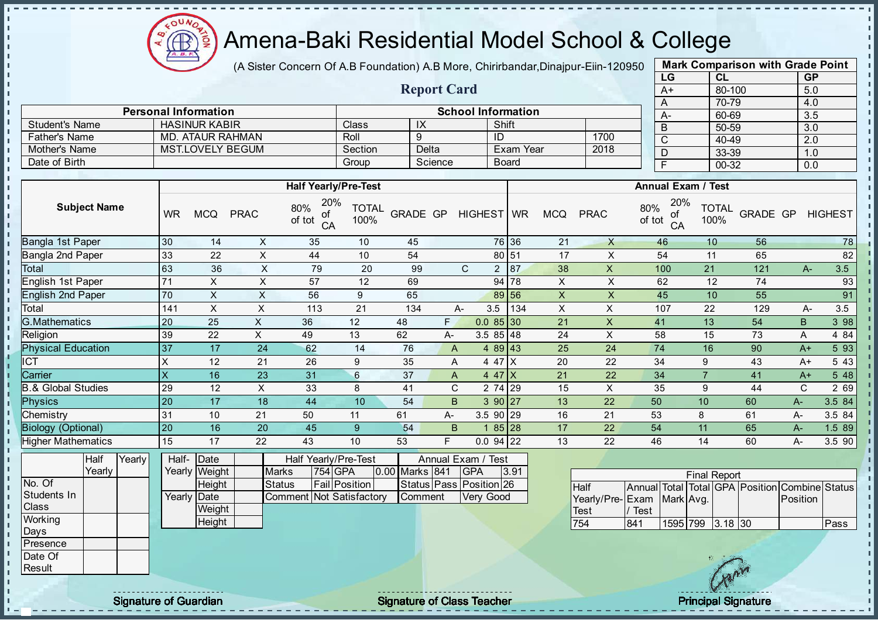# Amena-Baki Residential Model School & College

(A Sister Concern Of A.B Foundation) A.B More, Chirirbandar,Dinajpur-Eiin-120950

## Report Card

| Mark Comparison with Grade Point | | |
|---|---|---|
| LG | CL | GP |
| A+ | 80-100 | 5.0 |
| A | 70-79 | 4.0 |
| A- | 60-69 | 3.5 |
| B | 50-59 | 3.0 |
| C | 40-49 | 2.0 |
| D | 33-39 | 1.0 |
| F | 00-32 | 0.0 |

| Personal Information | | School Information | | | |
|---|---|---|---|---|---|
| Student's Name | HASINUR KABIR | Class | IX | Shift | |
| Father's Name | MD. ATAUR RAHMAN | Roll | 9 | ID | 1700 |
| Mother's Name | MST.LOVELY BEGUM | Section | Delta | Exam Year | 2018 |
| Date of Birth | | Group | Science | Board | |

| Subject Name | Half Yearly/Pre-Test | | | | | | | | | Annual Exam / Test | | | | | | | | |
|---|---|---|---|---|---|---|---|---|---|---|---|---|---|---|---|---|---|---|
| | WR | MCQ | PRAC | 80% of tot | 20% of CA | TOTAL 100% | GRADE | GP | HIGHEST | WR | MCQ | PRAC | 80% of tot | 20% of CA | TOTAL 100% | GRADE | GP | HIGHEST |
| Bangla 1st Paper | 30 | 14 | X | 35 | 10 | 45 | | | 76 | 36 | 21 | X | 46 | 10 | 56 | | | 78 |
| Bangla 2nd Paper | 33 | 22 | X | 44 | 10 | 54 | | | 80 | 51 | 17 | X | 54 | 11 | 65 | | | 82 |
| Total | 63 | 36 | X | 79 | 20 | 99 | C | 2 | | 87 | 38 | X | 100 | 21 | 121 | A- | 3.5 | |
| English 1st Paper | 71 | X | X | 57 | 12 | 69 | | | 94 | 78 | X | X | 62 | 12 | 74 | | | 93 |
| English 2nd Paper | 70 | X | X | 56 | 9 | 65 | | | 89 | 56 | X | X | 45 | 10 | 55 | | | 91 |
| Total | 141 | X | X | 113 | 21 | 134 | A- | 3.5 | | 134 | X | X | 107 | 22 | 129 | A- | 3.5 | |
| G.Mathematics | 20 | 25 | X | 36 | 12 | 48 | F | 0.0 | 85 | 30 | 21 | X | 41 | 13 | 54 | B | 3 | 98 |
| Religion | 39 | 22 | X | 49 | 13 | 62 | A- | 3.5 | 85 | 48 | 24 | X | 58 | 15 | 73 | A | 4 | 84 |
| Physical Education | 37 | 17 | 24 | 62 | 14 | 76 | A | 4 | 89 | 43 | 25 | 24 | 74 | 16 | 90 | A+ | 5 | 93 |
| ICT | X | 12 | 21 | 26 | 9 | 35 | A | 4 | 47 | X | 20 | 22 | 34 | 9 | 43 | A+ | 5 | 43 |
| Carrier | X | 16 | 23 | 31 | 6 | 37 | A | 4 | 47 | X | 21 | 22 | 34 | 7 | 41 | A+ | 5 | 48 |
| B.& Global Studies | 29 | 12 | X | 33 | 8 | 41 | C | 2 | 74 | 29 | 15 | X | 35 | 9 | 44 | C | 2 | 69 |
| Physics | 20 | 17 | 18 | 44 | 10 | 54 | B | 3 | 90 | 27 | 13 | 22 | 50 | 10 | 60 | A- | 3.5 | 84 |
| Chemistry | 31 | 10 | 21 | 50 | 11 | 61 | A- | 3.5 | 90 | 29 | 16 | 21 | 53 | 8 | 61 | A- | 3.5 | 84 |
| Biology (Optional) | 20 | 16 | 20 | 45 | 9 | 54 | B | 1 | 85 | 28 | 17 | 22 | 54 | 11 | 65 | A- | 1.5 | 89 |
| Higher Mathematics | 15 | 17 | 22 | 43 | 10 | 53 | F | 0.0 | 94 | 22 | 13 | 22 | 46 | 14 | 60 | A- | 3.5 | 90 |

| | Half Yearly | Yearly |
|---|---|---|
| No. Of Students In Class | | |
| Working Days | | |
| Presence | | |
| Date Of Result | | |

| | | |
|---|---|---|
| Half-Yearly | Date | |
| | Weight | |
| | Height | |
| Yearly | Date | |
| | Weight | |
| | Height | |

| Half Yearly/Pre-Test | | | | Annual Exam / Test | | | |
|---|---|---|---|---|---|---|---|
| Marks | 754 | GPA | 0.00 | Marks | 841 | GPA | 3.91 |
| Status | Fail | Position | | Status | Pass | Position | 26 |
| Comment | Not Satisfactory | | | Comment | Very Good | | |

| Final Report | | | | | | | |
|---|---|---|---|---|---|---|---|
| Half Yearly/Pre-Test | Annual Exam / Test | Total Mark | Total Avg. | GPA | Position | Combine Position | Status |
| 754 | 841 | 1595 | 799 | 3.18 | 30 | | Pass |

Signature of Guardian | Signature of Class Teacher | Principal Signature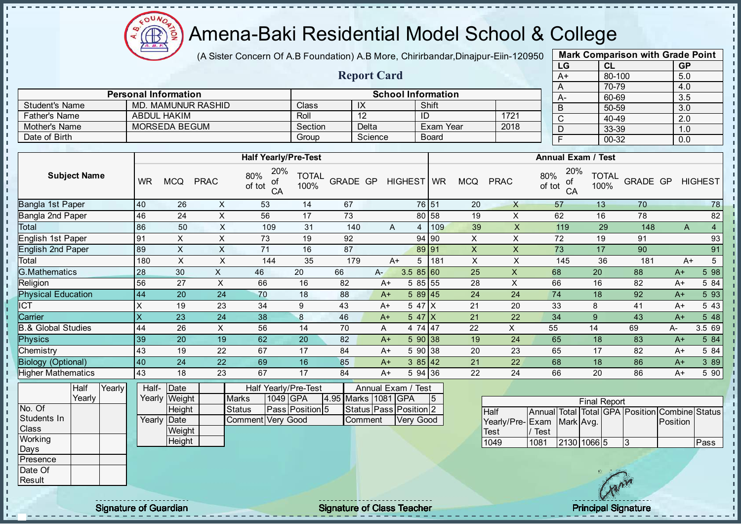# Amena-Baki Residential Model School & College

(A Sister Concern Of A.B Foundation) A.B More, Chirirbandar,Dinajpur-Eiin-120950

## Report Card

| Mark Comparison with Grade Point | | |
|---|---|---|
| LG | CL | GP |
| A+ | 80-100 | 5.0 |
| A | 70-79 | 4.0 |
| A- | 60-69 | 3.5 |
| B | 50-59 | 3.0 |
| C | 40-49 | 2.0 |
| D | 33-39 | 1.0 |
| F | 00-32 | 0.0 |

| Personal Information | | School Information | | | |
|---|---|---|---|---|---|
| Student's Name | MD. MAMUNUR RASHID | Class | IX | Shift | |
| Father's Name | ABDUL HAKIM | Roll | 12 | ID | 1721 |
| Mother's Name | MORSEDA BEGUM | Section | Delta | Exam Year | 2018 |
| Date of Birth | | Group | Science | Board | |

| Subject Name | Half Yearly/Pre-Test | | | | | | | | | Annual Exam / Test | | | | | | | | |
|---|---|---|---|---|---|---|---|---|---|---|---|---|---|---|---|---|---|---|
| | WR | MCQ | PRAC | 80% of tot | 20% of CA | TOTAL 100% | GRADE | GP | HIGHEST | WR | MCQ | PRAC | 80% of tot | 20% of CA | TOTAL 100% | GRADE | GP | HIGHEST |
| Bangla 1st Paper | 40 | 26 | X | 53 | 14 | 67 | | | 76 | 51 | 20 | X | 57 | 13 | 70 | | | 78 |
| Bangla 2nd Paper | 46 | 24 | X | 56 | 17 | 73 | | | 80 | 58 | 19 | X | 62 | 16 | 78 | | | 82 |
| Total | 86 | 50 | X | 109 | 31 | 140 | A | 4 | | 109 | 39 | X | 119 | 29 | 148 | A | 4 | |
| English 1st Paper | 91 | X | X | 73 | 19 | 92 | | | 94 | 90 | X | X | 72 | 19 | 91 | | | 93 |
| English 2nd Paper | 89 | X | X | 71 | 16 | 87 | | | 89 | 91 | X | X | 73 | 17 | 90 | | | 91 |
| Total | 180 | X | X | 144 | 35 | 179 | A+ | 5 | | 181 | X | X | 145 | 36 | 181 | A+ | 5 | |
| G.Mathematics | 28 | 30 | X | 46 | 20 | 66 | A- | 3.5 | 85 | 60 | 25 | X | 68 | 20 | 88 | A+ | 5 | 98 |
| Religion | 56 | 27 | X | 66 | 16 | 82 | A+ | 5 | 85 | 55 | 28 | X | 66 | 16 | 82 | A+ | 5 | 84 |
| Physical Education | 44 | 20 | 24 | 70 | 18 | 88 | A+ | 5 | 89 | 45 | 24 | 24 | 74 | 18 | 92 | A+ | 5 | 93 |
| ICT | X | 19 | 23 | 34 | 9 | 43 | A+ | 5 | 47 | X | 21 | 20 | 33 | 8 | 41 | A+ | 5 | 43 |
| Carrier | X | 23 | 24 | 38 | 8 | 46 | A+ | 5 | 47 | X | 21 | 22 | 34 | 9 | 43 | A+ | 5 | 48 |
| B.& Global Studies | 44 | 26 | X | 56 | 14 | 70 | A | 4 | 74 | 47 | 22 | X | 55 | 14 | 69 | A- | 3.5 | 69 |
| Physics | 39 | 20 | 19 | 62 | 20 | 82 | A+ | 5 | 90 | 38 | 19 | 24 | 65 | 18 | 83 | A+ | 5 | 84 |
| Chemistry | 43 | 19 | 22 | 67 | 17 | 84 | A+ | 5 | 90 | 38 | 20 | 23 | 65 | 17 | 82 | A+ | 5 | 84 |
| Biology (Optional) | 40 | 24 | 22 | 69 | 16 | 85 | A+ | 3 | 85 | 42 | 21 | 22 | 68 | 18 | 86 | A+ | 3 | 89 |
| Higher Mathematics | 43 | 18 | 23 | 67 | 17 | 84 | A+ | 5 | 94 | 36 | 22 | 24 | 66 | 20 | 86 | A+ | 5 | 90 |

| | Half Yearly | Yearly |
|---|---|---|
| No. Of Students In Class | | |
| Working Days | | |
| Presence | | |
| Date Of Result | | |

| | | |
|---|---|---|
| Half-Yearly | Date | |
| | Weight | |
| | Height | |
| Yearly | Date | |
| | Weight | |
| | Height | |

| Half Yearly/Pre-Test | | | | Annual Exam / Test | | | |
|---|---|---|---|---|---|---|---|
| Marks | 1049 | GPA | 4.95 | Marks | 1081 | GPA | 5 |
| Status | Pass | Position | 5 | Status | Pass | Position | 2 |
| Comment | Very Good | | | Comment | Very Good | | |

| Final Report | | | | | | | |
|---|---|---|---|---|---|---|---|
| Half Yearly/Pre-Test | Annual Exam / Test | Total Mark | Total Avg. | GPA | Position | Combine Position | Status |
| 1049 | 1081 | 2130 | 1066 | 5 | 3 | | Pass |

Signature of Guardian

Signature of Class Teacher

Principal Signature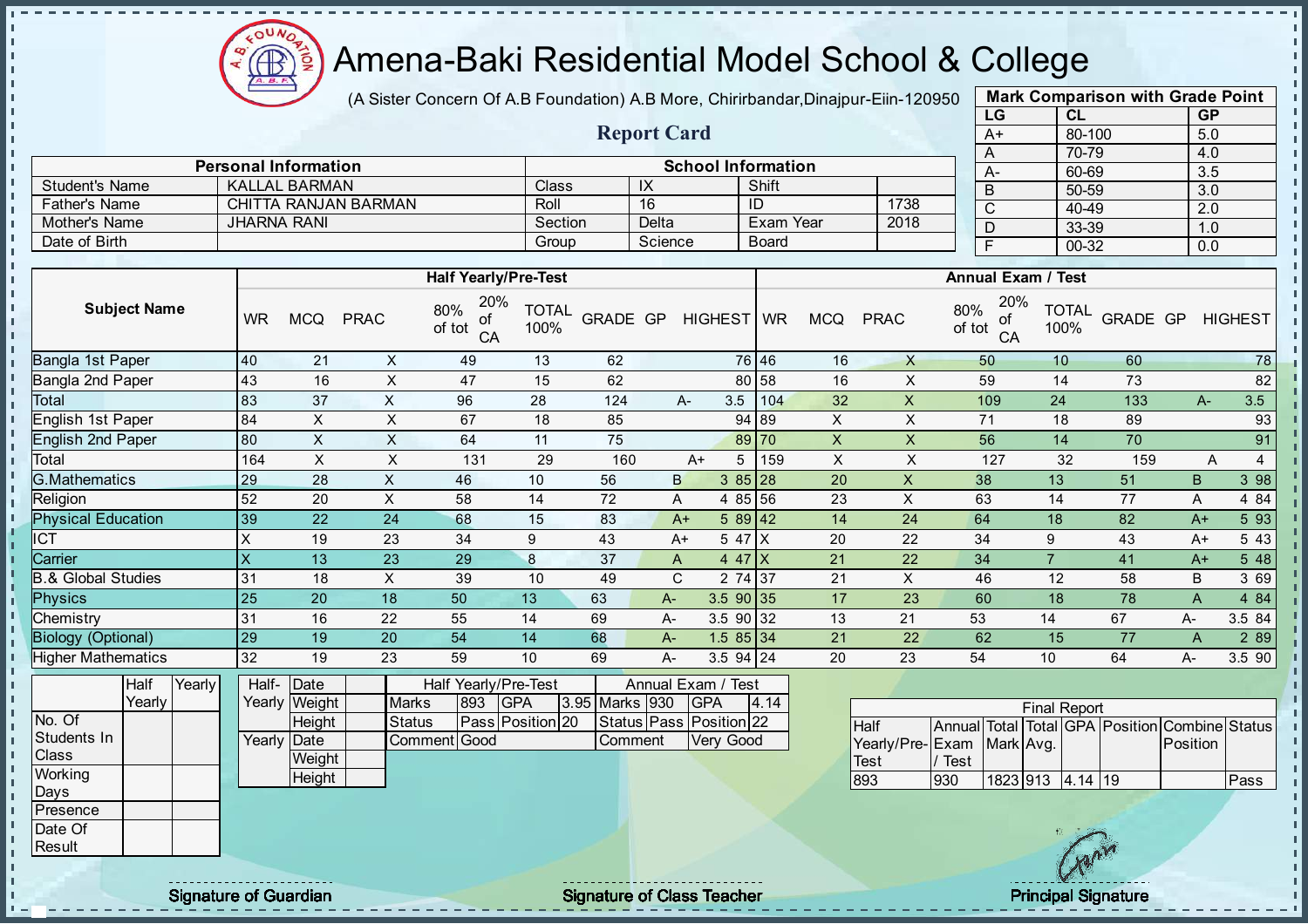# Amena-Baki Residential Model School & College

(A Sister Concern Of A.B Foundation) A.B More, Chirirbandar,Dinajpur-Eiin-120950

## Report Card

| Mark Comparison with Grade Point | | |
|---|---|---|
| LG | CL | GP |
| A+ | 80-100 | 5.0 |
| A | 70-79 | 4.0 |
| A- | 60-69 | 3.5 |
| B | 50-59 | 3.0 |
| C | 40-49 | 2.0 |
| D | 33-39 | 1.0 |
| F | 00-32 | 0.0 |

| Personal Information | | School Information | | | |
|---|---|---|---|---|---|
| Student's Name | KALLAL BARMAN | Class | IX | Shift | |
| Father's Name | CHITTA RANJAN BARMAN | Roll | 16 | ID | 1738 |
| Mother's Name | JHARNA RANI | Section | Delta | Exam Year | 2018 |
| Date of Birth | | Group | Science | Board | |

| Subject Name | Half Yearly/Pre-Test | | | | | | | | | Annual Exam / Test | | | | | | | | |
|---|---|---|---|---|---|---|---|---|---|---|---|---|---|---|---|---|---|---|
| | WR | MCQ | PRAC | 80% of tot | 20% of CA | TOTAL 100% | GRADE | GP | HIGHEST | WR | MCQ | PRAC | 80% of tot | 20% of CA | TOTAL 100% | GRADE | GP | HIGHEST |
| Bangla 1st Paper | 40 | 21 | X | 49 | 13 | 62 | | | 76 | 46 | 16 | X | 50 | 10 | 60 | | | 78 |
| Bangla 2nd Paper | 43 | 16 | X | 47 | 15 | 62 | | | 80 | 58 | 16 | X | 59 | 14 | 73 | | | 82 |
| Total | 83 | 37 | X | 96 | 28 | 124 | A- | 3.5 | | 104 | 32 | X | 109 | 24 | 133 | A- | 3.5 | |
| English 1st Paper | 84 | X | X | 67 | 18 | 85 | | | 94 | 89 | X | X | 71 | 18 | 89 | | | 93 |
| English 2nd Paper | 80 | X | X | 64 | 11 | 75 | | | 89 | 70 | X | X | 56 | 14 | 70 | | | 91 |
| Total | 164 | X | X | 131 | 29 | 160 | A+ | 5 | | 159 | X | X | 127 | 32 | 159 | A | 4 | |
| G.Mathematics | 29 | 28 | X | 46 | 10 | 56 | B | 3 | 85 | 28 | 20 | X | 38 | 13 | 51 | B | 3 | 98 |
| Religion | 52 | 20 | X | 58 | 14 | 72 | A | 4 | 85 | 56 | 23 | X | 63 | 14 | 77 | A | 4 | 84 |
| Physical Education | 39 | 22 | 24 | 68 | 15 | 83 | A+ | 5 | 89 | 42 | 14 | 24 | 64 | 18 | 82 | A+ | 5 | 93 |
| ICT | X | 19 | 23 | 34 | 9 | 43 | A+ | 5 | 47 | X | 20 | 22 | 34 | 9 | 43 | A+ | 5 | 43 |
| Carrier | X | 13 | 23 | 29 | 8 | 37 | A | 4 | 47 | X | 21 | 22 | 34 | 7 | 41 | A+ | 5 | 48 |
| B.& Global Studies | 31 | 18 | X | 39 | 10 | 49 | C | 2 | 74 | 37 | 21 | X | 46 | 12 | 58 | B | 3 | 69 |
| Physics | 25 | 20 | 18 | 50 | 13 | 63 | A- | 3.5 | 90 | 35 | 17 | 23 | 60 | 18 | 78 | A | 4 | 84 |
| Chemistry | 31 | 16 | 22 | 55 | 14 | 69 | A- | 3.5 | 90 | 32 | 13 | 21 | 53 | 14 | 67 | A- | 3.5 | 84 |
| Biology (Optional) | 29 | 19 | 20 | 54 | 14 | 68 | A- | 1.5 | 85 | 34 | 21 | 22 | 62 | 15 | 77 | A | 2 | 89 |
| Higher Mathematics | 32 | 19 | 23 | 59 | 10 | 69 | A- | 3.5 | 94 | 24 | 20 | 23 | 54 | 10 | 64 | A- | 3.5 | 90 |

| | Half Yearly | Yearly |
|---|---|---|
| No. Of Students In Class | | |
| Working Days | | |
| Presence | | |
| Date Of Result | | |

| | | |
|---|---|---|
| Half-Yearly | Date | |
| | Weight | |
| | Height | |
| Yearly | Date | |
| | Weight | |
| | Height | |

| Half Yearly/Pre-Test | | | | Annual Exam / Test | | | |
|---|---|---|---|---|---|---|---|
| Marks | 893 | GPA | 3.95 | Marks | 930 | GPA | 4.14 |
| Status | Pass | Position | 20 | Status | Pass | Position | 22 |
| Comment | Good | | | Comment | Very Good | | |

| Final Report | | | | | | | |
|---|---|---|---|---|---|---|---|
| Half Yearly/Pre-Test | Annual Exam / Test | Total Mark | Total Avg. | GPA | Position | Combine Position | Status |
| 893 | 930 | 1823 | 913 | 4.14 | 19 | | Pass |

Signature of Guardian | Signature of Class Teacher | Principal Signature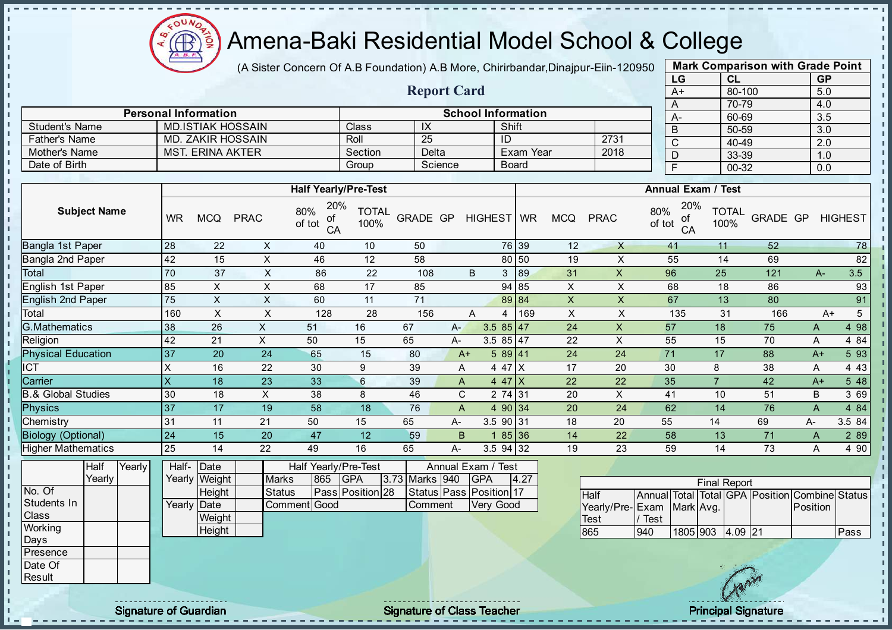# Amena-Baki Residential Model School & College

(A Sister Concern Of A.B Foundation) A.B More, Chirirbandar,Dinajpur-Eiin-120950

## Report Card

| Mark Comparison with Grade Point | | |
|---|---|---|
| LG | CL | GP |
| A+ | 80-100 | 5.0 |
| A | 70-79 | 4.0 |
| A- | 60-69 | 3.5 |
| B | 50-59 | 3.0 |
| C | 40-49 | 2.0 |
| D | 33-39 | 1.0 |
| F | 00-32 | 0.0 |

| Personal Information | | School Information | | | |
|---|---|---|---|---|---|
| Student's Name | MD.ISTIAK HOSSAIN | Class | IX | Shift | |
| Father's Name | MD. ZAKIR HOSSAIN | Roll | 25 | ID | 2731 |
| Mother's Name | MST. ERINA AKTER | Section | Delta | Exam Year | 2018 |
| Date of Birth | | Group | Science | Board | |

| Subject Name | Half Yearly/Pre-Test | | | | | | | | | Annual Exam / Test | | | | | | | | |
|---|---|---|---|---|---|---|---|---|---|---|---|---|---|---|---|---|---|---|
| | WR | MCQ | PRAC | 80% of tot | 20% of CA | TOTAL 100% | GRADE | GP | HIGHEST | WR | MCQ | PRAC | 80% of tot | 20% of CA | TOTAL 100% | GRADE | GP | HIGHEST |
| Bangla 1st Paper | 28 | 22 | X | 40 | 10 | 50 | | | 76 | 39 | 12 | X | 41 | 11 | 52 | | | 78 |
| Bangla 2nd Paper | 42 | 15 | X | 46 | 12 | 58 | | | 80 | 50 | 19 | X | 55 | 14 | 69 | | | 82 |
| Total | 70 | 37 | X | 86 | 22 | 108 | B | 3 | | 89 | 31 | X | 96 | 25 | 121 | A- | 3.5 | |
| English 1st Paper | 85 | X | X | 68 | 17 | 85 | | | 94 | 85 | X | X | 68 | 18 | 86 | | | 93 |
| English 2nd Paper | 75 | X | X | 60 | 11 | 71 | | | 89 | 84 | X | X | 67 | 13 | 80 | | | 91 |
| Total | 160 | X | X | 128 | 28 | 156 | A | 4 | | 169 | X | X | 135 | 31 | 166 | A+ | 5 | |
| G.Mathematics | 38 | 26 | X | 51 | 16 | 67 | A- | 3.5 | 85 | 47 | 24 | X | 57 | 18 | 75 | A | 4 | 98 |
| Religion | 42 | 21 | X | 50 | 15 | 65 | A- | 3.5 | 85 | 47 | 22 | X | 55 | 15 | 70 | A | 4 | 84 |
| Physical Education | 37 | 20 | 24 | 65 | 15 | 80 | A+ | 5 | 89 | 41 | 24 | 24 | 71 | 17 | 88 | A+ | 5 | 93 |
| ICT | X | 16 | 22 | 30 | 9 | 39 | A | 4 | 47 | X | 17 | 20 | 30 | 8 | 38 | A | 4 | 43 |
| Carrier | X | 18 | 23 | 33 | 6 | 39 | A | 4 | 47 | X | 22 | 22 | 35 | 7 | 42 | A+ | 5 | 48 |
| B.& Global Studies | 30 | 18 | X | 38 | 8 | 46 | C | 2 | 74 | 31 | 20 | X | 41 | 10 | 51 | B | 3 | 69 |
| Physics | 37 | 17 | 19 | 58 | 18 | 76 | A | 4 | 90 | 34 | 20 | 24 | 62 | 14 | 76 | A | 4 | 84 |
| Chemistry | 31 | 11 | 21 | 50 | 15 | 65 | A- | 3.5 | 90 | 31 | 18 | 20 | 55 | 14 | 69 | A- | 3.5 | 84 |
| Biology (Optional) | 24 | 15 | 20 | 47 | 12 | 59 | B | 1 | 85 | 36 | 14 | 22 | 58 | 13 | 71 | A | 2 | 89 |
| Higher Mathematics | 25 | 14 | 22 | 49 | 16 | 65 | A- | 3.5 | 94 | 32 | 19 | 23 | 59 | 14 | 73 | A | 4 | 90 |

| | Half Yearly | Yearly |
|---|---|---|
| No. Of Students In Class | | |
| Working Days | | |
| Presence | | |
| Date Of Result | | |

| | | |
|---|---|---|
| Half-Yearly | Date | |
| | Weight | |
| | Height | |
| Yearly | Date | |
| | Weight | |
| | Height | |

| Half Yearly/Pre-Test | | | | Annual Exam / Test | | | |
|---|---|---|---|---|---|---|---|
| Marks | 865 | GPA | 3.73 | Marks | 940 | GPA | 4.27 |
| Status | Pass | Position | 28 | Status | Pass | Position | 17 |
| Comment | Good | | | Comment | Very Good | | |

| Final Report | | | | | | | |
|---|---|---|---|---|---|---|---|
| Half Yearly/Pre-Test | Annual Exam / Test | Total Mark | Total Avg. | GPA | Position | Combine Position | Status |
| 865 | 940 | 1805 | 903 | 4.09 | 21 | | Pass |

Signature of Guardian

Signature of Class Teacher

Principal Signature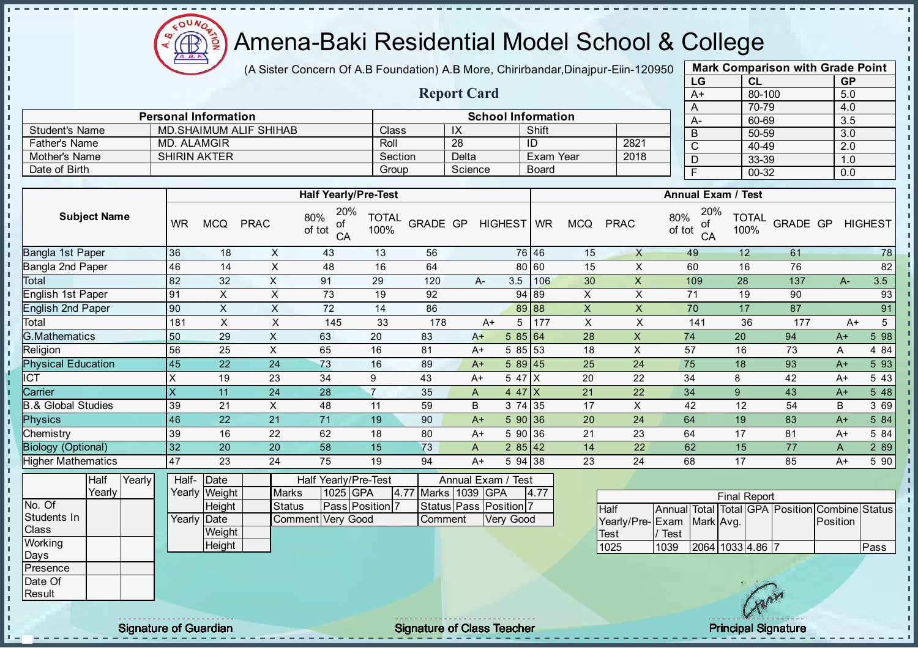# Amena-Baki Residential Model School & College

(A Sister Concern Of A.B Foundation) A.B More, Chirirbandar,Dinajpur-Eiin-120950

## Report Card

| Mark Comparison with Grade Point | | |
|---|---|---|
| LG | CL | GP |
| A+ | 80-100 | 5.0 |
| A | 70-79 | 4.0 |
| A- | 60-69 | 3.5 |
| B | 50-59 | 3.0 |
| C | 40-49 | 2.0 |
| D | 33-39 | 1.0 |
| F | 00-32 | 0.0 |

| Personal Information | | School Information | | | |
|---|---|---|---|---|---|
| Student's Name | MD.SHAIMUM ALIF SHIHAB | Class | IX | Shift | |
| Father's Name | MD. ALAMGIR | Roll | 28 | ID | 2821 |
| Mother's Name | SHIRIN AKTER | Section | Delta | Exam Year | 2018 |
| Date of Birth | | Group | Science | Board | |

| Subject Name | Half Yearly/Pre-Test | | | | | | | | | Annual Exam / Test | | | | | | | | |
|---|---|---|---|---|---|---|---|---|---|---|---|---|---|---|---|---|---|---|
| | WR | MCQ | PRAC | 80% of tot | 20% of CA | TOTAL 100% | GRADE | GP | HIGHEST | WR | MCQ | PRAC | 80% of tot | 20% of CA | TOTAL 100% | GRADE | GP | HIGHEST |
| Bangla 1st Paper | 36 | 18 | X | 43 | 13 | 56 | | | 76 | 46 | 15 | X | 49 | 12 | 61 | | | 78 |
| Bangla 2nd Paper | 46 | 14 | X | 48 | 16 | 64 | | | 80 | 60 | 15 | X | 60 | 16 | 76 | | | 82 |
| Total | 82 | 32 | X | 91 | 29 | 120 | A- | 3.5 | | 106 | 30 | X | 109 | 28 | 137 | A- | 3.5 | |
| English 1st Paper | 91 | X | X | 73 | 19 | 92 | | | 94 | 89 | X | X | 71 | 19 | 90 | | | 93 |
| English 2nd Paper | 90 | X | X | 72 | 14 | 86 | | | 89 | 88 | X | X | 70 | 17 | 87 | | | 91 |
| Total | 181 | X | X | 145 | 33 | 178 | A+ | 5 | | 177 | X | X | 141 | 36 | 177 | A+ | 5 | |
| G.Mathematics | 50 | 29 | X | 63 | 20 | 83 | A+ | 5 | 85 | 64 | 28 | X | 74 | 20 | 94 | A+ | 5 | 98 |
| Religion | 56 | 25 | X | 65 | 16 | 81 | A+ | 5 | 85 | 53 | 18 | X | 57 | 16 | 73 | A | 4 | 84 |
| Physical Education | 45 | 22 | 24 | 73 | 16 | 89 | A+ | 5 | 89 | 45 | 25 | 24 | 75 | 18 | 93 | A+ | 5 | 93 |
| ICT | X | 19 | 23 | 34 | 9 | 43 | A+ | 5 | 47 | X | 20 | 22 | 34 | 8 | 42 | A+ | 5 | 43 |
| Carrier | X | 11 | 24 | 28 | 7 | 35 | A | 4 | 47 | X | 21 | 22 | 34 | 9 | 43 | A+ | 5 | 48 |
| B.& Global Studies | 39 | 21 | X | 48 | 11 | 59 | B | 3 | 74 | 35 | 17 | X | 42 | 12 | 54 | B | 3 | 69 |
| Physics | 46 | 22 | 21 | 71 | 19 | 90 | A+ | 5 | 90 | 36 | 20 | 24 | 64 | 19 | 83 | A+ | 5 | 84 |
| Chemistry | 39 | 16 | 22 | 62 | 18 | 80 | A+ | 5 | 90 | 36 | 21 | 23 | 64 | 17 | 81 | A+ | 5 | 84 |
| Biology (Optional) | 32 | 20 | 20 | 58 | 15 | 73 | A | 2 | 85 | 42 | 14 | 22 | 62 | 15 | 77 | A | 2 | 89 |
| Higher Mathematics | 47 | 23 | 24 | 75 | 19 | 94 | A+ | 5 | 94 | 38 | 23 | 24 | 68 | 17 | 85 | A+ | 5 | 90 |

| | Half Yearly | Yearly |
|---|---|---|
| No. Of Students In Class | | |
| Working Days | | |
| Presence | | |
| Date Of Result | | |

| | | |
|---|---|---|
| Half-Yearly | Date | |
| | Weight | |
| | Height | |
| Yearly | Date | |
| | Weight | |
| | Height | |

| Half Yearly/Pre-Test | | | | Annual Exam / Test | | | |
|---|---|---|---|---|---|---|---|
| Marks | 1025 | GPA | 4.77 | Marks | 1039 | GPA | 4.77 |
| Status | Pass | Position | 7 | Status | Pass | Position | 7 |
| Comment | Very Good | | | Comment | Very Good | | |

| Final Report | | | | | | | |
|---|---|---|---|---|---|---|---|
| Half Yearly/Pre-Test | Annual Exam / Test | Total Mark | Total Avg. | GPA | Position | Combine Position | Status |
| 1025 | 1039 | 2064 | 1033 | 4.86 | 7 | | Pass |

Signature of Guardian | Signature of Class Teacher | Principal Signature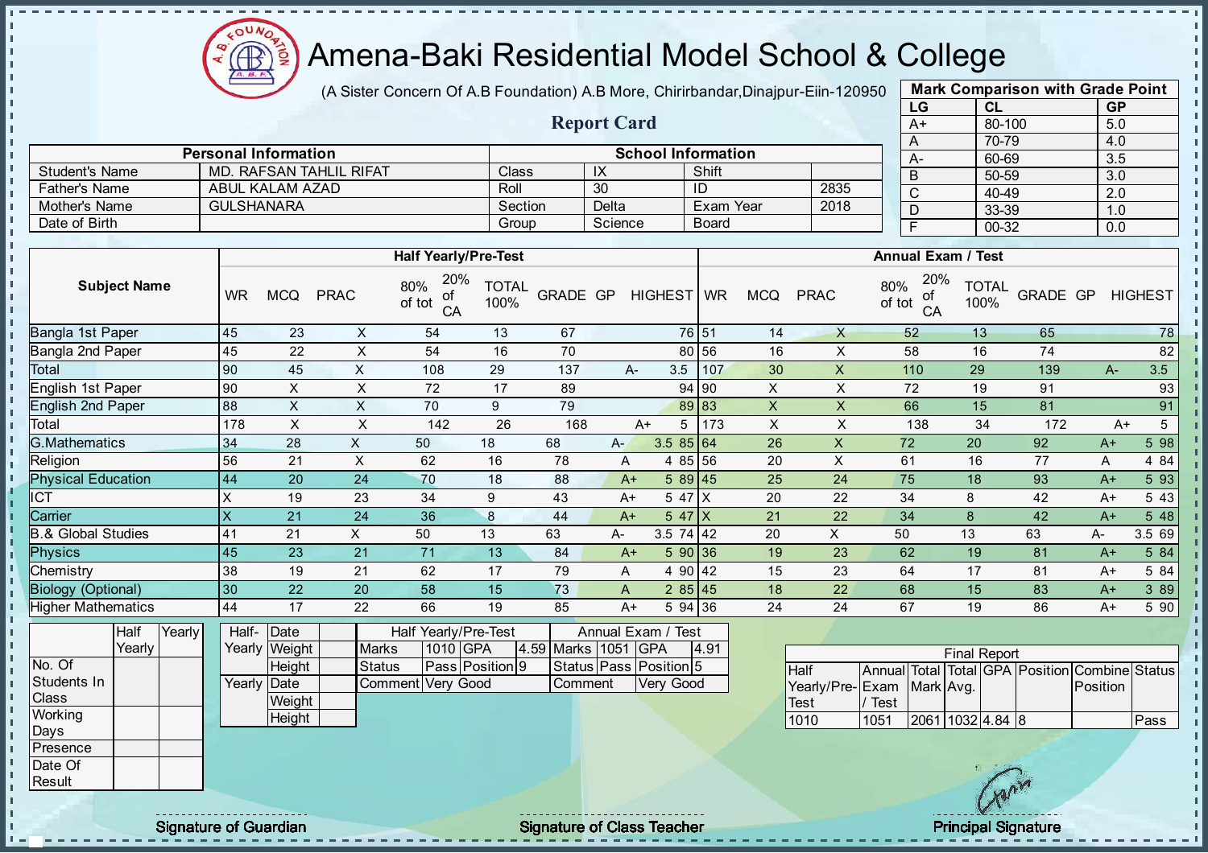# Amena-Baki Residential Model School & College

(A Sister Concern Of A.B Foundation) A.B More, Chirirbandar,Dinajpur-Eiin-120950

## Report Card

| Mark Comparison with Grade Point | | |
|---|---|---|
| LG | CL | GP |
| A+ | 80-100 | 5.0 |
| A | 70-79 | 4.0 |
| A- | 60-69 | 3.5 |
| B | 50-59 | 3.0 |
| C | 40-49 | 2.0 |
| D | 33-39 | 1.0 |
| F | 00-32 | 0.0 |

| Personal Information | | School Information | | | |
|---|---|---|---|---|---|
| Student's Name | MD. RAFSAN TAHLIL RIFAT | Class | IX | Shift | |
| Father's Name | ABUL KALAM AZAD | Roll | 30 | ID | 2835 |
| Mother's Name | GULSHANARA | Section | Delta | Exam Year | 2018 |
| Date of Birth | | Group | Science | Board | |

| Subject Name | Half Yearly/Pre-Test | | | | | | | | | Annual Exam / Test | | | | | | | | |
|---|---|---|---|---|---|---|---|---|---|---|---|---|---|---|---|---|---|---|
| | WR | MCQ | PRAC | 80% of tot | 20% of CA | TOTAL 100% | GRADE | GP | HIGHEST | WR | MCQ | PRAC | 80% of tot | 20% of CA | TOTAL 100% | GRADE | GP | HIGHEST |
| Bangla 1st Paper | 45 | 23 | X | 54 | 13 | 67 | | | 76 | 51 | 14 | X | 52 | 13 | 65 | | | 78 |
| Bangla 2nd Paper | 45 | 22 | X | 54 | 16 | 70 | | | 80 | 56 | 16 | X | 58 | 16 | 74 | | | 82 |
| Total | 90 | 45 | X | 108 | 29 | 137 | A- | 3.5 | | 107 | 30 | X | 110 | 29 | 139 | A- | 3.5 | |
| English 1st Paper | 90 | X | X | 72 | 17 | 89 | | | 94 | 90 | X | X | 72 | 19 | 91 | | | 93 |
| English 2nd Paper | 88 | X | X | 70 | 9 | 79 | | | 89 | 83 | X | X | 66 | 15 | 81 | | | 91 |
| Total | 178 | X | X | 142 | 26 | 168 | A+ | 5 | | 173 | X | X | 138 | 34 | 172 | A+ | 5 | |
| G.Mathematics | 34 | 28 | X | 50 | 18 | 68 | A- | 3.5 | 85 | 64 | 26 | X | 72 | 20 | 92 | A+ | 5 | 98 |
| Religion | 56 | 21 | X | 62 | 16 | 78 | A | 4 | 85 | 56 | 20 | X | 61 | 16 | 77 | A | 4 | 84 |
| Physical Education | 44 | 20 | 24 | 70 | 18 | 88 | A+ | 5 | 89 | 45 | 25 | 24 | 75 | 18 | 93 | A+ | 5 | 93 |
| ICT | X | 19 | 23 | 34 | 9 | 43 | A+ | 5 | 47 | X | 20 | 22 | 34 | 8 | 42 | A+ | 5 | 43 |
| Carrier | X | 21 | 24 | 36 | 8 | 44 | A+ | 5 | 47 | X | 21 | 22 | 34 | 8 | 42 | A+ | 5 | 48 |
| B.& Global Studies | 41 | 21 | X | 50 | 13 | 63 | A- | 3.5 | 74 | 42 | 20 | X | 50 | 13 | 63 | A- | 3.5 | 69 |
| Physics | 45 | 23 | 21 | 71 | 13 | 84 | A+ | 5 | 90 | 36 | 19 | 23 | 62 | 19 | 81 | A+ | 5 | 84 |
| Chemistry | 38 | 19 | 21 | 62 | 17 | 79 | A | 4 | 90 | 42 | 15 | 23 | 64 | 17 | 81 | A+ | 5 | 84 |
| Biology (Optional) | 30 | 22 | 20 | 58 | 15 | 73 | A | 2 | 85 | 45 | 18 | 22 | 68 | 15 | 83 | A+ | 3 | 89 |
| Higher Mathematics | 44 | 17 | 22 | 66 | 19 | 85 | A+ | 5 | 94 | 36 | 24 | 24 | 67 | 19 | 86 | A+ | 5 | 90 |

| | Half Yearly | Yearly |
|---|---|---|
| No. Of Students In Class | | |
| Working Days | | |
| Presence | | |
| Date Of Result | | |

| | | |
|---|---|---|
| Half-Yearly | Date | |
| | Weight | |
| | Height | |
| Yearly | Date | |
| | Weight | |
| | Height | |

| Half Yearly/Pre-Test | | | | Annual Exam / Test | | | |
|---|---|---|---|---|---|---|---|
| Marks | 1010 | GPA | 4.59 | Marks | 1051 | GPA | 4.91 |
| Status | Pass | Position | 9 | Status | Pass | Position | 5 |
| Comment | Very Good | | | Comment | Very Good | | |

| Final Report | | | | | | | |
|---|---|---|---|---|---|---|---|
| Half Yearly/Pre-Test | Annual Exam / Test | Total Mark | Total Avg. | GPA | Position | Combine Position | Status |
| 1010 | 1051 | 2061 | 1032 | 4.84 | 8 | | Pass |

Signature of Guardian | Signature of Class Teacher | Principal Signature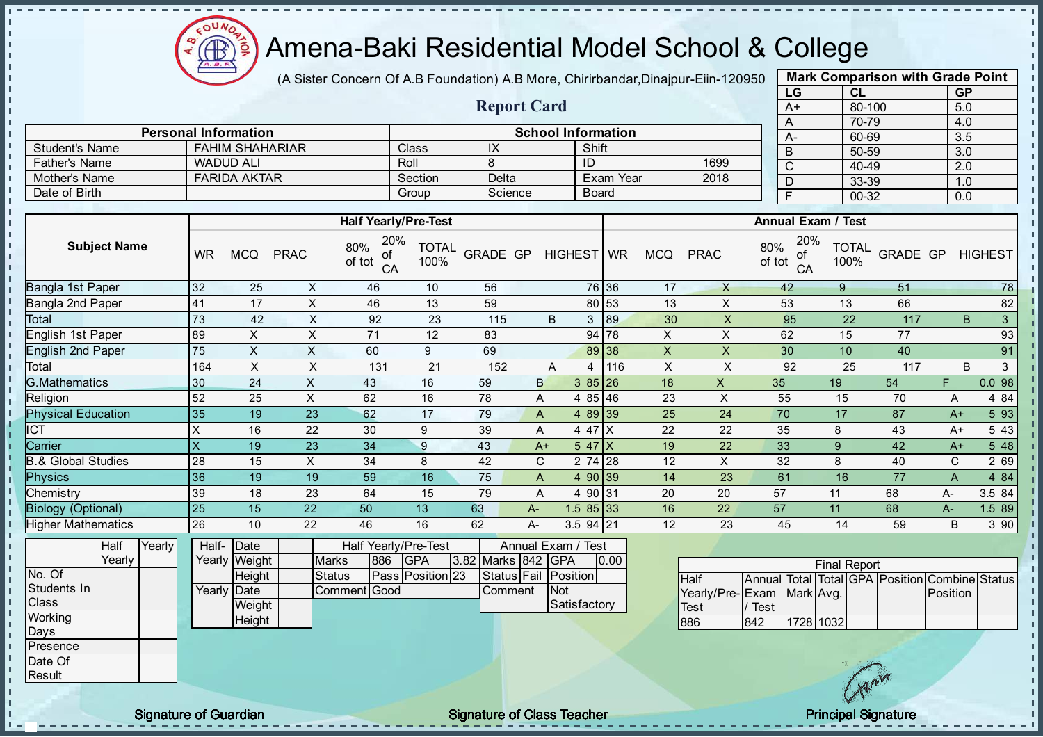# Amena-Baki Residential Model School & College

(A Sister Concern Of A.B Foundation) A.B More, Chirirbandar,Dinajpur-Eiin-120950

## Report Card

| Mark Comparison with Grade Point | | |
|---|---|---|
| LG | CL | GP |
| A+ | 80-100 | 5.0 |
| A | 70-79 | 4.0 |
| A- | 60-69 | 3.5 |
| B | 50-59 | 3.0 |
| C | 40-49 | 2.0 |
| D | 33-39 | 1.0 |
| F | 00-32 | 0.0 |

| Personal Information | | School Information | | | |
|---|---|---|---|---|---|
| Student's Name | FAHIM SHAHARIAR | Class | IX | Shift | |
| Father's Name | WADUD ALI | Roll | 8 | ID | 1699 |
| Mother's Name | FARIDA AKTAR | Section | Delta | Exam Year | 2018 |
| Date of Birth | | Group | Science | Board | |

| Subject Name | Half Yearly/Pre-Test | | | | | | | | | Annual Exam / Test | | | | | | | | |
|---|---|---|---|---|---|---|---|---|---|---|---|---|---|---|---|---|---|---|
| | WR | MCQ | PRAC | 80% of tot | 20% of CA | TOTAL 100% | GRADE | GP | HIGHEST | WR | MCQ | PRAC | 80% of tot | 20% of CA | TOTAL 100% | GRADE | GP | HIGHEST |
| Bangla 1st Paper | 32 | 25 | X | 46 | 10 | 56 | | | 76 | 36 | 17 | X | 42 | 9 | 51 | | | 78 |
| Bangla 2nd Paper | 41 | 17 | X | 46 | 13 | 59 | | | 80 | 53 | 13 | X | 53 | 13 | 66 | | | 82 |
| Total | 73 | 42 | X | 92 | 23 | 115 | B | 3 | | 89 | 30 | X | 95 | 22 | 117 | B | 3 | |
| English 1st Paper | 89 | X | X | 71 | 12 | 83 | | | 94 | 78 | X | X | 62 | 15 | 77 | | | 93 |
| English 2nd Paper | 75 | X | X | 60 | 9 | 69 | | | 89 | 38 | X | X | 30 | 10 | 40 | | | 91 |
| Total | 164 | X | X | 131 | 21 | 152 | A | 4 | | 116 | X | X | 92 | 25 | 117 | B | 3 | |
| G.Mathematics | 30 | 24 | X | 43 | 16 | 59 | B | 3 | 85 | 26 | 18 | X | 35 | 19 | 54 | F | 0.0 | 98 |
| Religion | 52 | 25 | X | 62 | 16 | 78 | A | 4 | 85 | 46 | 23 | X | 55 | 15 | 70 | A | 4 | 84 |
| Physical Education | 35 | 19 | 23 | 62 | 17 | 79 | A | 4 | 89 | 39 | 25 | 24 | 70 | 17 | 87 | A+ | 5 | 93 |
| ICT | X | 16 | 22 | 30 | 9 | 39 | A | 4 | 47 | X | 22 | 22 | 35 | 8 | 43 | A+ | 5 | 43 |
| Carrier | X | 19 | 23 | 34 | 9 | 43 | A+ | 5 | 47 | X | 19 | 22 | 33 | 9 | 42 | A+ | 5 | 48 |
| B.& Global Studies | 28 | 15 | X | 34 | 8 | 42 | C | 2 | 74 | 28 | 12 | X | 32 | 8 | 40 | C | 2 | 69 |
| Physics | 36 | 19 | 19 | 59 | 16 | 75 | A | 4 | 90 | 39 | 14 | 23 | 61 | 16 | 77 | A | 4 | 84 |
| Chemistry | 39 | 18 | 23 | 64 | 15 | 79 | A | 4 | 90 | 31 | 20 | 20 | 57 | 11 | 68 | A- | 3.5 | 84 |
| Biology (Optional) | 25 | 15 | 22 | 50 | 13 | 63 | A- | 1.5 | 85 | 33 | 16 | 22 | 57 | 11 | 68 | A- | 1.5 | 89 |
| Higher Mathematics | 26 | 10 | 22 | 46 | 16 | 62 | A- | 3.5 | 94 | 21 | 12 | 23 | 45 | 14 | 59 | B | 3 | 90 |

| | Half Yearly | Yearly |
|---|---|---|
| No. Of Students In Class | | |
| Working Days | | |
| Presence | | |
| Date Of Result | | |

| | | |
|---|---|---|
| Half-Yearly | Date | |
| | Weight | |
| | Height | |
| Yearly | Date | |
| | Weight | |
| | Height | |

| Half Yearly/Pre-Test | | | | Annual Exam / Test | | | |
|---|---|---|---|---|---|---|---|
| Marks | 886 | GPA | 3.82 | Marks | 842 | GPA | 0.00 |
| Status | Pass | Position | 23 | Status | Fail | Position | |
| Comment | Good | | | Comment | Not Satisfactory | | |

| Final Report | | | | | | | |
|---|---|---|---|---|---|---|---|
| Half Yearly/Pre-Test | Annual Exam / Test | Total Mark | Total Avg. | GPA | Position | Combine Position | Status |
| 886 | 842 | 1728 | 1032 | | | | |

Signature of Guardian

Signature of Class Teacher

Principal Signature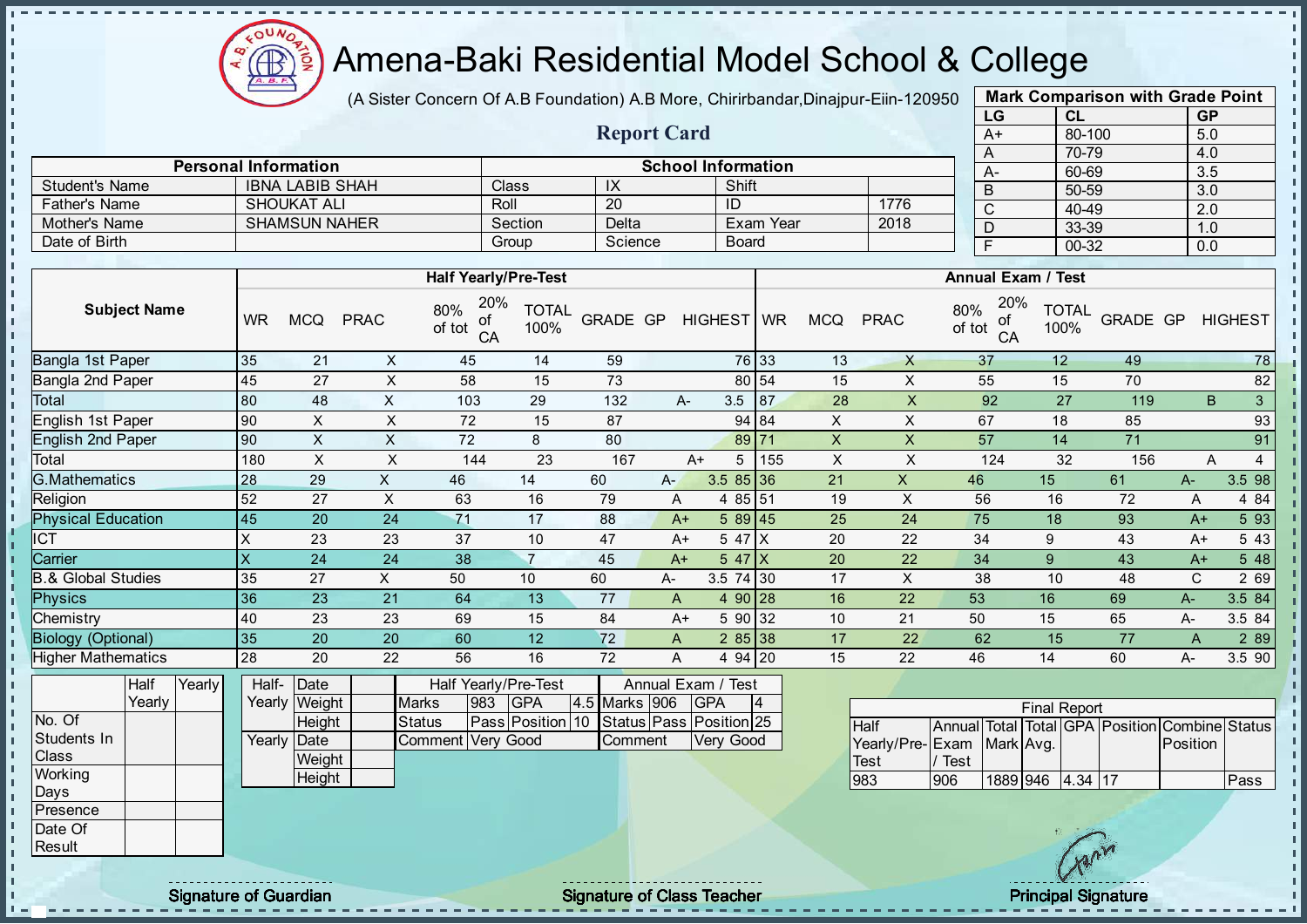# Amena-Baki Residential Model School & College

(A Sister Concern Of A.B Foundation) A.B More, Chirirbandar,Dinajpur-Eiin-120950

## Report Card

| Mark Comparison with Grade Point | | |
|---|---|---|
| LG | CL | GP |
| A+ | 80-100 | 5.0 |
| A | 70-79 | 4.0 |
| A- | 60-69 | 3.5 |
| B | 50-59 | 3.0 |
| C | 40-49 | 2.0 |
| D | 33-39 | 1.0 |
| F | 00-32 | 0.0 |

| Personal Information | | School Information | | | |
|---|---|---|---|---|---|
| Student's Name | IBNA LABIB SHAH | Class | IX | Shift | |
| Father's Name | SHOUKAT ALI | Roll | 20 | ID | 1776 |
| Mother's Name | SHAMSUN NAHER | Section | Delta | Exam Year | 2018 |
| Date of Birth | | Group | Science | Board | |

| Subject Name | Half Yearly/Pre-Test | | | | | | | | | Annual Exam / Test | | | | | | | | |
|---|---|---|---|---|---|---|---|---|---|---|---|---|---|---|---|---|---|---|
| | WR | MCQ | PRAC | 80% of tot | 20% of CA | TOTAL 100% | GRADE | GP | HIGHEST | WR | MCQ | PRAC | 80% of tot | 20% of CA | TOTAL 100% | GRADE | GP | HIGHEST |
| Bangla 1st Paper | 35 | 21 | X | 45 | 14 | 59 | | | 76 | 33 | 13 | X | 37 | 12 | 49 | | | 78 |
| Bangla 2nd Paper | 45 | 27 | X | 58 | 15 | 73 | | | 80 | 54 | 15 | X | 55 | 15 | 70 | | | 82 |
| Total | 80 | 48 | X | 103 | 29 | 132 | A- | 3.5 | | 87 | 28 | X | 92 | 27 | 119 | B | 3 | |
| English 1st Paper | 90 | X | X | 72 | 15 | 87 | | | 94 | 84 | X | X | 67 | 18 | 85 | | | 93 |
| English 2nd Paper | 90 | X | X | 72 | 8 | 80 | | | 89 | 71 | X | X | 57 | 14 | 71 | | | 91 |
| Total | 180 | X | X | 144 | 23 | 167 | A+ | 5 | | 155 | X | X | 124 | 32 | 156 | A | 4 | |
| G.Mathematics | 28 | 29 | X | 46 | 14 | 60 | A- | 3.5 | 85 | 36 | 21 | X | 46 | 15 | 61 | A- | 3.5 | 98 |
| Religion | 52 | 27 | X | 63 | 16 | 79 | A | 4 | 85 | 51 | 19 | X | 56 | 16 | 72 | A | 4 | 84 |
| Physical Education | 45 | 20 | 24 | 71 | 17 | 88 | A+ | 5 | 89 | 45 | 25 | 24 | 75 | 18 | 93 | A+ | 5 | 93 |
| ICT | X | 23 | 23 | 37 | 10 | 47 | A+ | 5 | 47 | X | 20 | 22 | 34 | 9 | 43 | A+ | 5 | 43 |
| Carrier | X | 24 | 24 | 38 | 7 | 45 | A+ | 5 | 47 | X | 20 | 22 | 34 | 9 | 43 | A+ | 5 | 48 |
| B.& Global Studies | 35 | 27 | X | 50 | 10 | 60 | A- | 3.5 | 74 | 30 | 17 | X | 38 | 10 | 48 | C | 2 | 69 |
| Physics | 36 | 23 | 21 | 64 | 13 | 77 | A | 4 | 90 | 28 | 16 | 22 | 53 | 16 | 69 | A- | 3.5 | 84 |
| Chemistry | 40 | 23 | 23 | 69 | 15 | 84 | A+ | 5 | 90 | 32 | 10 | 21 | 50 | 15 | 65 | A- | 3.5 | 84 |
| Biology (Optional) | 35 | 20 | 20 | 60 | 12 | 72 | A | 2 | 85 | 38 | 17 | 22 | 62 | 15 | 77 | A | 2 | 89 |
| Higher Mathematics | 28 | 20 | 22 | 56 | 16 | 72 | A | 4 | 94 | 20 | 15 | 22 | 46 | 14 | 60 | A- | 3.5 | 90 |

| | Half Yearly | Yearly |
|---|---|---|
| No. Of Students In Class | | |
| Working Days | | |
| Presence | | |
| Date Of Result | | |

| | | |
|---|---|---|
| Half-Yearly | Date | |
| | Weight | |
| | Height | |
| Yearly | Date | |
| | Weight | |
| | Height | |

| Half Yearly/Pre-Test | | | | Annual Exam / Test | | | |
|---|---|---|---|---|---|---|---|
| Marks | 983 | GPA | 4.5 | Marks | 906 | GPA | 4 |
| Status | Pass | Position | 10 | Status | Pass | Position | 25 |
| Comment | Very Good | | | Comment | Very Good | | |

| Final Report | | | | | | | |
|---|---|---|---|---|---|---|---|
| Half Yearly/Pre-Test | Annual Exam / Test | Total Mark | Total Avg. | GPA | Position | Combine Position | Status |
| 983 | 906 | 1889 | 946 | 4.34 | 17 | | Pass |

Signature of Guardian

Signature of Class Teacher

Principal Signature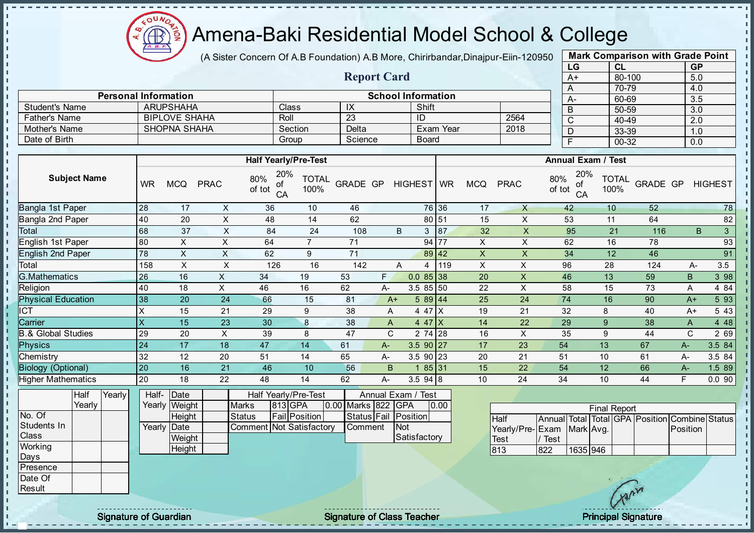# Amena-Baki Residential Model School & College

(A Sister Concern Of A.B Foundation) A.B More, Chirirbandar,Dinajpur-Eiin-120950

## Report Card

| Mark Comparison with Grade Point | | |
|---|---|---|
| LG | CL | GP |
| A+ | 80-100 | 5.0 |
| A | 70-79 | 4.0 |
| A- | 60-69 | 3.5 |
| B | 50-59 | 3.0 |
| C | 40-49 | 2.0 |
| D | 33-39 | 1.0 |
| F | 00-32 | 0.0 |

| Personal Information | | School Information | | | |
|---|---|---|---|---|---|
| Student's Name | ARUPSHAHA | Class | IX | Shift | |
| Father's Name | BIPLOVE SHAHA | Roll | 23 | ID | 2564 |
| Mother's Name | SHOPNA SHAHA | Section | Delta | Exam Year | 2018 |
| Date of Birth | | Group | Science | Board | |

| Subject Name | Half Yearly/Pre-Test | | | | | | | | | Annual Exam / Test | | | | | | | | |
|---|---|---|---|---|---|---|---|---|---|---|---|---|---|---|---|---|---|---|
| | WR | MCQ | PRAC | 80% of tot | 20% of CA | TOTAL 100% | GRADE | GP | HIGHEST | WR | MCQ | PRAC | 80% of tot | 20% of CA | TOTAL 100% | GRADE | GP | HIGHEST |
| Bangla 1st Paper | 28 | 17 | X | 36 | 10 | 46 | | | 76 | 36 | 17 | X | 42 | 10 | 52 | | | 78 |
| Bangla 2nd Paper | 40 | 20 | X | 48 | 14 | 62 | | | 80 | 51 | 15 | X | 53 | 11 | 64 | | | 82 |
| Total | 68 | 37 | X | 84 | 24 | 108 | B | 3 | | 87 | 32 | X | 95 | 21 | 116 | B | 3 | |
| English 1st Paper | 80 | X | X | 64 | 7 | 71 | | | 94 | 77 | X | X | 62 | 16 | 78 | | | 93 |
| English 2nd Paper | 78 | X | X | 62 | 9 | 71 | | | 89 | 42 | X | X | 34 | 12 | 46 | | | 91 |
| Total | 158 | X | X | 126 | 16 | 142 | A | 4 | | 119 | X | X | 96 | 28 | 124 | A- | 3.5 | |
| G.Mathematics | 26 | 16 | X | 34 | 19 | 53 | F | 0.0 | 85 | 38 | 20 | X | 46 | 13 | 59 | B | 3 | 98 |
| Religion | 40 | 18 | X | 46 | 16 | 62 | A- | 3.5 | 85 | 50 | 22 | X | 58 | 15 | 73 | A | 4 | 84 |
| Physical Education | 38 | 20 | 24 | 66 | 15 | 81 | A+ | 5 | 89 | 44 | 25 | 24 | 74 | 16 | 90 | A+ | 5 | 93 |
| ICT | X | 15 | 21 | 29 | 9 | 38 | A | 4 | 47 | X | 19 | 21 | 32 | 8 | 40 | A+ | 5 | 43 |
| Carrier | X | 15 | 23 | 30 | 8 | 38 | A | 4 | 47 | X | 14 | 22 | 29 | 9 | 38 | A | 4 | 48 |
| B.& Global Studies | 29 | 20 | X | 39 | 8 | 47 | C | 2 | 74 | 28 | 16 | X | 35 | 9 | 44 | C | 2 | 69 |
| Physics | 24 | 17 | 18 | 47 | 14 | 61 | A- | 3.5 | 90 | 27 | 17 | 23 | 54 | 13 | 67 | A- | 3.5 | 84 |
| Chemistry | 32 | 12 | 20 | 51 | 14 | 65 | A- | 3.5 | 90 | 23 | 20 | 21 | 51 | 10 | 61 | A- | 3.5 | 84 |
| Biology (Optional) | 20 | 16 | 21 | 46 | 10 | 56 | B | 1 | 85 | 31 | 15 | 22 | 54 | 12 | 66 | A- | 1.5 | 89 |
| Higher Mathematics | 20 | 18 | 22 | 48 | 14 | 62 | A- | 3.5 | 94 | 8 | 10 | 24 | 34 | 10 | 44 | F | 0.0 | 90 |

| | Half Yearly | Yearly |
|---|---|---|
| No. Of Students In Class | | |
| Working Days | | |
| Presence | | |
| Date Of Result | | |

| | | |
|---|---|---|
| Half-Yearly | Date | |
| | Weight | |
| | Height | |
| Yearly | Date | |
| | Weight | |
| | Height | |

| Half Yearly/Pre-Test | | | | Annual Exam / Test | | | |
|---|---|---|---|---|---|---|---|
| Marks | 813 | GPA | 0.00 | Marks | 822 | GPA | 0.00 |
| Status | Fail | Position | | Status | Fail | Position | |
| Comment | Not Satisfactory | | | Comment | Not Satisfactory | | |

| Final Report | | | | | | | |
|---|---|---|---|---|---|---|---|
| Half Yearly/Pre-Test | Annual Exam / Test | Total Mark | Total Avg. | GPA | Position | Combine Position | Status |
| 813 | 822 | 1635 | 946 | | | | |

Signature of Guardian | Signature of Class Teacher | Principal Signature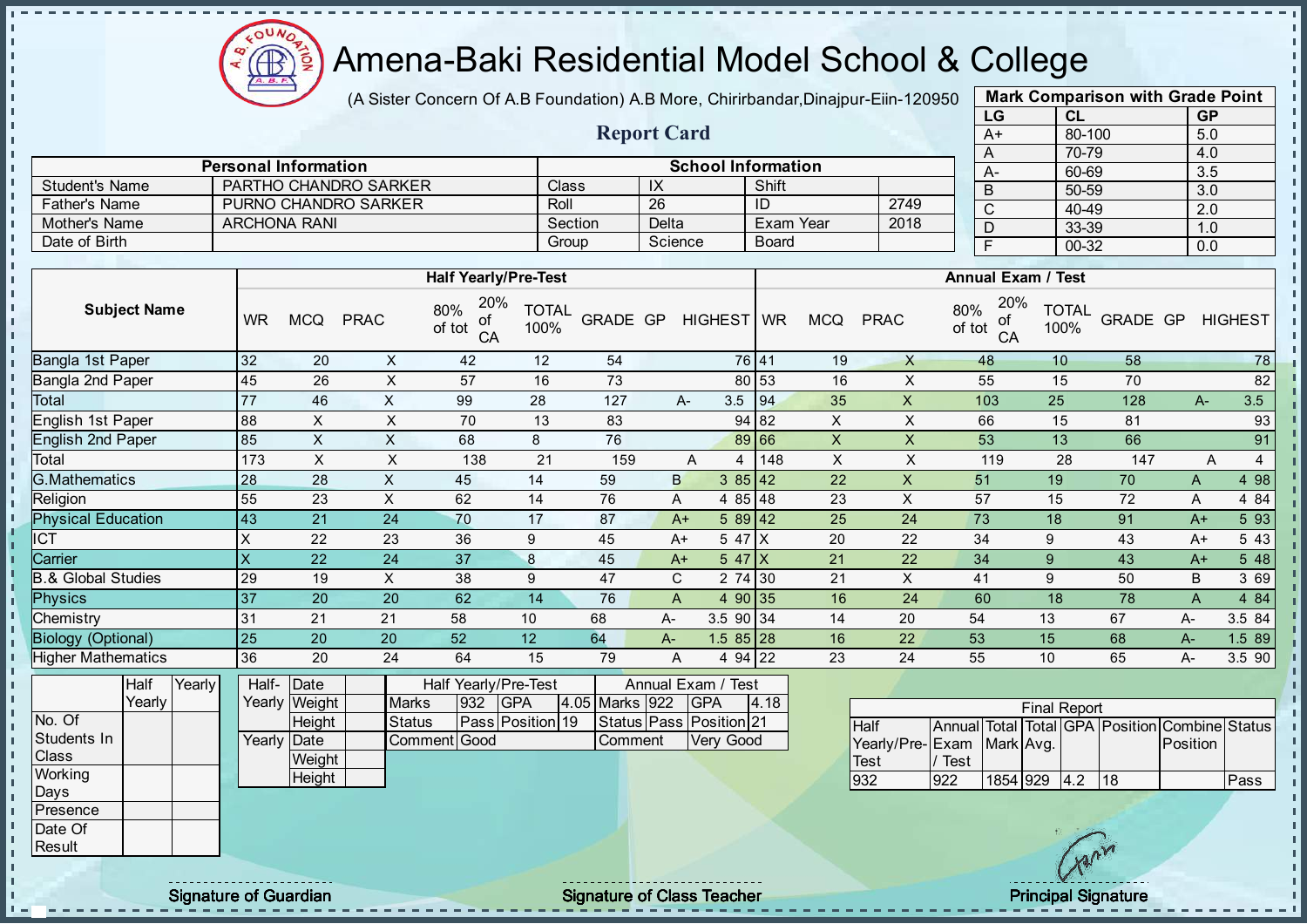# Amena-Baki Residential Model School & College

(A Sister Concern Of A.B Foundation) A.B More, Chirirbandar,Dinajpur-Eiin-120950

## Report Card

| Mark Comparison with Grade Point | | |
|---|---|---|
| LG | CL | GP |
| A+ | 80-100 | 5.0 |
| A | 70-79 | 4.0 |
| A- | 60-69 | 3.5 |
| B | 50-59 | 3.0 |
| C | 40-49 | 2.0 |
| D | 33-39 | 1.0 |
| F | 00-32 | 0.0 |

| Personal Information | | School Information | | | |
|---|---|---|---|---|---|
| Student's Name | PARTHO CHANDRO SARKER | Class | IX | Shift | |
| Father's Name | PURNO CHANDRO SARKER | Roll | 26 | ID | 2749 |
| Mother's Name | ARCHONA RANI | Section | Delta | Exam Year | 2018 |
| Date of Birth | | Group | Science | Board | |

| Subject Name | Half Yearly/Pre-Test | | | | | | | | | Annual Exam / Test | | | | | | | | |
|---|---|---|---|---|---|---|---|---|---|---|---|---|---|---|---|---|---|---|
| | WR | MCQ | PRAC | 80% of tot | 20% of CA | TOTAL 100% | GRADE | GP | HIGHEST | WR | MCQ | PRAC | 80% of tot | 20% of CA | TOTAL 100% | GRADE | GP | HIGHEST |
| Bangla 1st Paper | 32 | 20 | X | 42 | 12 | 54 | | | 76 | 41 | 19 | X | 48 | 10 | 58 | | | 78 |
| Bangla 2nd Paper | 45 | 26 | X | 57 | 16 | 73 | | | 80 | 53 | 16 | X | 55 | 15 | 70 | | | 82 |
| Total | 77 | 46 | X | 99 | 28 | 127 | A- | 3.5 | | 94 | 35 | X | 103 | 25 | 128 | A- | 3.5 | |
| English 1st Paper | 88 | X | X | 70 | 13 | 83 | | | 94 | 82 | X | X | 66 | 15 | 81 | | | 93 |
| English 2nd Paper | 85 | X | X | 68 | 8 | 76 | | | 89 | 66 | X | X | 53 | 13 | 66 | | | 91 |
| Total | 173 | X | X | 138 | 21 | 159 | A | 4 | | 148 | X | X | 119 | 28 | 147 | A | 4 | |
| G.Mathematics | 28 | 28 | X | 45 | 14 | 59 | B | 3 | 85 | 42 | 22 | X | 51 | 19 | 70 | A | 4 | 98 |
| Religion | 55 | 23 | X | 62 | 14 | 76 | A | 4 | 85 | 48 | 23 | X | 57 | 15 | 72 | A | 4 | 84 |
| Physical Education | 43 | 21 | 24 | 70 | 17 | 87 | A+ | 5 | 89 | 42 | 25 | 24 | 73 | 18 | 91 | A+ | 5 | 93 |
| ICT | X | 22 | 23 | 36 | 9 | 45 | A+ | 5 | 47 | X | 20 | 22 | 34 | 9 | 43 | A+ | 5 | 43 |
| Carrier | X | 22 | 24 | 37 | 8 | 45 | A+ | 5 | 47 | X | 21 | 22 | 34 | 9 | 43 | A+ | 5 | 48 |
| B.& Global Studies | 29 | 19 | X | 38 | 9 | 47 | C | 2 | 74 | 30 | 21 | X | 41 | 9 | 50 | B | 3 | 69 |
| Physics | 37 | 20 | 20 | 62 | 14 | 76 | A | 4 | 90 | 35 | 16 | 24 | 60 | 18 | 78 | A | 4 | 84 |
| Chemistry | 31 | 21 | 21 | 58 | 10 | 68 | A- | 3.5 | 90 | 34 | 14 | 20 | 54 | 13 | 67 | A- | 3.5 | 84 |
| Biology (Optional) | 25 | 20 | 20 | 52 | 12 | 64 | A- | 1.5 | 85 | 28 | 16 | 22 | 53 | 15 | 68 | A- | 1.5 | 89 |
| Higher Mathematics | 36 | 20 | 24 | 64 | 15 | 79 | A | 4 | 94 | 22 | 23 | 24 | 55 | 10 | 65 | A- | 3.5 | 90 |

| | Half Yearly | Yearly |
|---|---|---|
| No. Of Students In Class | | |
| Working Days | | |
| Presence | | |
| Date Of Result | | |

| | | |
|---|---|---|
| Half-Yearly | Date | |
| | Weight | |
| | Height | |
| Yearly | Date | |
| | Weight | |
| | Height | |

| Half Yearly/Pre-Test | | | | Annual Exam / Test | | | |
|---|---|---|---|---|---|---|---|
| Marks | 932 | GPA | 4.05 | Marks | 922 | GPA | 4.18 |
| Status | Pass | Position | 19 | Status | Pass | Position | 21 |
| Comment | Good | | | Comment | Very Good | | |

| Final Report | | | | | | | |
|---|---|---|---|---|---|---|---|
| Half Yearly/Pre-Test | Annual Exam / Test | Total Mark | Total Avg. | GPA | Position | Combine Position | Status |
| 932 | 922 | 1854 | 929 | 4.2 | 18 | | Pass |

Signature of Guardian

Signature of Class Teacher

Principal Signature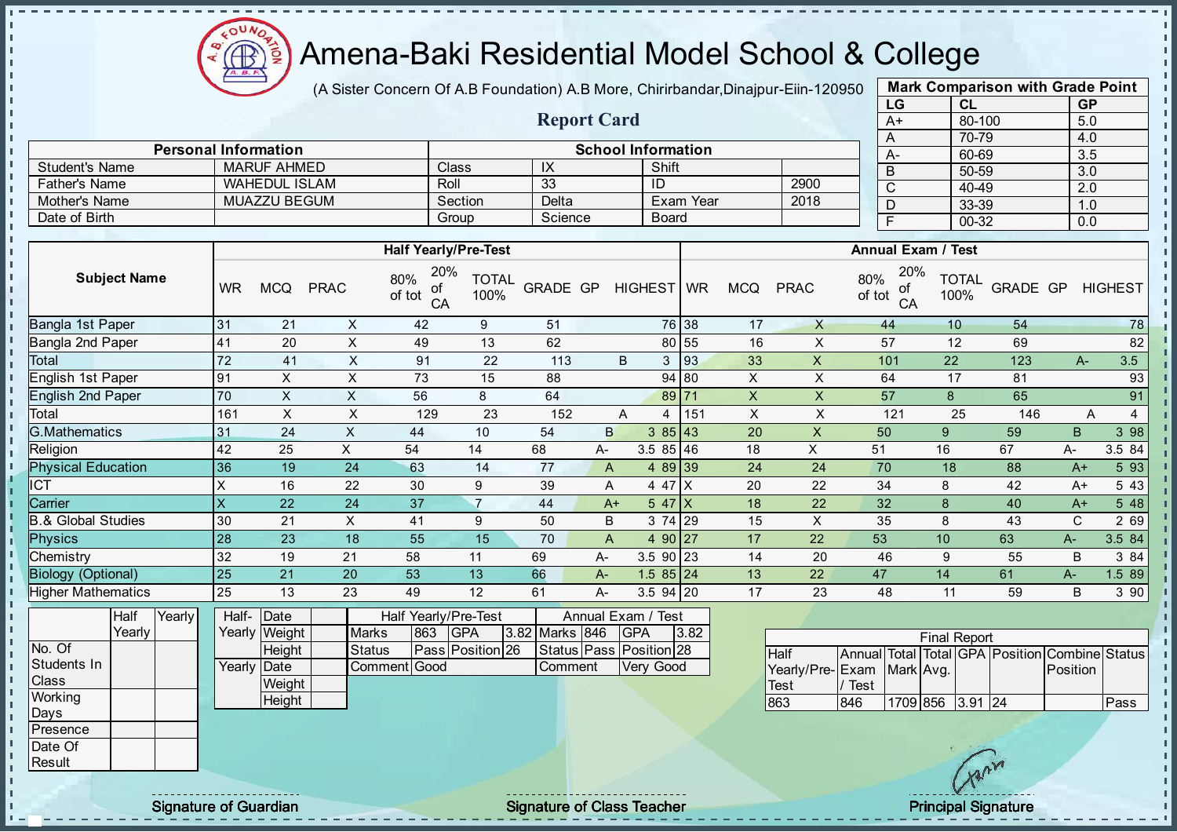# Amena-Baki Residential Model School & College

(A Sister Concern Of A.B Foundation) A.B More, Chirirbandar,Dinajpur-Eiin-120950

## Report Card

| Mark Comparison with Grade Point | | |
|---|---|---|
| LG | CL | GP |
| A+ | 80-100 | 5.0 |
| A | 70-79 | 4.0 |
| A- | 60-69 | 3.5 |
| B | 50-59 | 3.0 |
| C | 40-49 | 2.0 |
| D | 33-39 | 1.0 |
| F | 00-32 | 0.0 |

| Personal Information | | School Information | | | |
|---|---|---|---|---|---|
| Student's Name | MARUF AHMED | Class | IX | Shift | |
| Father's Name | WAHEDUL ISLAM | Roll | 33 | ID | 2900 |
| Mother's Name | MUAZZU BEGUM | Section | Delta | Exam Year | 2018 |
| Date of Birth | | Group | Science | Board | |

| Subject Name | Half Yearly/Pre-Test | | | | | | | | | Annual Exam / Test | | | | | | | | |
|---|---|---|---|---|---|---|---|---|---|---|---|---|---|---|---|---|---|---|
| | WR | MCQ | PRAC | 80% of tot | 20% of CA | TOTAL 100% | GRADE | GP | HIGHEST | WR | MCQ | PRAC | 80% of tot | 20% of CA | TOTAL 100% | GRADE | GP | HIGHEST |
| Bangla 1st Paper | 31 | 21 | X | 42 | 9 | 51 | | | 76 | 38 | 17 | X | 44 | 10 | 54 | | | 78 |
| Bangla 2nd Paper | 41 | 20 | X | 49 | 13 | 62 | | | 80 | 55 | 16 | X | 57 | 12 | 69 | | | 82 |
| Total | 72 | 41 | X | 91 | 22 | 113 | B | 3 | | 93 | 33 | X | 101 | 22 | 123 | A- | 3.5 | |
| English 1st Paper | 91 | X | X | 73 | 15 | 88 | | | 94 | 80 | X | X | 64 | 17 | 81 | | | 93 |
| English 2nd Paper | 70 | X | X | 56 | 8 | 64 | | | 89 | 71 | X | X | 57 | 8 | 65 | | | 91 |
| Total | 161 | X | X | 129 | 23 | 152 | A | 4 | | 151 | X | X | 121 | 25 | 146 | A | 4 | |
| G.Mathematics | 31 | 24 | X | 44 | 10 | 54 | B | 3 | 85 | 43 | 20 | X | 50 | 9 | 59 | B | 3 | 98 |
| Religion | 42 | 25 | X | 54 | 14 | 68 | A- | 3.5 | 85 | 46 | 18 | X | 51 | 16 | 67 | A- | 3.5 | 84 |
| Physical Education | 36 | 19 | 24 | 63 | 14 | 77 | A | 4 | 89 | 39 | 24 | 24 | 70 | 18 | 88 | A+ | 5 | 93 |
| ICT | X | 16 | 22 | 30 | 9 | 39 | A | 4 | 47 | X | 20 | 22 | 34 | 8 | 42 | A+ | 5 | 43 |
| Carrier | X | 22 | 24 | 37 | 7 | 44 | A+ | 5 | 47 | X | 18 | 22 | 32 | 8 | 40 | A+ | 5 | 48 |
| B.& Global Studies | 30 | 21 | X | 41 | 9 | 50 | B | 3 | 74 | 29 | 15 | X | 35 | 8 | 43 | C | 2 | 69 |
| Physics | 28 | 23 | 18 | 55 | 15 | 70 | A | 4 | 90 | 27 | 17 | 22 | 53 | 10 | 63 | A- | 3.5 | 84 |
| Chemistry | 32 | 19 | 21 | 58 | 11 | 69 | A- | 3.5 | 90 | 23 | 14 | 20 | 46 | 9 | 55 | B | 3 | 84 |
| Biology (Optional) | 25 | 21 | 20 | 53 | 13 | 66 | A- | 1.5 | 85 | 24 | 13 | 22 | 47 | 14 | 61 | A- | 1.5 | 89 |
| Higher Mathematics | 25 | 13 | 23 | 49 | 12 | 61 | A- | 3.5 | 94 | 20 | 17 | 23 | 48 | 11 | 59 | B | 3 | 90 |

| | Half Yearly | Yearly |
|---|---|---|
| No. Of Students In Class | | |
| Working Days | | |
| Presence | | |
| Date Of Result | | |

| | | |
|---|---|---|
| Half-Yearly | Date | |
| | Weight | |
| | Height | |
| Yearly | Date | |
| | Weight | |
| | Height | |

| Half Yearly/Pre-Test | | | | Annual Exam / Test | | | |
|---|---|---|---|---|---|---|---|
| Marks | 863 | GPA | 3.82 | Marks | 846 | GPA | 3.82 |
| Status | Pass | Position | 26 | Status | Pass | Position | 28 |
| Comment | Good | | | Comment | Very Good | | |

| Final Report | | | | | | | |
|---|---|---|---|---|---|---|---|
| Half Yearly/Pre-Test | Annual Exam / Test | Total Mark | Total Avg. | GPA | Position | Combine Position | Status |
| 863 | 846 | 1709 | 856 | 3.91 | 24 | | Pass |

Signature of Guardian | Signature of Class Teacher | Principal Signature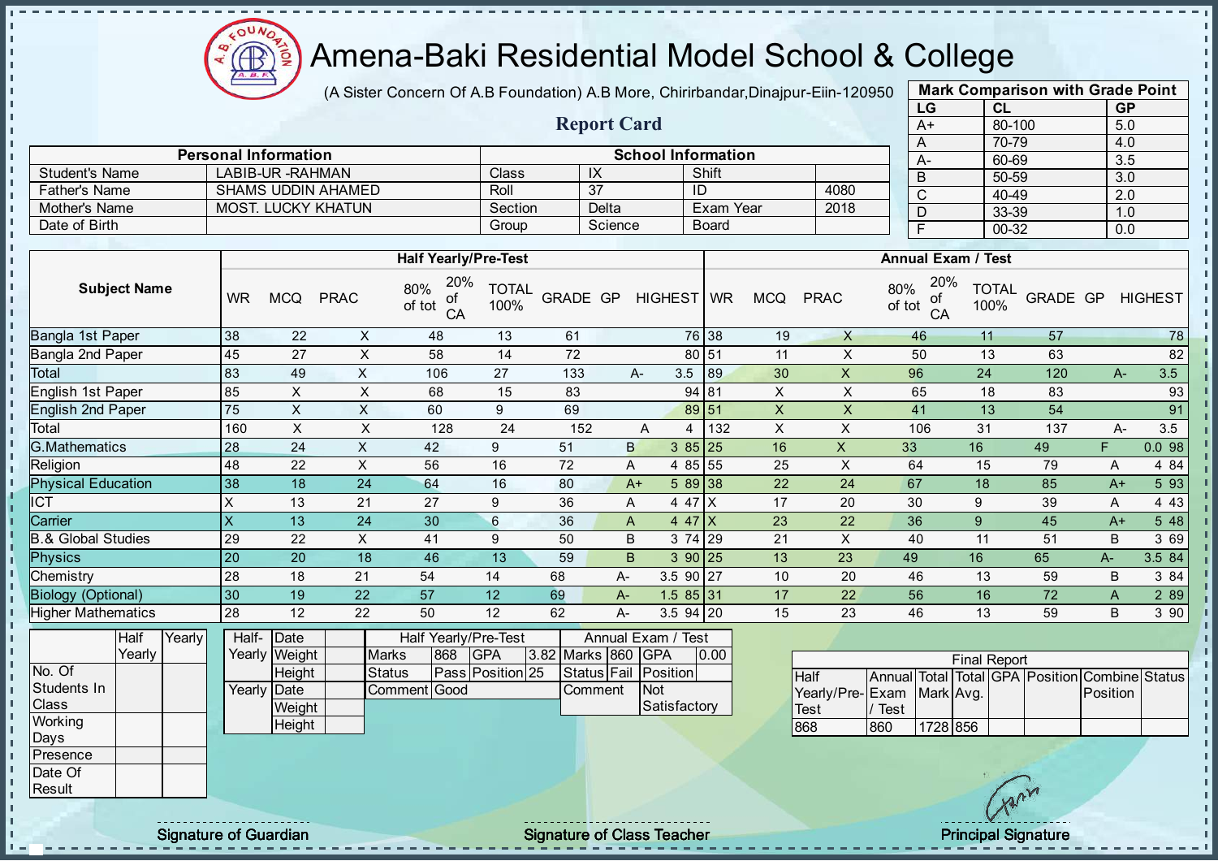# Amena-Baki Residential Model School & College

(A Sister Concern Of A.B Foundation) A.B More, Chirirbandar,Dinajpur-Eiin-120950

## Report Card

| Mark Comparison with Grade Point | | |
|---|---|---|
| LG | CL | GP |
| A+ | 80-100 | 5.0 |
| A | 70-79 | 4.0 |
| A- | 60-69 | 3.5 |
| B | 50-59 | 3.0 |
| C | 40-49 | 2.0 |
| D | 33-39 | 1.0 |
| F | 00-32 | 0.0 |

| Personal Information | | School Information | | | |
|---|---|---|---|---|---|
| Student's Name | LABIB-UR -RAHMAN | Class | IX | Shift | |
| Father's Name | SHAMS UDDIN AHAMED | Roll | 37 | ID | 4080 |
| Mother's Name | MOST. LUCKY KHATUN | Section | Delta | Exam Year | 2018 |
| Date of Birth | | Group | Science | Board | |

| Subject Name | Half Yearly/Pre-Test | | | | | | | | | Annual Exam / Test | | | | | | | | |
|---|---|---|---|---|---|---|---|---|---|---|---|---|---|---|---|---|---|---|
| | WR | MCQ | PRAC | 80% of tot | 20% of CA | TOTAL 100% | GRADE | GP | HIGHEST | WR | MCQ | PRAC | 80% of tot | 20% of CA | TOTAL 100% | GRADE | GP | HIGHEST |
| Bangla 1st Paper | 38 | 22 | X | 48 | 13 | 61 | | | 76 | 38 | 19 | X | 46 | 11 | 57 | | | 78 |
| Bangla 2nd Paper | 45 | 27 | X | 58 | 14 | 72 | | | 80 | 51 | 11 | X | 50 | 13 | 63 | | | 82 |
| Total | 83 | 49 | X | 106 | 27 | 133 | A- | 3.5 | | 89 | 30 | X | 96 | 24 | 120 | A- | 3.5 | |
| English 1st Paper | 85 | X | X | 68 | 15 | 83 | | | 94 | 81 | X | X | 65 | 18 | 83 | | | 93 |
| English 2nd Paper | 75 | X | X | 60 | 9 | 69 | | | 89 | 51 | X | X | 41 | 13 | 54 | | | 91 |
| Total | 160 | X | X | 128 | 24 | 152 | A | 4 | | 132 | X | X | 106 | 31 | 137 | A- | 3.5 | |
| G.Mathematics | 28 | 24 | X | 42 | 9 | 51 | B | 3 | 85 | 25 | 16 | X | 33 | 16 | 49 | F | 0.0 | 98 |
| Religion | 48 | 22 | X | 56 | 16 | 72 | A | 4 | 85 | 55 | 25 | X | 64 | 15 | 79 | A | 4 | 84 |
| Physical Education | 38 | 18 | 24 | 64 | 16 | 80 | A+ | 5 | 89 | 38 | 22 | 24 | 67 | 18 | 85 | A+ | 5 | 93 |
| ICT | X | 13 | 21 | 27 | 9 | 36 | A | 4 | 47 | X | 17 | 20 | 30 | 9 | 39 | A | 4 | 43 |
| Carrier | X | 13 | 24 | 30 | 6 | 36 | A | 4 | 47 | X | 23 | 22 | 36 | 9 | 45 | A+ | 5 | 48 |
| B.& Global Studies | 29 | 22 | X | 41 | 9 | 50 | B | 3 | 74 | 29 | 21 | X | 40 | 11 | 51 | B | 3 | 69 |
| Physics | 20 | 20 | 18 | 46 | 13 | 59 | B | 3 | 90 | 25 | 13 | 23 | 49 | 16 | 65 | A- | 3.5 | 84 |
| Chemistry | 28 | 18 | 21 | 54 | 14 | 68 | A- | 3.5 | 90 | 27 | 10 | 20 | 46 | 13 | 59 | B | 3 | 84 |
| Biology (Optional) | 30 | 19 | 22 | 57 | 12 | 69 | A- | 1.5 | 85 | 31 | 17 | 22 | 56 | 16 | 72 | A | 2 | 89 |
| Higher Mathematics | 28 | 12 | 22 | 50 | 12 | 62 | A- | 3.5 | 94 | 20 | 15 | 23 | 46 | 13 | 59 | B | 3 | 90 |

| | Half Yearly | Yearly |
|---|---|---|
| No. Of Students In Class | | |
| Working Days | | |
| Presence | | |
| Date Of Result | | |

| | | |
|---|---|---|
| Half-Yearly | Date | |
| | Weight | |
| | Height | |
| Yearly | Date | |
| | Weight | |
| | Height | |

| Half Yearly/Pre-Test | | | | Annual Exam / Test | | | |
|---|---|---|---|---|---|---|---|
| Marks | 868 | GPA | 3.82 | Marks | 860 | GPA | 0.00 |
| Status | Pass | Position | 25 | Status | Fail | Position | |
| Comment | Good | | | Comment | Not Satisfactory | | |

| Final Report | | | | | | | |
|---|---|---|---|---|---|---|---|
| Half Yearly/Pre-Test | Annual Exam / Test | Total Mark | Total Avg. | GPA | Position | Combine Position | Status |
| 868 | 860 | 1728 | 856 | | | | |

Signature of Guardian

Signature of Class Teacher

Principal Signature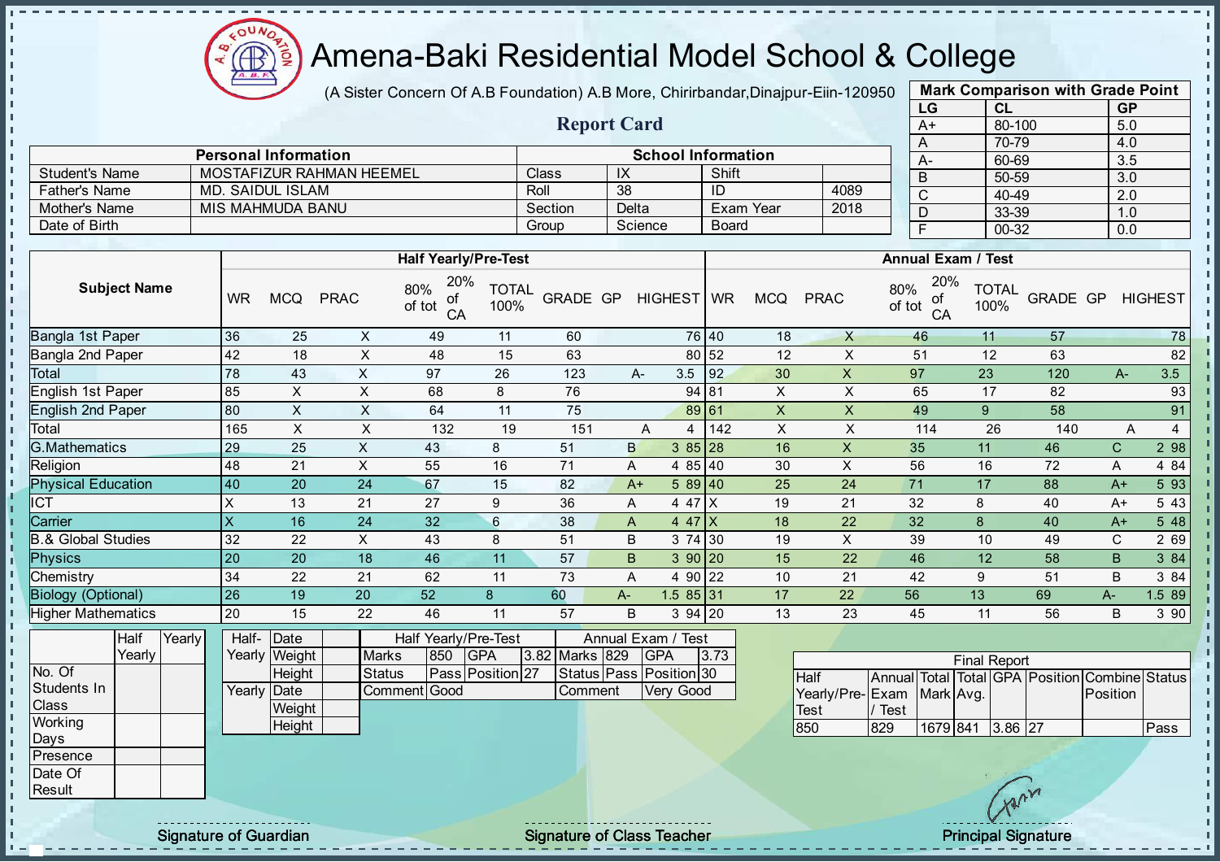# Amena-Baki Residential Model School & College

(A Sister Concern Of A.B Foundation) A.B More, Chirirbandar,Dinajpur-Eiin-120950

## Report Card

| Mark Comparison with Grade Point | | |
|---|---|---|
| LG | CL | GP |
| A+ | 80-100 | 5.0 |
| A | 70-79 | 4.0 |
| A- | 60-69 | 3.5 |
| B | 50-59 | 3.0 |
| C | 40-49 | 2.0 |
| D | 33-39 | 1.0 |
| F | 00-32 | 0.0 |

| Personal Information | | School Information | | | |
|---|---|---|---|---|---|
| Student's Name | MOSTAFIZUR RAHMAN HEEMEL | Class | IX | Shift | |
| Father's Name | MD. SAIDUL ISLAM | Roll | 38 | ID | 4089 |
| Mother's Name | MIS MAHMUDA BANU | Section | Delta | Exam Year | 2018 |
| Date of Birth | | Group | Science | Board | |

| Subject Name | Half Yearly/Pre-Test | | | | | | | | | Annual Exam / Test | | | | | | | | |
|---|---|---|---|---|---|---|---|---|---|---|---|---|---|---|---|---|---|---|
| | WR | MCQ | PRAC | 80% of tot | 20% of CA | TOTAL 100% | GRADE | GP | HIGHEST | WR | MCQ | PRAC | 80% of tot | 20% of CA | TOTAL 100% | GRADE | GP | HIGHEST |
| Bangla 1st Paper | 36 | 25 | X | 49 | 11 | 60 | | | 76 | 40 | 18 | X | 46 | 11 | 57 | | | 78 |
| Bangla 2nd Paper | 42 | 18 | X | 48 | 15 | 63 | | | 80 | 52 | 12 | X | 51 | 12 | 63 | | | 82 |
| Total | 78 | 43 | X | 97 | 26 | 123 | A- | 3.5 | | 92 | 30 | X | 97 | 23 | 120 | A- | 3.5 | |
| English 1st Paper | 85 | X | X | 68 | 8 | 76 | | | 94 | 81 | X | X | 65 | 17 | 82 | | | 93 |
| English 2nd Paper | 80 | X | X | 64 | 11 | 75 | | | 89 | 61 | X | X | 49 | 9 | 58 | | | 91 |
| Total | 165 | X | X | 132 | 19 | 151 | A | 4 | | 142 | X | X | 114 | 26 | 140 | A | 4 | |
| G.Mathematics | 29 | 25 | X | 43 | 8 | 51 | B | 3 | 85 | 28 | 16 | X | 35 | 11 | 46 | C | 2 | 98 |
| Religion | 48 | 21 | X | 55 | 16 | 71 | A | 4 | 85 | 40 | 30 | X | 56 | 16 | 72 | A | 4 | 84 |
| Physical Education | 40 | 20 | 24 | 67 | 15 | 82 | A+ | 5 | 89 | 40 | 25 | 24 | 71 | 17 | 88 | A+ | 5 | 93 |
| ICT | X | 13 | 21 | 27 | 9 | 36 | A | 4 | 47 | X | 19 | 21 | 32 | 8 | 40 | A+ | 5 | 43 |
| Carrier | X | 16 | 24 | 32 | 6 | 38 | A | 4 | 47 | X | 18 | 22 | 32 | 8 | 40 | A+ | 5 | 48 |
| B.& Global Studies | 32 | 22 | X | 43 | 8 | 51 | B | 3 | 74 | 30 | 19 | X | 39 | 10 | 49 | C | 2 | 69 |
| Physics | 20 | 20 | 18 | 46 | 11 | 57 | B | 3 | 90 | 20 | 15 | 22 | 46 | 12 | 58 | B | 3 | 84 |
| Chemistry | 34 | 22 | 21 | 62 | 11 | 73 | A | 4 | 90 | 22 | 10 | 21 | 42 | 9 | 51 | B | 3 | 84 |
| Biology (Optional) | 26 | 19 | 20 | 52 | 8 | 60 | A- | 1.5 | 85 | 31 | 17 | 22 | 56 | 13 | 69 | A- | 1.5 | 89 |
| Higher Mathematics | 20 | 15 | 22 | 46 | 11 | 57 | B | 3 | 94 | 20 | 13 | 23 | 45 | 11 | 56 | B | 3 | 90 |

| | Half Yearly | Yearly |
|---|---|---|
| No. Of Students In Class | | |
| Working Days | | |
| Presence | | |
| Date Of Result | | |

| | | |
|---|---|---|
| Half-Yearly | Date | |
| | Weight | |
| | Height | |
| Yearly | Date | |
| | Weight | |
| | Height | |

| Half Yearly/Pre-Test | | | | Annual Exam / Test | | | |
|---|---|---|---|---|---|---|---|
| Marks | 850 | GPA | 3.82 | Marks | 829 | GPA | 3.73 |
| Status | Pass | Position | 27 | Status | Pass | Position | 30 |
| Comment | Good | | | Comment | Very Good | | |

| Final Report | | | | | | | |
|---|---|---|---|---|---|---|---|
| Half Yearly/Pre-Test | Annual Exam / Test | Total Mark | Total Avg. | GPA | Position | Combine Position | Status |
| 850 | 829 | 1679 | 841 | 3.86 | 27 | | Pass |

Signature of Guardian

Signature of Class Teacher

Principal Signature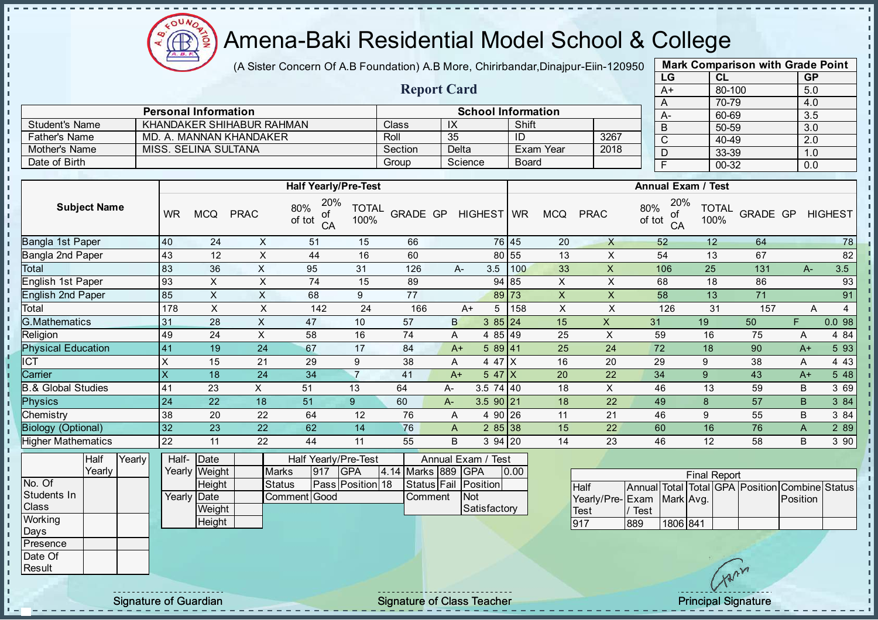# Amena-Baki Residential Model School & College

(A Sister Concern Of A.B Foundation) A.B More, Chirirbandar,Dinajpur-Eiin-120950

## Report Card

| Mark Comparison with Grade Point | | |
|---|---|---|
| LG | CL | GP |
| A+ | 80-100 | 5.0 |
| A | 70-79 | 4.0 |
| A- | 60-69 | 3.5 |
| B | 50-59 | 3.0 |
| C | 40-49 | 2.0 |
| D | 33-39 | 1.0 |
| F | 00-32 | 0.0 |

| Personal Information | | School Information | | | |
|---|---|---|---|---|---|
| Student's Name | KHANDAKER SHIHABUR RAHMAN | Class | IX | Shift | |
| Father's Name | MD. A. MANNAN KHANDAKER | Roll | 35 | ID | 3267 |
| Mother's Name | MISS. SELINA SULTANA | Section | Delta | Exam Year | 2018 |
| Date of Birth | | Group | Science | Board | |

| Subject Name | Half Yearly/Pre-Test | | | | | | | | | Annual Exam / Test | | | | | | | | |
|---|---|---|---|---|---|---|---|---|---|---|---|---|---|---|---|---|---|---|
| | WR | MCQ | PRAC | 80% of tot | 20% of CA | TOTAL 100% | GRADE | GP | HIGHEST | WR | MCQ | PRAC | 80% of tot | 20% of CA | TOTAL 100% | GRADE | GP | HIGHEST |
| Bangla 1st Paper | 40 | 24 | X | 51 | 15 | 66 | | | 76 | 45 | 20 | X | 52 | 12 | 64 | | | 78 |
| Bangla 2nd Paper | 43 | 12 | X | 44 | 16 | 60 | | | 80 | 55 | 13 | X | 54 | 13 | 67 | | | 82 |
| Total | 83 | 36 | X | 95 | 31 | 126 | A- | 3.5 | | 100 | 33 | X | 106 | 25 | 131 | A- | 3.5 | |
| English 1st Paper | 93 | X | X | 74 | 15 | 89 | | | 94 | 85 | X | X | 68 | 18 | 86 | | | 93 |
| English 2nd Paper | 85 | X | X | 68 | 9 | 77 | | | 89 | 73 | X | X | 58 | 13 | 71 | | | 91 |
| Total | 178 | X | X | 142 | 24 | 166 | A+ | 5 | | 158 | X | X | 126 | 31 | 157 | A | 4 | |
| G.Mathematics | 31 | 28 | X | 47 | 10 | 57 | B | 3 | 85 | 24 | 15 | X | 31 | 19 | 50 | F | 0.0 | 98 |
| Religion | 49 | 24 | X | 58 | 16 | 74 | A | 4 | 85 | 49 | 25 | X | 59 | 16 | 75 | A | 4 | 84 |
| Physical Education | 41 | 19 | 24 | 67 | 17 | 84 | A+ | 5 | 89 | 41 | 25 | 24 | 72 | 18 | 90 | A+ | 5 | 93 |
| ICT | X | 15 | 21 | 29 | 9 | 38 | A | 4 | 47 | X | 16 | 20 | 29 | 9 | 38 | A | 4 | 43 |
| Carrier | X | 18 | 24 | 34 | 7 | 41 | A+ | 5 | 47 | X | 20 | 22 | 34 | 9 | 43 | A+ | 5 | 48 |
| B.& Global Studies | 41 | 23 | X | 51 | 13 | 64 | A- | 3.5 | 74 | 40 | 18 | X | 46 | 13 | 59 | B | 3 | 69 |
| Physics | 24 | 22 | 18 | 51 | 9 | 60 | A- | 3.5 | 90 | 21 | 18 | 22 | 49 | 8 | 57 | B | 3 | 84 |
| Chemistry | 38 | 20 | 22 | 64 | 12 | 76 | A | 4 | 90 | 26 | 11 | 21 | 46 | 9 | 55 | B | 3 | 84 |
| Biology (Optional) | 32 | 23 | 22 | 62 | 14 | 76 | A | 2 | 85 | 38 | 15 | 22 | 60 | 16 | 76 | A | 2 | 89 |
| Higher Mathematics | 22 | 11 | 22 | 44 | 11 | 55 | B | 3 | 94 | 20 | 14 | 23 | 46 | 12 | 58 | B | 3 | 90 |

| | Half Yearly | Yearly |
|---|---|---|
| No. Of Students In Class | | |
| Working Days | | |
| Presence | | |
| Date Of Result | | |

| | | |
|---|---|---|
| Half-Yearly | Date | |
| | Weight | |
| | Height | |
| Yearly | Date | |
| | Weight | |
| | Height | |

| Half Yearly/Pre-Test | | | | Annual Exam / Test | | | |
|---|---|---|---|---|---|---|---|
| Marks | 917 | GPA | 4.14 | Marks | 889 | GPA | 0.00 |
| Status | Pass | Position | 18 | Status | Fail | Position | |
| Comment | Good | | | Comment | Not Satisfactory | | |

| Final Report | | | | | | | |
|---|---|---|---|---|---|---|---|
| Half Yearly/Pre-Test | Annual Exam / Test | Total Mark | Total Avg. | GPA | Position | Combine Position | Status |
| 917 | 889 | 1806 | 841 | | | | |

Signature of Guardian

Signature of Class Teacher

Principal Signature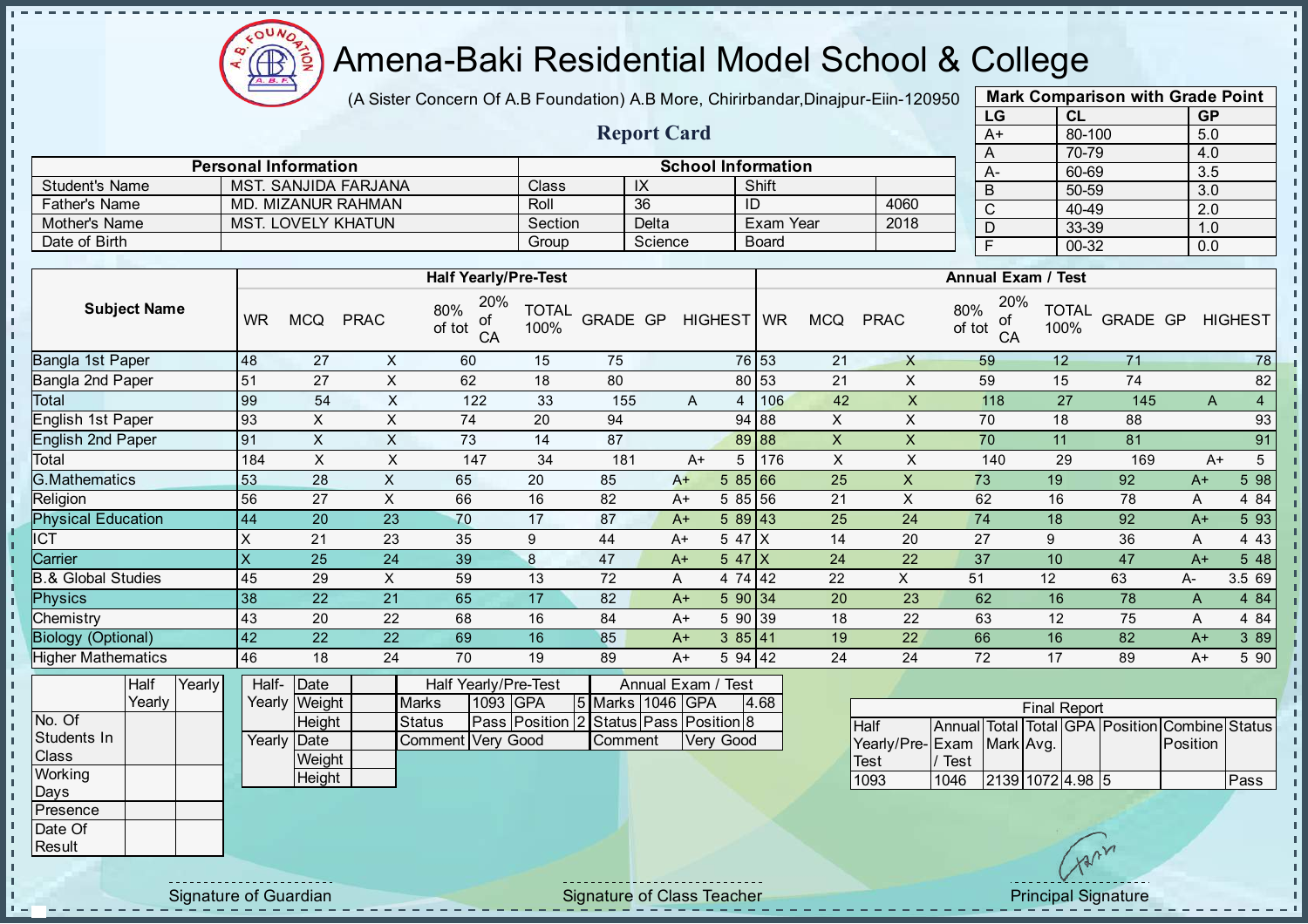# Amena-Baki Residential Model School & College

(A Sister Concern Of A.B Foundation) A.B More, Chirirbandar,Dinajpur-Eiin-120950

## Report Card

| Mark Comparison with Grade Point | | |
|---|---|---|
| LG | CL | GP |
| A+ | 80-100 | 5.0 |
| A | 70-79 | 4.0 |
| A- | 60-69 | 3.5 |
| B | 50-59 | 3.0 |
| C | 40-49 | 2.0 |
| D | 33-39 | 1.0 |
| F | 00-32 | 0.0 |

| Personal Information | | School Information | | | |
|---|---|---|---|---|---|
| Student's Name | MST. SANJIDA FARJANA | Class | IX | Shift | |
| Father's Name | MD. MIZANUR RAHMAN | Roll | 36 | ID | 4060 |
| Mother's Name | MST. LOVELY KHATUN | Section | Delta | Exam Year | 2018 |
| Date of Birth | | Group | Science | Board | |

| Subject Name | Half Yearly/Pre-Test | | | | | | | | | Annual Exam / Test | | | | | | | | |
|---|---|---|---|---|---|---|---|---|---|---|---|---|---|---|---|---|---|---|
| | WR | MCQ | PRAC | 80% of tot | 20% of CA | TOTAL 100% | GRADE | GP | HIGHEST | WR | MCQ | PRAC | 80% of tot | 20% of CA | TOTAL 100% | GRADE | GP | HIGHEST |
| Bangla 1st Paper | 48 | 27 | X | 60 | 15 | 75 | | | 76 | 53 | 21 | X | 59 | 12 | 71 | | | 78 |
| Bangla 2nd Paper | 51 | 27 | X | 62 | 18 | 80 | | | 80 | 53 | 21 | X | 59 | 15 | 74 | | | 82 |
| Total | 99 | 54 | X | 122 | 33 | 155 | A | 4 | | 106 | 42 | X | 118 | 27 | 145 | A | 4 | |
| English 1st Paper | 93 | X | X | 74 | 20 | 94 | | | 94 | 88 | X | X | 70 | 18 | 88 | | | 93 |
| English 2nd Paper | 91 | X | X | 73 | 14 | 87 | | | 89 | 88 | X | X | 70 | 11 | 81 | | | 91 |
| Total | 184 | X | X | 147 | 34 | 181 | A+ | 5 | | 176 | X | X | 140 | 29 | 169 | A+ | 5 | |
| G.Mathematics | 53 | 28 | X | 65 | 20 | 85 | A+ | 5 | 85 | 66 | 25 | X | 73 | 19 | 92 | A+ | 5 | 98 |
| Religion | 56 | 27 | X | 66 | 16 | 82 | A+ | 5 | 85 | 56 | 21 | X | 62 | 16 | 78 | A | 4 | 84 |
| Physical Education | 44 | 20 | 23 | 70 | 17 | 87 | A+ | 5 | 89 | 43 | 25 | 24 | 74 | 18 | 92 | A+ | 5 | 93 |
| ICT | X | 21 | 23 | 35 | 9 | 44 | A+ | 5 | 47 | X | 14 | 20 | 27 | 9 | 36 | A | 4 | 43 |
| Carrier | X | 25 | 24 | 39 | 8 | 47 | A+ | 5 | 47 | X | 24 | 22 | 37 | 10 | 47 | A+ | 5 | 48 |
| B.& Global Studies | 45 | 29 | X | 59 | 13 | 72 | A | 4 | 74 | 42 | 22 | X | 51 | 12 | 63 | A- | 3.5 | 69 |
| Physics | 38 | 22 | 21 | 65 | 17 | 82 | A+ | 5 | 90 | 34 | 20 | 23 | 62 | 16 | 78 | A | 4 | 84 |
| Chemistry | 43 | 20 | 22 | 68 | 16 | 84 | A+ | 5 | 90 | 39 | 18 | 22 | 63 | 12 | 75 | A | 4 | 84 |
| Biology (Optional) | 42 | 22 | 22 | 69 | 16 | 85 | A+ | 3 | 85 | 41 | 19 | 22 | 66 | 16 | 82 | A+ | 3 | 89 |
| Higher Mathematics | 46 | 18 | 24 | 70 | 19 | 89 | A+ | 5 | 94 | 42 | 24 | 24 | 72 | 17 | 89 | A+ | 5 | 90 |

| | Half Yearly | Yearly |
|---|---|---|
| No. Of Students In Class | | |
| Working Days | | |
| Presence | | |
| Date Of Result | | |

| | | |
|---|---|---|
| Half-Yearly | Date | |
| | Weight | |
| | Height | |
| Yearly | Date | |
| | Weight | |
| | Height | |

| Half Yearly/Pre-Test | | | | Annual Exam / Test | | | |
|---|---|---|---|---|---|---|---|
| Marks | 1093 | GPA | 5 | Marks | 1046 | GPA | 4.68 |
| Status | Pass | Position | 2 | Status | Pass | Position | 8 |
| Comment | Very Good | | | Comment | Very Good | | |

| Final Report | | | | | | | |
|---|---|---|---|---|---|---|---|
| Half Yearly/Pre-Test | Annual Exam / Test | Total Mark | Total Avg. | GPA | Position | Combine Position | Status |
| 1093 | 1046 | 2139 | 1072 | 4.98 | 5 | | Pass |

Signature of Guardian

Signature of Class Teacher

Principal Signature